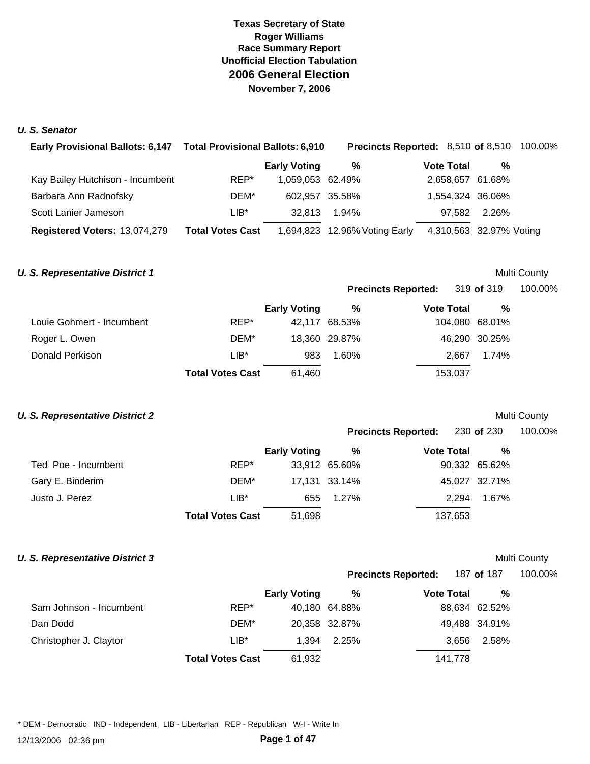**Texas Secretary of State**
**Roger Williams**
**Race Summary Report**
**Unofficial Election Tabulation**

# 2006 General Election

**November 7, 2006**

### *U. S. Senator*

**Early Provisional Ballots:** 6,147 **Total Provisional Ballots:** 6,910 **Precincts Reported:** 8,510 **of** 8,510 100.00%

| | | Early Voting | % | Vote Total | % |
|---|---|---|---|---|---|
| Kay Bailey Hutchison - Incumbent | REP* | 1,059,053 | 62.49% | 2,658,657 | 61.68% |
| Barbara Ann Radnofsky | DEM* | 602,957 | 35.58% | 1,554,324 | 36.06% |
| Scott Lanier Jameson | LIB* | 32,813 | 1.94% | 97,582 | 2.26% |
| **Registered Voters:** 13,074,279 | **Total Votes Cast** | 1,694,823 | 12.96% Voting Early | 4,310,563 | 32.97% Voting |

### *U. S. Representative District 1*

Multi County

**Precincts Reported:** 319 **of** 319 100.00%

| | | Early Voting | % | Vote Total | % |
|---|---|---|---|---|---|
| Louie Gohmert - Incumbent | REP* | 42,117 | 68.53% | 104,080 | 68.01% |
| Roger L. Owen | DEM* | 18,360 | 29.87% | 46,290 | 30.25% |
| Donald Perkison | LIB* | 983 | 1.60% | 2,667 | 1.74% |
| | **Total Votes Cast** | 61,460 | | 153,037 | |

### *U. S. Representative District 2*

Multi County

**Precincts Reported:** 230 **of** 230 100.00%

| | | Early Voting | % | Vote Total | % |
|---|---|---|---|---|---|
| Ted Poe - Incumbent | REP* | 33,912 | 65.60% | 90,332 | 65.62% |
| Gary E. Binderim | DEM* | 17,131 | 33.14% | 45,027 | 32.71% |
| Justo J. Perez | LIB* | 655 | 1.27% | 2,294 | 1.67% |
| | **Total Votes Cast** | 51,698 | | 137,653 | |

### *U. S. Representative District 3*

Multi County

**Precincts Reported:** 187 **of** 187 100.00%

| | | Early Voting | % | Vote Total | % |
|---|---|---|---|---|---|
| Sam Johnson - Incumbent | REP* | 40,180 | 64.88% | 88,634 | 62.52% |
| Dan Dodd | DEM* | 20,358 | 32.87% | 49,488 | 34.91% |
| Christopher J. Claytor | LIB* | 1,394 | 2.25% | 3,656 | 2.58% |
| | **Total Votes Cast** | 61,932 | | 141,778 | |

* DEM - Democratic IND - Independent LIB - Libertarian REP - Republican W-I - Write In

12/13/2006 02:36 pm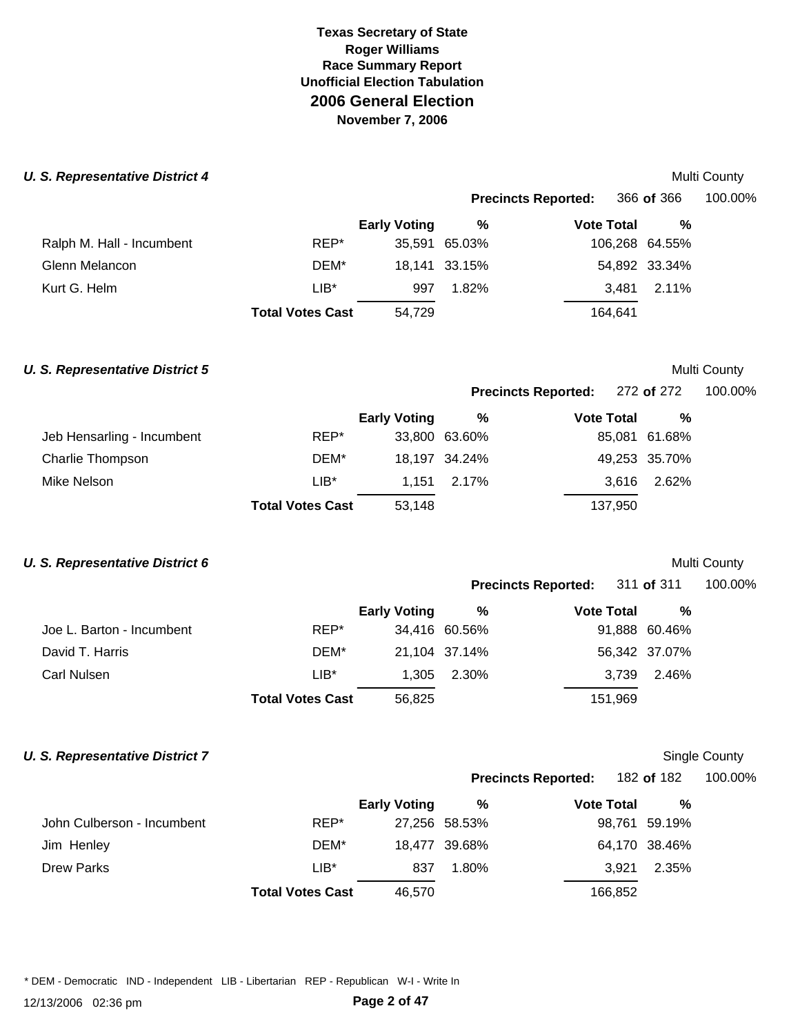# Texas Secretary of State
## Roger Williams
## Race Summary Report
## Unofficial Election Tabulation
## 2006 General Election
## November 7, 2006

### *U. S. Representative District 4*

Multi County

**Precincts Reported:** 366 **of** 366 100.00%

| | | Early Voting | % | Vote Total | % |
|---|---|---|---|---|---|
| Ralph M. Hall - Incumbent | REP* | 35,591 | 65.03% | 106,268 | 64.55% |
| Glenn Melancon | DEM* | 18,141 | 33.15% | 54,892 | 33.34% |
| Kurt G. Helm | LIB* | 997 | 1.82% | 3,481 | 2.11% |
| | **Total Votes Cast** | 54,729 | | 164,641 | |

### *U. S. Representative District 5*

Multi County

**Precincts Reported:** 272 **of** 272 100.00%

| | | Early Voting | % | Vote Total | % |
|---|---|---|---|---|---|
| Jeb Hensarling - Incumbent | REP* | 33,800 | 63.60% | 85,081 | 61.68% |
| Charlie Thompson | DEM* | 18,197 | 34.24% | 49,253 | 35.70% |
| Mike Nelson | LIB* | 1,151 | 2.17% | 3,616 | 2.62% |
| | **Total Votes Cast** | 53,148 | | 137,950 | |

### *U. S. Representative District 6*

Multi County

**Precincts Reported:** 311 **of** 311 100.00%

| | | Early Voting | % | Vote Total | % |
|---|---|---|---|---|---|
| Joe L. Barton - Incumbent | REP* | 34,416 | 60.56% | 91,888 | 60.46% |
| David T. Harris | DEM* | 21,104 | 37.14% | 56,342 | 37.07% |
| Carl Nulsen | LIB* | 1,305 | 2.30% | 3,739 | 2.46% |
| | **Total Votes Cast** | 56,825 | | 151,969 | |

### *U. S. Representative District 7*

Single County

**Precincts Reported:** 182 **of** 182 100.00%

| | | Early Voting | % | Vote Total | % |
|---|---|---|---|---|---|
| John Culberson - Incumbent | REP* | 27,256 | 58.53% | 98,761 | 59.19% |
| Jim Henley | DEM* | 18,477 | 39.68% | 64,170 | 38.46% |
| Drew Parks | LIB* | 837 | 1.80% | 3,921 | 2.35% |
| | **Total Votes Cast** | 46,570 | | 166,852 | |

* DEM - Democratic IND - Independent LIB - Libertarian REP - Republican W-I - Write In

12/13/2006 02:36 pm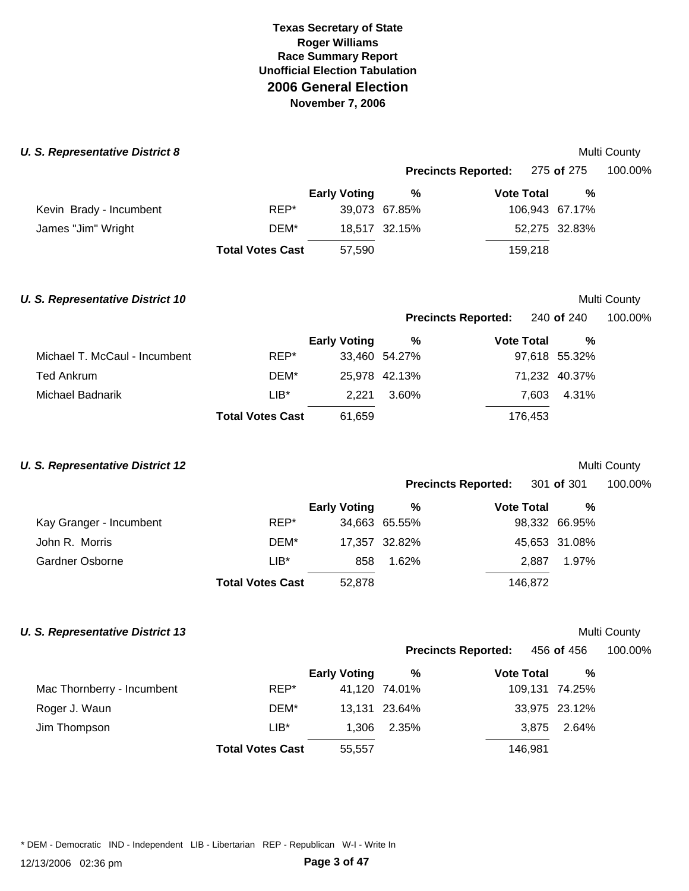**Texas Secretary of State**
**Roger Williams**
**Race Summary Report**
**Unofficial Election Tabulation**

# 2006 General Election

**November 7, 2006**

### *U. S. Representative District 8*

Multi County

**Precincts Reported:** 275 **of** 275 100.00%

| | | Early Voting | % | Vote Total | % |
|---|---|---|---|---|---|
| Kevin Brady - Incumbent | REP* | 39,073 | 67.85% | 106,943 | 67.17% |
| James "Jim" Wright | DEM* | 18,517 | 32.15% | 52,275 | 32.83% |
| | **Total Votes Cast** | 57,590 | | 159,218 | |

### *U. S. Representative District 10*

Multi County

**Precincts Reported:** 240 **of** 240 100.00%

| | | Early Voting | % | Vote Total | % |
|---|---|---|---|---|---|
| Michael T. McCaul - Incumbent | REP* | 33,460 | 54.27% | 97,618 | 55.32% |
| Ted Ankrum | DEM* | 25,978 | 42.13% | 71,232 | 40.37% |
| Michael Badnarik | LIB* | 2,221 | 3.60% | 7,603 | 4.31% |
| | **Total Votes Cast** | 61,659 | | 176,453 | |

### *U. S. Representative District 12*

Multi County

**Precincts Reported:** 301 **of** 301 100.00%

| | | Early Voting | % | Vote Total | % |
|---|---|---|---|---|---|
| Kay Granger - Incumbent | REP* | 34,663 | 65.55% | 98,332 | 66.95% |
| John R. Morris | DEM* | 17,357 | 32.82% | 45,653 | 31.08% |
| Gardner Osborne | LIB* | 858 | 1.62% | 2,887 | 1.97% |
| | **Total Votes Cast** | 52,878 | | 146,872 | |

### *U. S. Representative District 13*

Multi County

**Precincts Reported:** 456 **of** 456 100.00%

| | | Early Voting | % | Vote Total | % |
|---|---|---|---|---|---|
| Mac Thornberry - Incumbent | REP* | 41,120 | 74.01% | 109,131 | 74.25% |
| Roger J. Waun | DEM* | 13,131 | 23.64% | 33,975 | 23.12% |
| Jim Thompson | LIB* | 1,306 | 2.35% | 3,875 | 2.64% |
| | **Total Votes Cast** | 55,557 | | 146,981 | |

* DEM - Democratic IND - Independent LIB - Libertarian REP - Republican W-I - Write In

12/13/2006 02:36 pm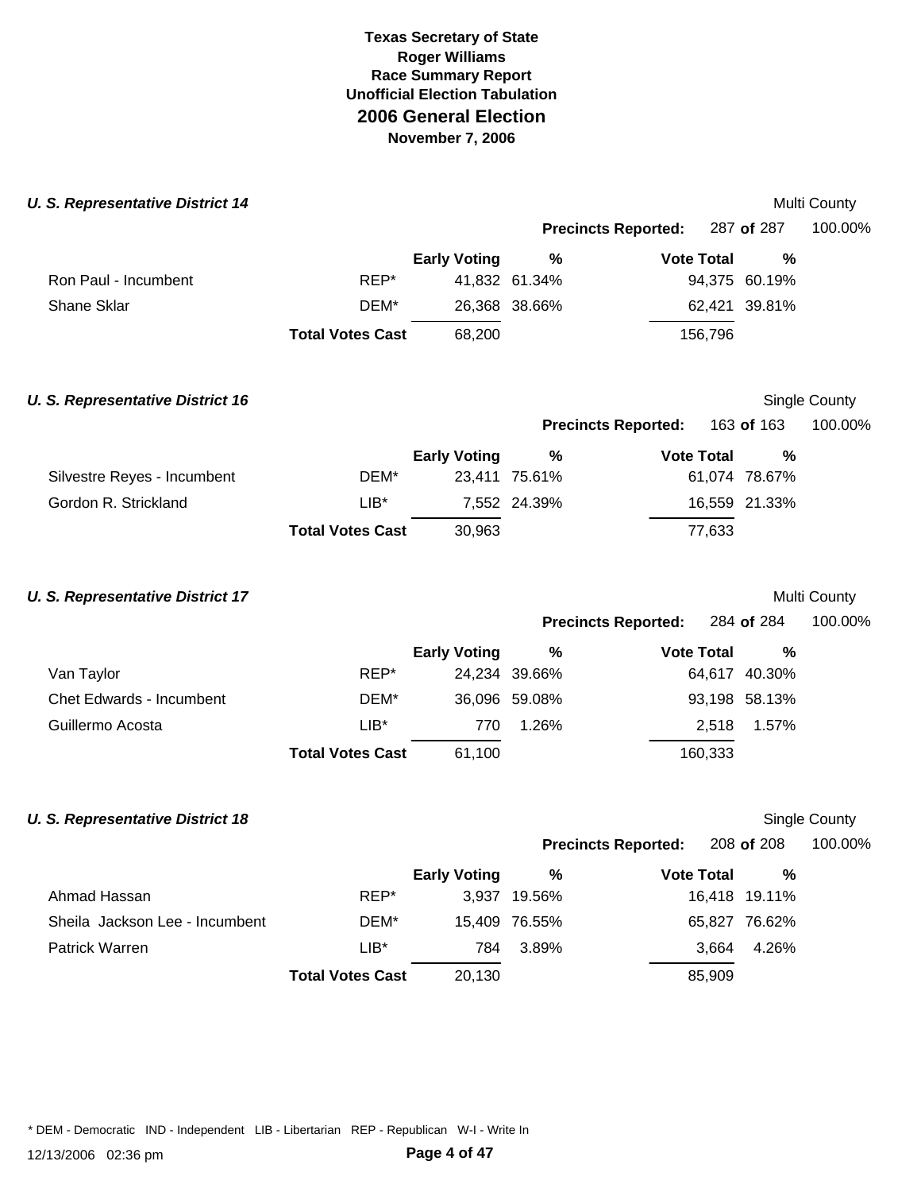**Texas Secretary of State**
**Roger Williams**
**Race Summary Report**
**Unofficial Election Tabulation**
# 2006 General Election
**November 7, 2006**

### U. S. Representative District 14

Multi County

**Precincts Reported:** 287 **of** 287 100.00%

| | | Early Voting | % | Vote Total | % |
|---|---|---|---|---|---|
| Ron Paul - Incumbent | REP* | 41,832 | 61.34% | 94,375 | 60.19% |
| Shane Sklar | DEM* | 26,368 | 38.66% | 62,421 | 39.81% |
| | **Total Votes Cast** | 68,200 | | 156,796 | |

### U. S. Representative District 16

Single County

**Precincts Reported:** 163 **of** 163 100.00%

| | | Early Voting | % | Vote Total | % |
|---|---|---|---|---|---|
| Silvestre Reyes - Incumbent | DEM* | 23,411 | 75.61% | 61,074 | 78.67% |
| Gordon R. Strickland | LIB* | 7,552 | 24.39% | 16,559 | 21.33% |
| | **Total Votes Cast** | 30,963 | | 77,633 | |

### U. S. Representative District 17

Multi County

**Precincts Reported:** 284 **of** 284 100.00%

| | | Early Voting | % | Vote Total | % |
|---|---|---|---|---|---|
| Van Taylor | REP* | 24,234 | 39.66% | 64,617 | 40.30% |
| Chet Edwards - Incumbent | DEM* | 36,096 | 59.08% | 93,198 | 58.13% |
| Guillermo Acosta | LIB* | 770 | 1.26% | 2,518 | 1.57% |
| | **Total Votes Cast** | 61,100 | | 160,333 | |

### U. S. Representative District 18

Single County

**Precincts Reported:** 208 **of** 208 100.00%

| | | Early Voting | % | Vote Total | % |
|---|---|---|---|---|---|
| Ahmad Hassan | REP* | 3,937 | 19.56% | 16,418 | 19.11% |
| Sheila Jackson Lee - Incumbent | DEM* | 15,409 | 76.55% | 65,827 | 76.62% |
| Patrick Warren | LIB* | 784 | 3.89% | 3,664 | 4.26% |
| | **Total Votes Cast** | 20,130 | | 85,909 | |

* DEM - Democratic IND - Independent LIB - Libertarian REP - Republican W-I - Write In

12/13/2006 02:36 pm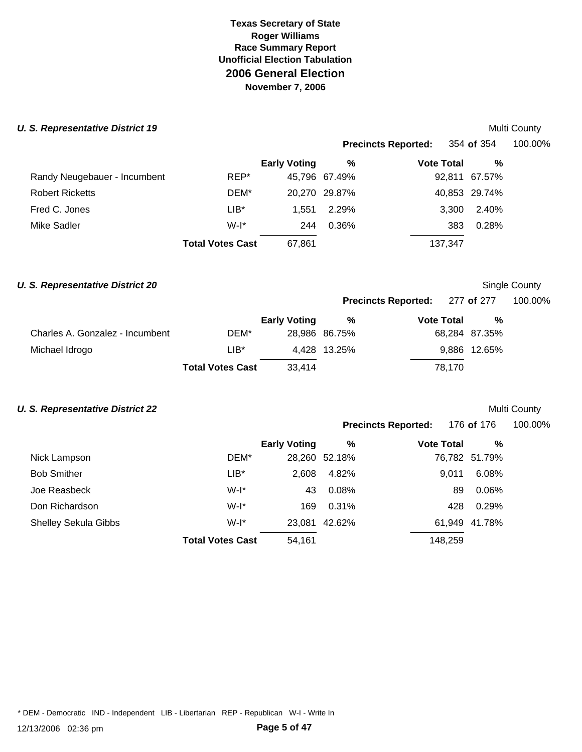# Texas Secretary of State
## Roger Williams
## Race Summary Report
## Unofficial Election Tabulation
## 2006 General Election
## November 7, 2006

### *U. S. Representative District 19*

Multi County

**Precincts Reported:** 354 **of** 354 100.00%

| | | Early Voting | % | Vote Total | % |
|---|---|---|---|---|---|
| Randy Neugebauer - Incumbent | REP* | 45,796 | 67.49% | 92,811 | 67.57% |
| Robert Ricketts | DEM* | 20,270 | 29.87% | 40,853 | 29.74% |
| Fred C. Jones | LIB* | 1,551 | 2.29% | 3,300 | 2.40% |
| Mike Sadler | W-I* | 244 | 0.36% | 383 | 0.28% |
| | **Total Votes Cast** | 67,861 | | 137,347 | |

### *U. S. Representative District 20*

Single County

**Precincts Reported:** 277 **of** 277 100.00%

| | | Early Voting | % | Vote Total | % |
|---|---|---|---|---|---|
| Charles A. Gonzalez - Incumbent | DEM* | 28,986 | 86.75% | 68,284 | 87.35% |
| Michael Idrogo | LIB* | 4,428 | 13.25% | 9,886 | 12.65% |
| | **Total Votes Cast** | 33,414 | | 78,170 | |

### *U. S. Representative District 22*

Multi County

**Precincts Reported:** 176 **of** 176 100.00%

| | | Early Voting | % | Vote Total | % |
|---|---|---|---|---|---|
| Nick Lampson | DEM* | 28,260 | 52.18% | 76,782 | 51.79% |
| Bob Smither | LIB* | 2,608 | 4.82% | 9,011 | 6.08% |
| Joe Reasbeck | W-I* | 43 | 0.08% | 89 | 0.06% |
| Don Richardson | W-I* | 169 | 0.31% | 428 | 0.29% |
| Shelley Sekula Gibbs | W-I* | 23,081 | 42.62% | 61,949 | 41.78% |
| | **Total Votes Cast** | 54,161 | | 148,259 | |

* DEM - Democratic IND - Independent LIB - Libertarian REP - Republican W-I - Write In

12/13/2006 02:36 pm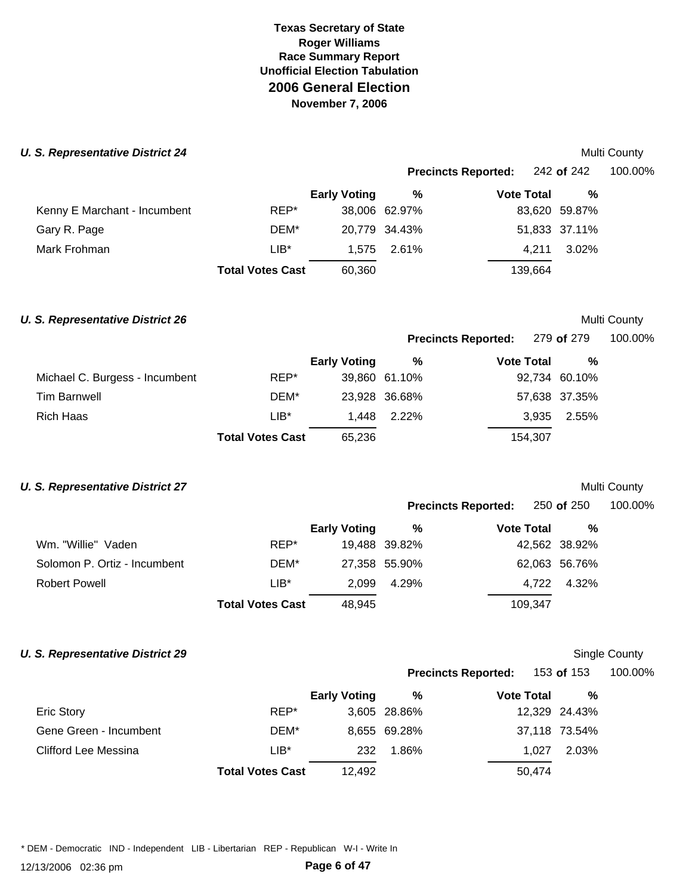**Texas Secretary of State**
**Roger Williams**
**Race Summary Report**
**Unofficial Election Tabulation**
## 2006 General Election
**November 7, 2006**

### *U. S. Representative District 24*

Multi County

**Precincts Reported:** 242 **of** 242 100.00%

| | | Early Voting | % | Vote Total | % |
|---|---|---|---|---|---|
| Kenny E Marchant - Incumbent | REP* | 38,006 | 62.97% | 83,620 | 59.87% |
| Gary R. Page | DEM* | 20,779 | 34.43% | 51,833 | 37.11% |
| Mark Frohman | LIB* | 1,575 | 2.61% | 4,211 | 3.02% |
| | **Total Votes Cast** | 60,360 | | 139,664 | |

### *U. S. Representative District 26*

Multi County

**Precincts Reported:** 279 **of** 279 100.00%

| | | Early Voting | % | Vote Total | % |
|---|---|---|---|---|---|
| Michael C. Burgess - Incumbent | REP* | 39,860 | 61.10% | 92,734 | 60.10% |
| Tim Barnwell | DEM* | 23,928 | 36.68% | 57,638 | 37.35% |
| Rich Haas | LIB* | 1,448 | 2.22% | 3,935 | 2.55% |
| | **Total Votes Cast** | 65,236 | | 154,307 | |

### *U. S. Representative District 27*

Multi County

**Precincts Reported:** 250 **of** 250 100.00%

| | | Early Voting | % | Vote Total | % |
|---|---|---|---|---|---|
| Wm. "Willie" Vaden | REP* | 19,488 | 39.82% | 42,562 | 38.92% |
| Solomon P. Ortiz - Incumbent | DEM* | 27,358 | 55.90% | 62,063 | 56.76% |
| Robert Powell | LIB* | 2,099 | 4.29% | 4,722 | 4.32% |
| | **Total Votes Cast** | 48,945 | | 109,347 | |

### *U. S. Representative District 29*

Single County

**Precincts Reported:** 153 **of** 153 100.00%

| | | Early Voting | % | Vote Total | % |
|---|---|---|---|---|---|
| Eric Story | REP* | 3,605 | 28.86% | 12,329 | 24.43% |
| Gene Green - Incumbent | DEM* | 8,655 | 69.28% | 37,118 | 73.54% |
| Clifford Lee Messina | LIB* | 232 | 1.86% | 1,027 | 2.03% |
| | **Total Votes Cast** | 12,492 | | 50,474 | |

\* DEM - Democratic IND - Independent LIB - Libertarian REP - Republican W-I - Write In

12/13/2006 02:36 pm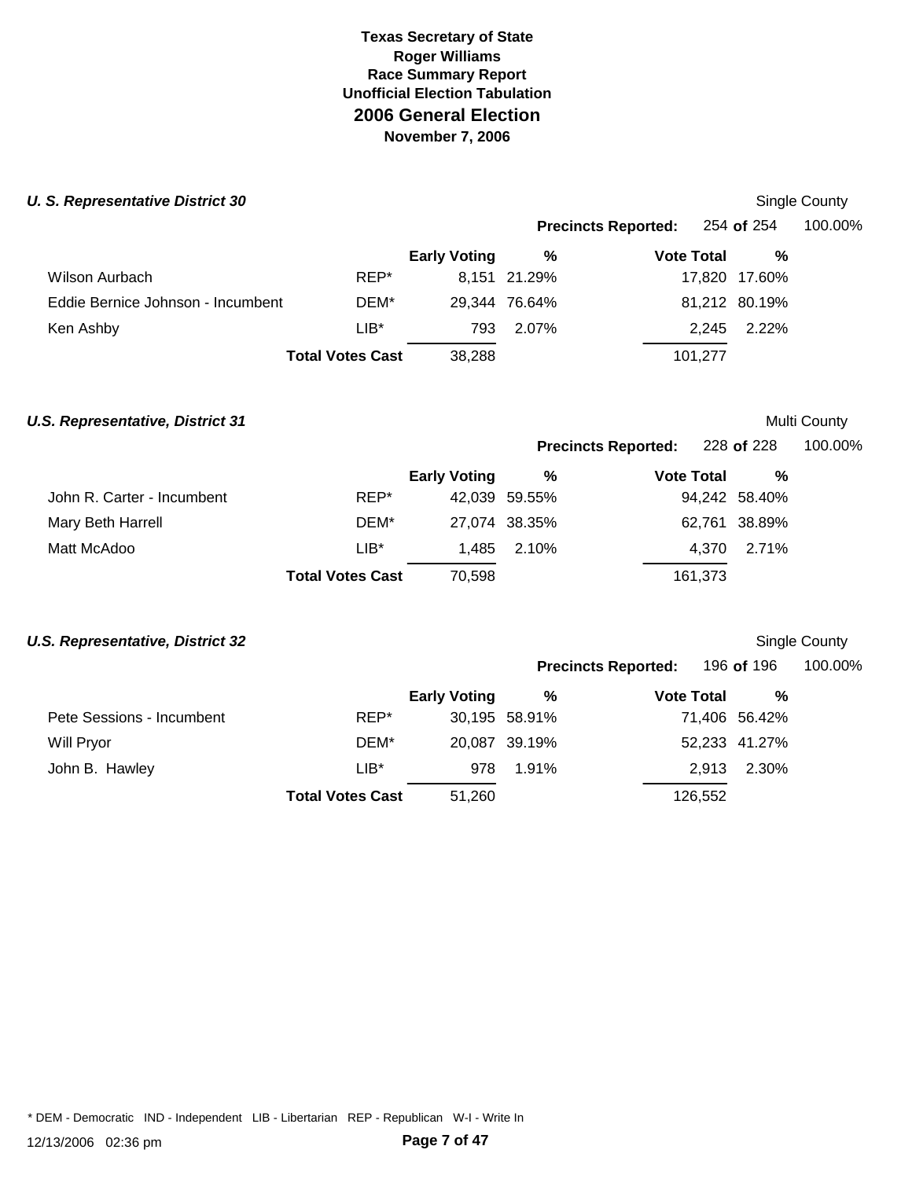**Texas Secretary of State**
**Roger Williams**
**Race Summary Report**
**Unofficial Election Tabulation**
## 2006 General Election
**November 7, 2006**

### *U. S. Representative District 30*

Single County

**Precincts Reported:** 254 **of** 254 100.00%

| Candidate | Party | Early Voting | % | Vote Total | % |
|---|---|---|---|---|---|
| Wilson Aurbach | REP* | 8,151 | 21.29% | 17,820 | 17.60% |
| Eddie Bernice Johnson - Incumbent | DEM* | 29,344 | 76.64% | 81,212 | 80.19% |
| Ken Ashby | LIB* | 793 | 2.07% | 2,245 | 2.22% |
| | **Total Votes Cast** | 38,288 | | 101,277 | |

### *U.S. Representative, District 31*

Multi County

**Precincts Reported:** 228 **of** 228 100.00%

| Candidate | Party | Early Voting | % | Vote Total | % |
|---|---|---|---|---|---|
| John R. Carter - Incumbent | REP* | 42,039 | 59.55% | 94,242 | 58.40% |
| Mary Beth Harrell | DEM* | 27,074 | 38.35% | 62,761 | 38.89% |
| Matt McAdoo | LIB* | 1,485 | 2.10% | 4,370 | 2.71% |
| | **Total Votes Cast** | 70,598 | | 161,373 | |

### *U.S. Representative, District 32*

Single County

**Precincts Reported:** 196 **of** 196 100.00%

| Candidate | Party | Early Voting | % | Vote Total | % |
|---|---|---|---|---|---|
| Pete Sessions - Incumbent | REP* | 30,195 | 58.91% | 71,406 | 56.42% |
| Will Pryor | DEM* | 20,087 | 39.19% | 52,233 | 41.27% |
| John B. Hawley | LIB* | 978 | 1.91% | 2,913 | 2.30% |
| | **Total Votes Cast** | 51,260 | | 126,552 | |

* DEM - Democratic IND - Independent LIB - Libertarian REP - Republican W-I - Write In

12/13/2006 02:36 pm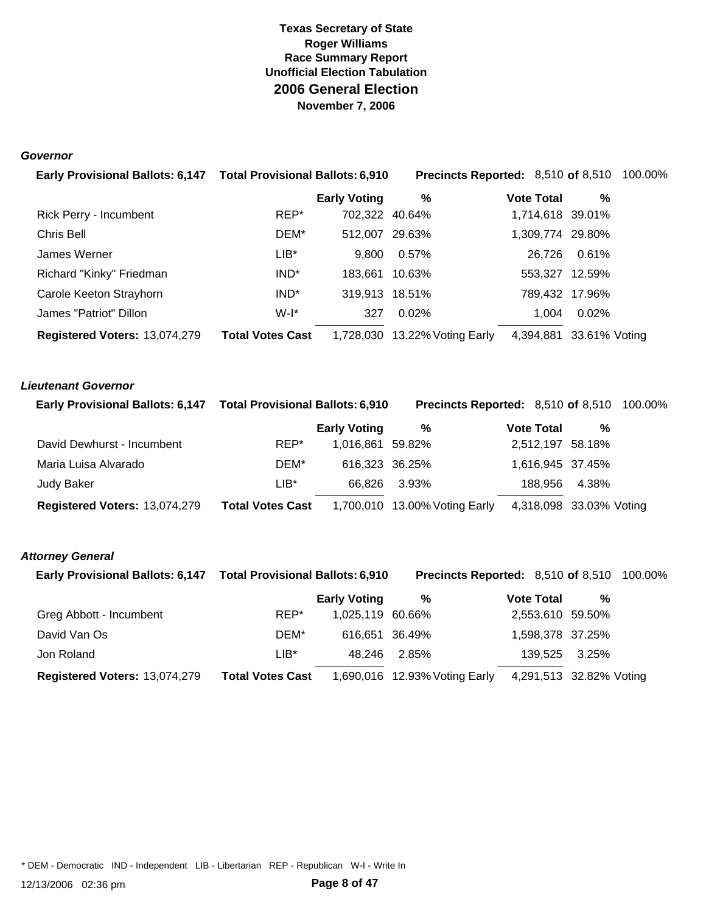**Texas Secretary of State**
**Roger Williams**
**Race Summary Report**
**Unofficial Election Tabulation**
# 2006 General Election
**November 7, 2006**

### *Governor*

**Early Provisional Ballots:** 6,147 **Total Provisional Ballots:** 6,910 **Precincts Reported:** 8,510 **of** 8,510 100.00%

| | | Early Voting | % | Vote Total | % |
|---|---|---|---|---|---|
| Rick Perry - Incumbent | REP* | 702,322 | 40.64% | 1,714,618 | 39.01% |
| Chris Bell | DEM* | 512,007 | 29.63% | 1,309,774 | 29.80% |
| James Werner | LIB* | 9,800 | 0.57% | 26,726 | 0.61% |
| Richard "Kinky" Friedman | IND* | 183,661 | 10.63% | 553,327 | 12.59% |
| Carole Keeton Strayhorn | IND* | 319,913 | 18.51% | 789,432 | 17.96% |
| James "Patriot" Dillon | W-I* | 327 | 0.02% | 1,004 | 0.02% |
| **Registered Voters:** 13,074,279 | **Total Votes Cast** | 1,728,030 | 13.22% Voting Early | 4,394,881 | 33.61% Voting |

### *Lieutenant Governor*

**Early Provisional Ballots:** 6,147 **Total Provisional Ballots:** 6,910 **Precincts Reported:** 8,510 **of** 8,510 100.00%

| | | Early Voting | % | Vote Total | % |
|---|---|---|---|---|---|
| David Dewhurst - Incumbent | REP* | 1,016,861 | 59.82% | 2,512,197 | 58.18% |
| Maria Luisa Alvarado | DEM* | 616,323 | 36.25% | 1,616,945 | 37.45% |
| Judy Baker | LIB* | 66,826 | 3.93% | 188,956 | 4.38% |
| **Registered Voters:** 13,074,279 | **Total Votes Cast** | 1,700,010 | 13.00% Voting Early | 4,318,098 | 33.03% Voting |

### *Attorney General*

**Early Provisional Ballots:** 6,147 **Total Provisional Ballots:** 6,910 **Precincts Reported:** 8,510 **of** 8,510 100.00%

| | | Early Voting | % | Vote Total | % |
|---|---|---|---|---|---|
| Greg Abbott - Incumbent | REP* | 1,025,119 | 60.66% | 2,553,610 | 59.50% |
| David Van Os | DEM* | 616,651 | 36.49% | 1,598,378 | 37.25% |
| Jon Roland | LIB* | 48,246 | 2.85% | 139,525 | 3.25% |
| **Registered Voters:** 13,074,279 | **Total Votes Cast** | 1,690,016 | 12.93% Voting Early | 4,291,513 | 32.82% Voting |

* DEM - Democratic IND - Independent LIB - Libertarian REP - Republican W-I - Write In

12/13/2006 02:36 pm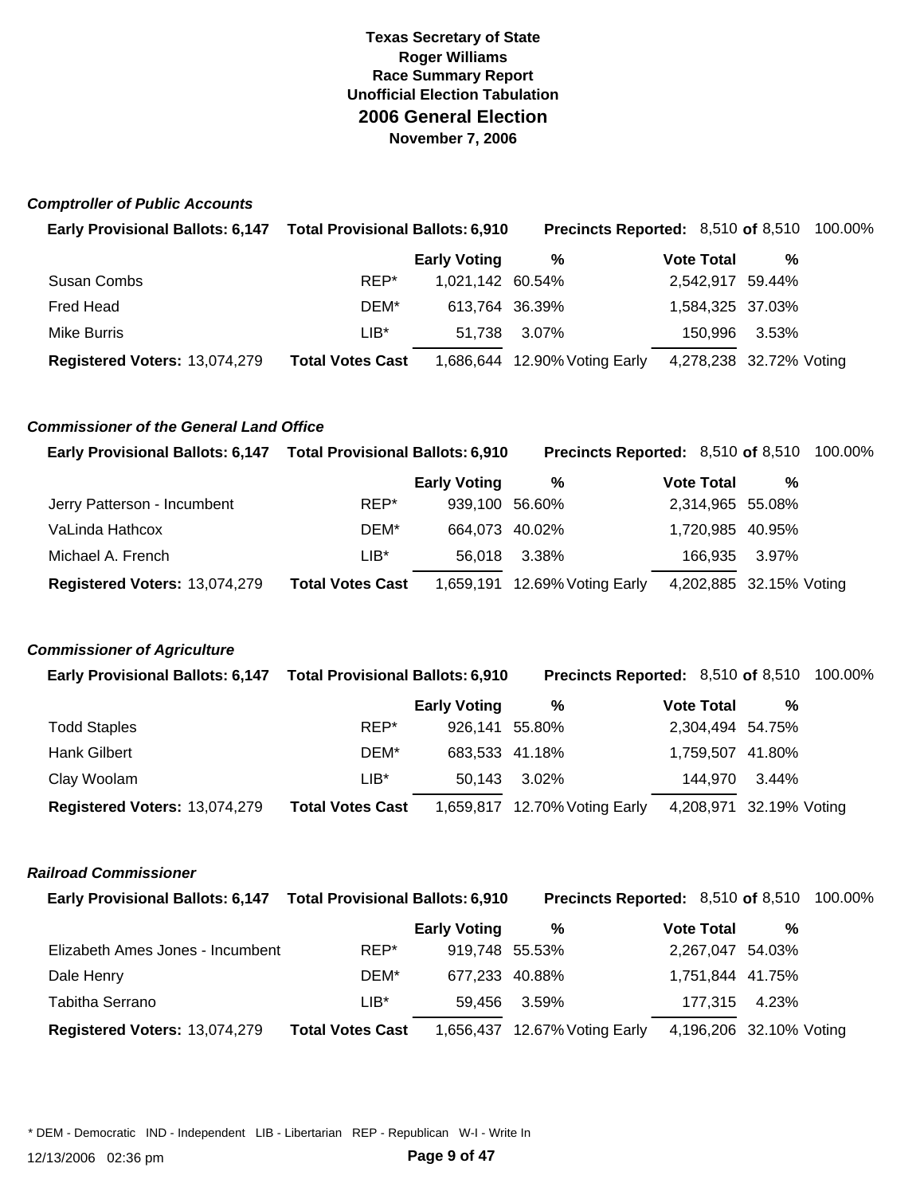**Texas Secretary of State**
**Roger Williams**
**Race Summary Report**
**Unofficial Election Tabulation**

# 2006 General Election

**November 7, 2006**

### *Comptroller of Public Accounts*

**Early Provisional Ballots: 6,147** **Total Provisional Ballots: 6,910** **Precincts Reported: 8,510 of 8,510 100.00%**

| | | Early Voting | % | Vote Total | % |
|---|---|---|---|---|---|
| Susan Combs | REP* | 1,021,142 | 60.54% | 2,542,917 | 59.44% |
| Fred Head | DEM* | 613,764 | 36.39% | 1,584,325 | 37.03% |
| Mike Burris | LIB* | 51,738 | 3.07% | 150,996 | 3.53% |
| **Registered Voters: 13,074,279** | **Total Votes Cast** | 1,686,644 | 12.90% Voting Early | 4,278,238 | 32.72% Voting |

### *Commissioner of the General Land Office*

**Early Provisional Ballots: 6,147** **Total Provisional Ballots: 6,910** **Precincts Reported: 8,510 of 8,510 100.00%**

| | | Early Voting | % | Vote Total | % |
|---|---|---|---|---|---|
| Jerry Patterson - Incumbent | REP* | 939,100 | 56.60% | 2,314,965 | 55.08% |
| VaLinda Hathcox | DEM* | 664,073 | 40.02% | 1,720,985 | 40.95% |
| Michael A. French | LIB* | 56,018 | 3.38% | 166,935 | 3.97% |
| **Registered Voters: 13,074,279** | **Total Votes Cast** | 1,659,191 | 12.69% Voting Early | 4,202,885 | 32.15% Voting |

### *Commissioner of Agriculture*

**Early Provisional Ballots: 6,147** **Total Provisional Ballots: 6,910** **Precincts Reported: 8,510 of 8,510 100.00%**

| | | Early Voting | % | Vote Total | % |
|---|---|---|---|---|---|
| Todd Staples | REP* | 926,141 | 55.80% | 2,304,494 | 54.75% |
| Hank Gilbert | DEM* | 683,533 | 41.18% | 1,759,507 | 41.80% |
| Clay Woolam | LIB* | 50,143 | 3.02% | 144,970 | 3.44% |
| **Registered Voters: 13,074,279** | **Total Votes Cast** | 1,659,817 | 12.70% Voting Early | 4,208,971 | 32.19% Voting |

### *Railroad Commissioner*

**Early Provisional Ballots: 6,147** **Total Provisional Ballots: 6,910** **Precincts Reported: 8,510 of 8,510 100.00%**

| | | Early Voting | % | Vote Total | % |
|---|---|---|---|---|---|
| Elizabeth Ames Jones - Incumbent | REP* | 919,748 | 55.53% | 2,267,047 | 54.03% |
| Dale Henry | DEM* | 677,233 | 40.88% | 1,751,844 | 41.75% |
| Tabitha Serrano | LIB* | 59,456 | 3.59% | 177,315 | 4.23% |
| **Registered Voters: 13,074,279** | **Total Votes Cast** | 1,656,437 | 12.67% Voting Early | 4,196,206 | 32.10% Voting |

* DEM - Democratic IND - Independent LIB - Libertarian REP - Republican W-I - Write In

12/13/2006 02:36 pm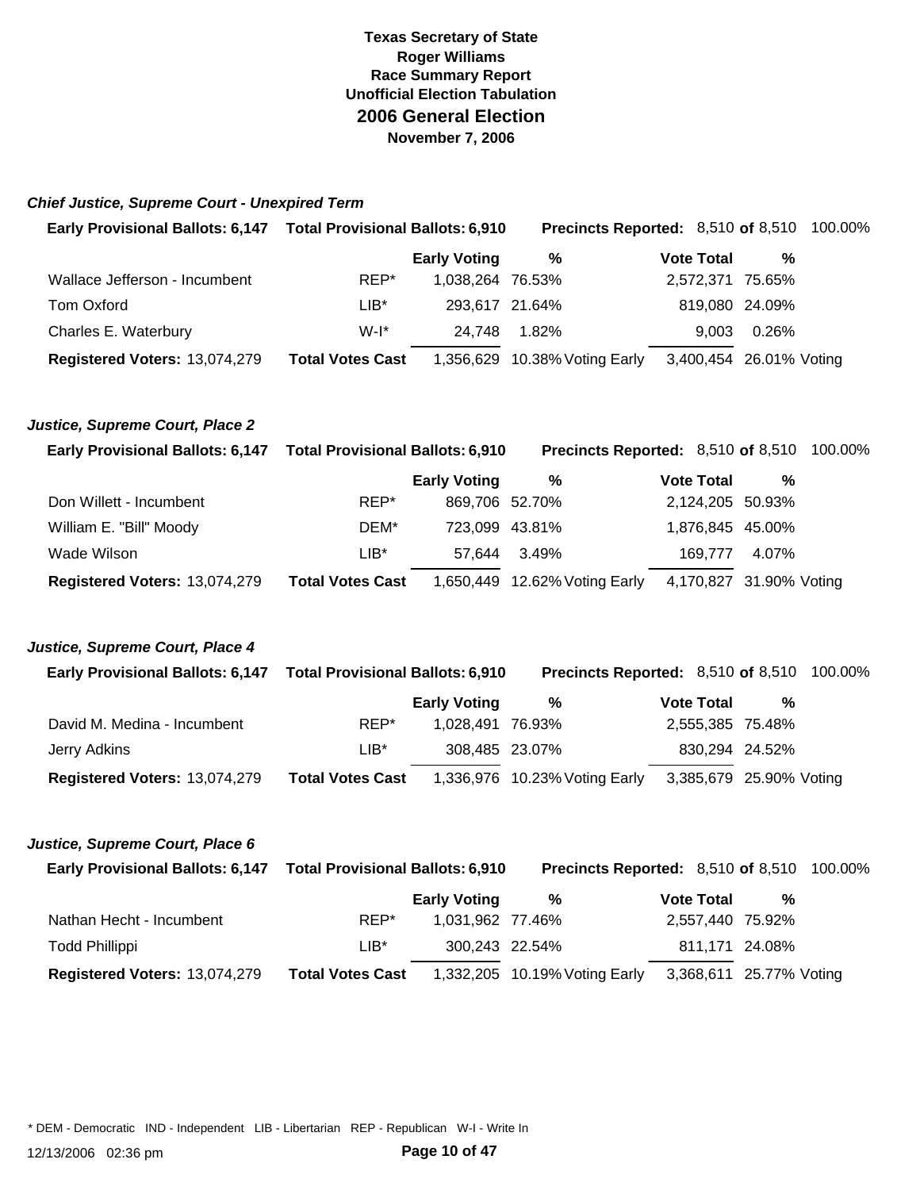# Texas Secretary of State
## Roger Williams
## Race Summary Report
## Unofficial Election Tabulation
## 2006 General Election
## November 7, 2006

### *Chief Justice, Supreme Court - Unexpired Term*

**Early Provisional Ballots:** 6,147 | **Total Provisional Ballots:** 6,910 | **Precincts Reported:** 8,510 **of** 8,510 100.00%

| | | Early Voting | % | Vote Total | % |
|---|---|---|---|---|---|
| Wallace Jefferson - Incumbent | REP* | 1,038,264 | 76.53% | 2,572,371 | 75.65% |
| Tom Oxford | LIB* | 293,617 | 21.64% | 819,080 | 24.09% |
| Charles E. Waterbury | W-I* | 24,748 | 1.82% | 9,003 | 0.26% |
| **Registered Voters:** 13,074,279 | **Total Votes Cast** | 1,356,629 | 10.38% Voting Early | 3,400,454 | 26.01% Voting |

### *Justice, Supreme Court, Place 2*

**Early Provisional Ballots:** 6,147 | **Total Provisional Ballots:** 6,910 | **Precincts Reported:** 8,510 **of** 8,510 100.00%

| | | Early Voting | % | Vote Total | % |
|---|---|---|---|---|---|
| Don Willett - Incumbent | REP* | 869,706 | 52.70% | 2,124,205 | 50.93% |
| William E. "Bill" Moody | DEM* | 723,099 | 43.81% | 1,876,845 | 45.00% |
| Wade Wilson | LIB* | 57,644 | 3.49% | 169,777 | 4.07% |
| **Registered Voters:** 13,074,279 | **Total Votes Cast** | 1,650,449 | 12.62% Voting Early | 4,170,827 | 31.90% Voting |

### *Justice, Supreme Court, Place 4*

**Early Provisional Ballots:** 6,147 | **Total Provisional Ballots:** 6,910 | **Precincts Reported:** 8,510 **of** 8,510 100.00%

| | | Early Voting | % | Vote Total | % |
|---|---|---|---|---|---|
| David M. Medina - Incumbent | REP* | 1,028,491 | 76.93% | 2,555,385 | 75.48% |
| Jerry Adkins | LIB* | 308,485 | 23.07% | 830,294 | 24.52% |
| **Registered Voters:** 13,074,279 | **Total Votes Cast** | 1,336,976 | 10.23% Voting Early | 3,385,679 | 25.90% Voting |

### *Justice, Supreme Court, Place 6*

**Early Provisional Ballots:** 6,147 | **Total Provisional Ballots:** 6,910 | **Precincts Reported:** 8,510 **of** 8,510 100.00%

| | | Early Voting | % | Vote Total | % |
|---|---|---|---|---|---|
| Nathan Hecht - Incumbent | REP* | 1,031,962 | 77.46% | 2,557,440 | 75.92% |
| Todd Phillippi | LIB* | 300,243 | 22.54% | 811,171 | 24.08% |
| **Registered Voters:** 13,074,279 | **Total Votes Cast** | 1,332,205 | 10.19% Voting Early | 3,368,611 | 25.77% Voting |

\* DEM - Democratic IND - Independent LIB - Libertarian REP - Republican W-I - Write In

12/13/2006 02:36 pm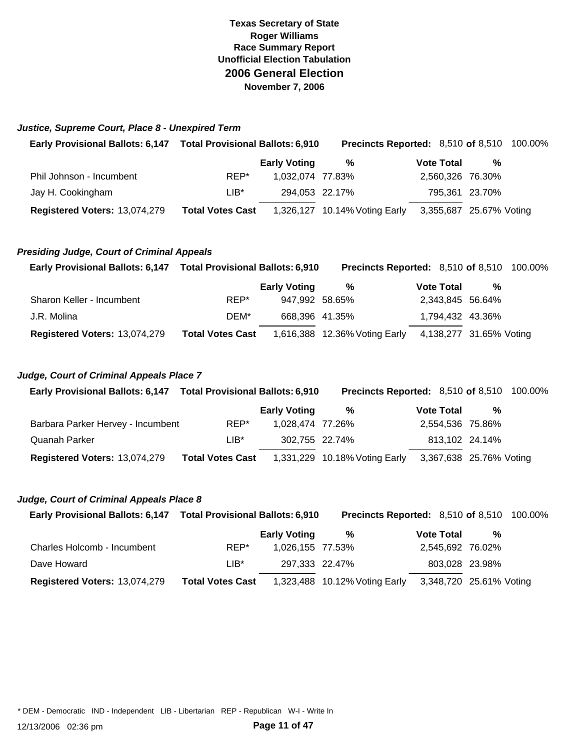**Texas Secretary of State**
**Roger Williams**
**Race Summary Report**
**Unofficial Election Tabulation**

# 2006 General Election

**November 7, 2006**

### *Justice, Supreme Court, Place 8 - Unexpired Term*

**Early Provisional Ballots: 6,147** **Total Provisional Ballots: 6,910** **Precincts Reported:** 8,510 **of** 8,510 100.00%

| | | Early Voting | % | Vote Total | % |
|---|---|---|---|---|---|
| Phil Johnson - Incumbent | REP* | 1,032,074 | 77.83% | 2,560,326 | 76.30% |
| Jay H. Cookingham | LIB* | 294,053 | 22.17% | 795,361 | 23.70% |
| **Registered Voters:** 13,074,279 | **Total Votes Cast** | 1,326,127 | 10.14% Voting Early | 3,355,687 | 25.67% Voting |

### *Presiding Judge, Court of Criminal Appeals*

**Early Provisional Ballots: 6,147** **Total Provisional Ballots: 6,910** **Precincts Reported:** 8,510 **of** 8,510 100.00%

| | | Early Voting | % | Vote Total | % |
|---|---|---|---|---|---|
| Sharon Keller - Incumbent | REP* | 947,992 | 58.65% | 2,343,845 | 56.64% |
| J.R. Molina | DEM* | 668,396 | 41.35% | 1,794,432 | 43.36% |
| **Registered Voters:** 13,074,279 | **Total Votes Cast** | 1,616,388 | 12.36% Voting Early | 4,138,277 | 31.65% Voting |

### *Judge, Court of Criminal Appeals Place 7*

**Early Provisional Ballots: 6,147** **Total Provisional Ballots: 6,910** **Precincts Reported:** 8,510 **of** 8,510 100.00%

| | | Early Voting | % | Vote Total | % |
|---|---|---|---|---|---|
| Barbara Parker Hervey - Incumbent | REP* | 1,028,474 | 77.26% | 2,554,536 | 75.86% |
| Quanah Parker | LIB* | 302,755 | 22.74% | 813,102 | 24.14% |
| **Registered Voters:** 13,074,279 | **Total Votes Cast** | 1,331,229 | 10.18% Voting Early | 3,367,638 | 25.76% Voting |

### *Judge, Court of Criminal Appeals Place 8*

**Early Provisional Ballots: 6,147** **Total Provisional Ballots: 6,910** **Precincts Reported:** 8,510 **of** 8,510 100.00%

| | | Early Voting | % | Vote Total | % |
|---|---|---|---|---|---|
| Charles Holcomb - Incumbent | REP* | 1,026,155 | 77.53% | 2,545,692 | 76.02% |
| Dave Howard | LIB* | 297,333 | 22.47% | 803,028 | 23.98% |
| **Registered Voters:** 13,074,279 | **Total Votes Cast** | 1,323,488 | 10.12% Voting Early | 3,348,720 | 25.61% Voting |

* DEM - Democratic IND - Independent LIB - Libertarian REP - Republican W-I - Write In

12/13/2006 02:36 pm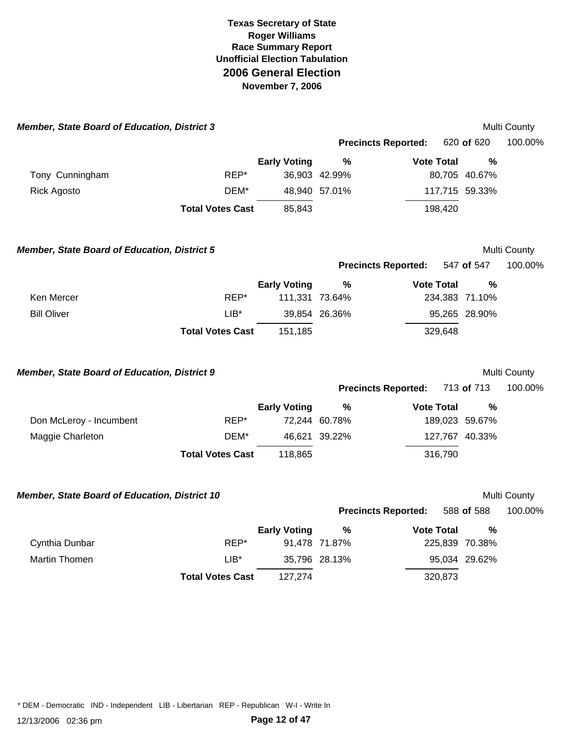**Texas Secretary of State**
**Roger Williams**
**Race Summary Report**
**Unofficial Election Tabulation**

## 2006 General Election

**November 7, 2006**

### *Member, State Board of Education, District 3*

Multi County

**Precincts Reported:** 620 **of** 620 100.00%

| | | Early Voting | % | Vote Total | % |
|---|---|---|---|---|---|
| Tony Cunningham | REP* | 36,903 | 42.99% | 80,705 | 40.67% |
| Rick Agosto | DEM* | 48,940 | 57.01% | 117,715 | 59.33% |
| | **Total Votes Cast** | 85,843 | | 198,420 | |

### *Member, State Board of Education, District 5*

Multi County

**Precincts Reported:** 547 **of** 547 100.00%

| | | Early Voting | % | Vote Total | % |
|---|---|---|---|---|---|
| Ken Mercer | REP* | 111,331 | 73.64% | 234,383 | 71.10% |
| Bill Oliver | LIB* | 39,854 | 26.36% | 95,265 | 28.90% |
| | **Total Votes Cast** | 151,185 | | 329,648 | |

### *Member, State Board of Education, District 9*

Multi County

**Precincts Reported:** 713 **of** 713 100.00%

| | | Early Voting | % | Vote Total | % |
|---|---|---|---|---|---|
| Don McLeroy - Incumbent | REP* | 72,244 | 60.78% | 189,023 | 59.67% |
| Maggie Charleton | DEM* | 46,621 | 39.22% | 127,767 | 40.33% |
| | **Total Votes Cast** | 118,865 | | 316,790 | |

### *Member, State Board of Education, District 10*

Multi County

**Precincts Reported:** 588 **of** 588 100.00%

| | | Early Voting | % | Vote Total | % |
|---|---|---|---|---|---|
| Cynthia Dunbar | REP* | 91,478 | 71.87% | 225,839 | 70.38% |
| Martin Thomen | LIB* | 35,796 | 28.13% | 95,034 | 29.62% |
| | **Total Votes Cast** | 127,274 | | 320,873 | |

* DEM - Democratic IND - Independent LIB - Libertarian REP - Republican W-I - Write In

12/13/2006 02:36 pm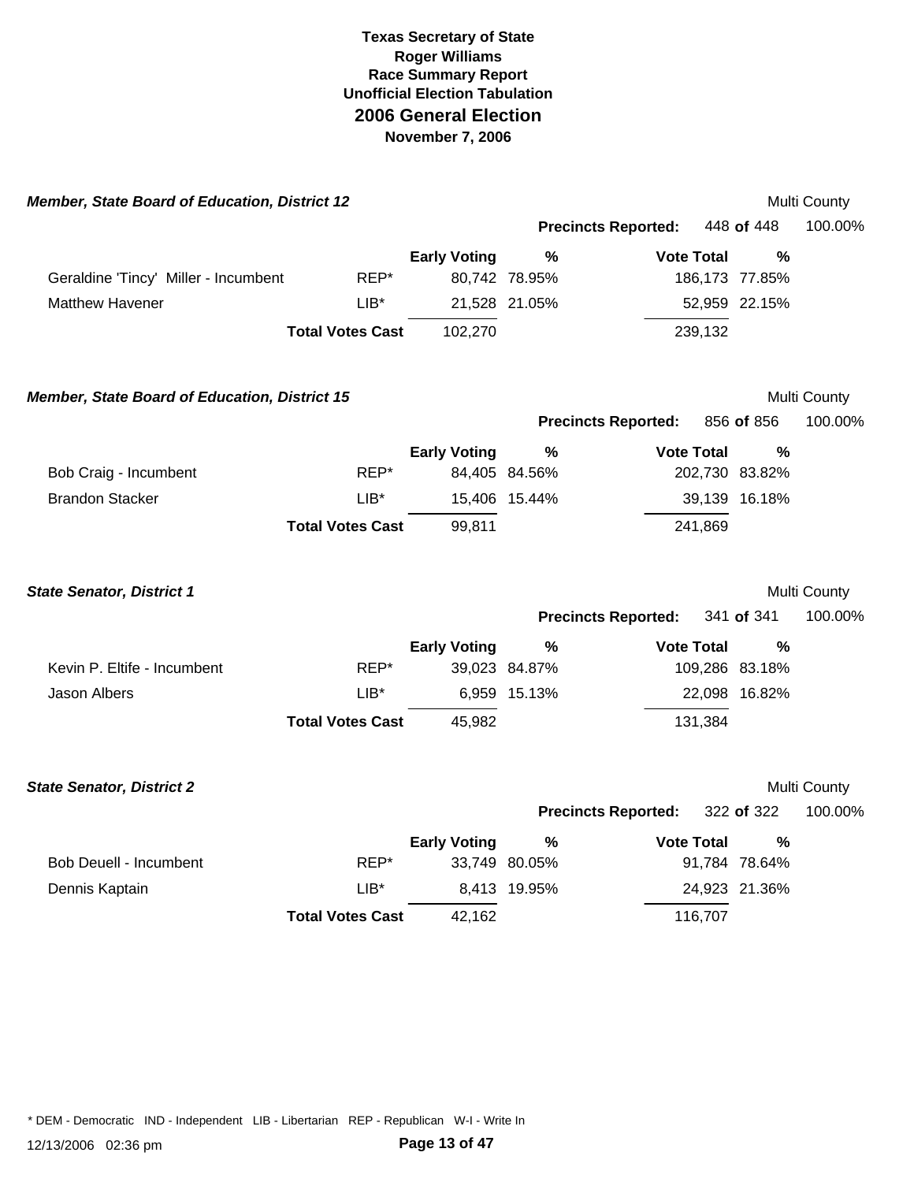# Texas Secretary of State
## Roger Williams
## Race Summary Report
## Unofficial Election Tabulation
## 2006 General Election
## November 7, 2006

### *Member, State Board of Education, District 12*

Multi County

Precincts Reported: 448 of 448 100.00%

| | | Early Voting | % | Vote Total | % |
|---|---|---|---|---|---|
| Geraldine 'Tincy' Miller - Incumbent | REP* | 80,742 | 78.95% | 186,173 | 77.85% |
| Matthew Havener | LIB* | 21,528 | 21.05% | 52,959 | 22.15% |
| | **Total Votes Cast** | 102,270 | | 239,132 | |

### *Member, State Board of Education, District 15*

Multi County

Precincts Reported: 856 of 856 100.00%

| | | Early Voting | % | Vote Total | % |
|---|---|---|---|---|---|
| Bob Craig - Incumbent | REP* | 84,405 | 84.56% | 202,730 | 83.82% |
| Brandon Stacker | LIB* | 15,406 | 15.44% | 39,139 | 16.18% |
| | **Total Votes Cast** | 99,811 | | 241,869 | |

### *State Senator, District 1*

Multi County

Precincts Reported: 341 of 341 100.00%

| | | Early Voting | % | Vote Total | % |
|---|---|---|---|---|---|
| Kevin P. Eltife - Incumbent | REP* | 39,023 | 84.87% | 109,286 | 83.18% |
| Jason Albers | LIB* | 6,959 | 15.13% | 22,098 | 16.82% |
| | **Total Votes Cast** | 45,982 | | 131,384 | |

### *State Senator, District 2*

Multi County

Precincts Reported: 322 of 322 100.00%

| | | Early Voting | % | Vote Total | % |
|---|---|---|---|---|---|
| Bob Deuell - Incumbent | REP* | 33,749 | 80.05% | 91,784 | 78.64% |
| Dennis Kaptain | LIB* | 8,413 | 19.95% | 24,923 | 21.36% |
| | **Total Votes Cast** | 42,162 | | 116,707 | |

* DEM - Democratic IND - Independent LIB - Libertarian REP - Republican W-I - Write In

12/13/2006 02:36 pm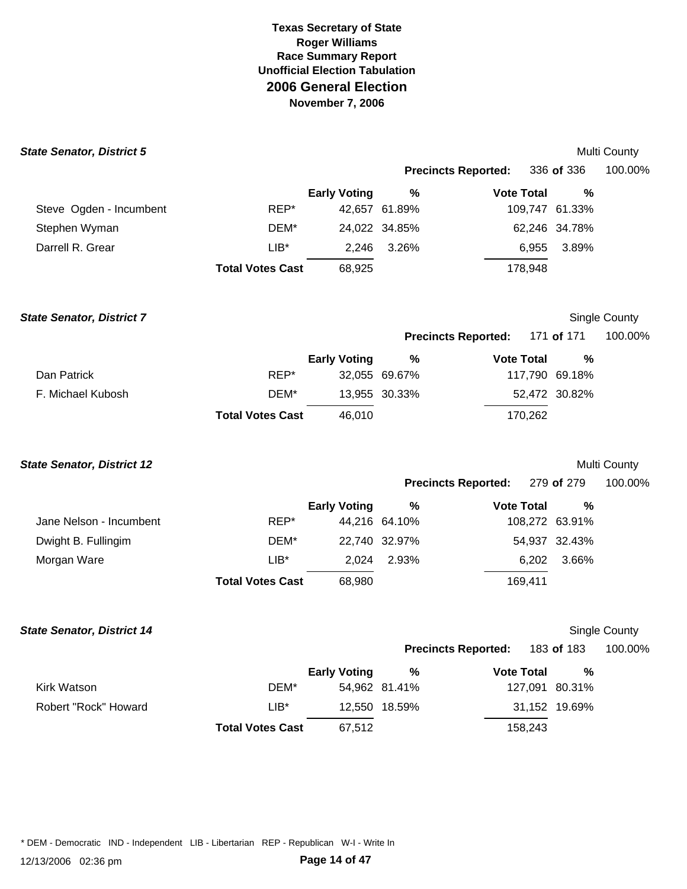# Texas Secretary of State
## Roger Williams
## Race Summary Report
## Unofficial Election Tabulation
## 2006 General Election
## November 7, 2006

### State Senator, District 5

Multi County

Precincts Reported: 336 of 336 100.00%

| Candidate | Party | Early Voting | % | Vote Total | % |
|---|---|---|---|---|---|
| Steve Ogden - Incumbent | REP* | 42,657 | 61.89% | 109,747 | 61.33% |
| Stephen Wyman | DEM* | 24,022 | 34.85% | 62,246 | 34.78% |
| Darrell R. Grear | LIB* | 2,246 | 3.26% | 6,955 | 3.89% |
| | **Total Votes Cast** | 68,925 | | 178,948 | |

### State Senator, District 7

Single County

Precincts Reported: 171 of 171 100.00%

| Candidate | Party | Early Voting | % | Vote Total | % |
|---|---|---|---|---|---|
| Dan Patrick | REP* | 32,055 | 69.67% | 117,790 | 69.18% |
| F. Michael Kubosh | DEM* | 13,955 | 30.33% | 52,472 | 30.82% |
| | **Total Votes Cast** | 46,010 | | 170,262 | |

### State Senator, District 12

Multi County

Precincts Reported: 279 of 279 100.00%

| Candidate | Party | Early Voting | % | Vote Total | % |
|---|---|---|---|---|---|
| Jane Nelson - Incumbent | REP* | 44,216 | 64.10% | 108,272 | 63.91% |
| Dwight B. Fullingim | DEM* | 22,740 | 32.97% | 54,937 | 32.43% |
| Morgan Ware | LIB* | 2,024 | 2.93% | 6,202 | 3.66% |
| | **Total Votes Cast** | 68,980 | | 169,411 | |

### State Senator, District 14

Single County

Precincts Reported: 183 of 183 100.00%

| Candidate | Party | Early Voting | % | Vote Total | % |
|---|---|---|---|---|---|
| Kirk Watson | DEM* | 54,962 | 81.41% | 127,091 | 80.31% |
| Robert "Rock" Howard | LIB* | 12,550 | 18.59% | 31,152 | 19.69% |
| | **Total Votes Cast** | 67,512 | | 158,243 | |

* DEM - Democratic IND - Independent LIB - Libertarian REP - Republican W-I - Write In

12/13/2006 02:36 pm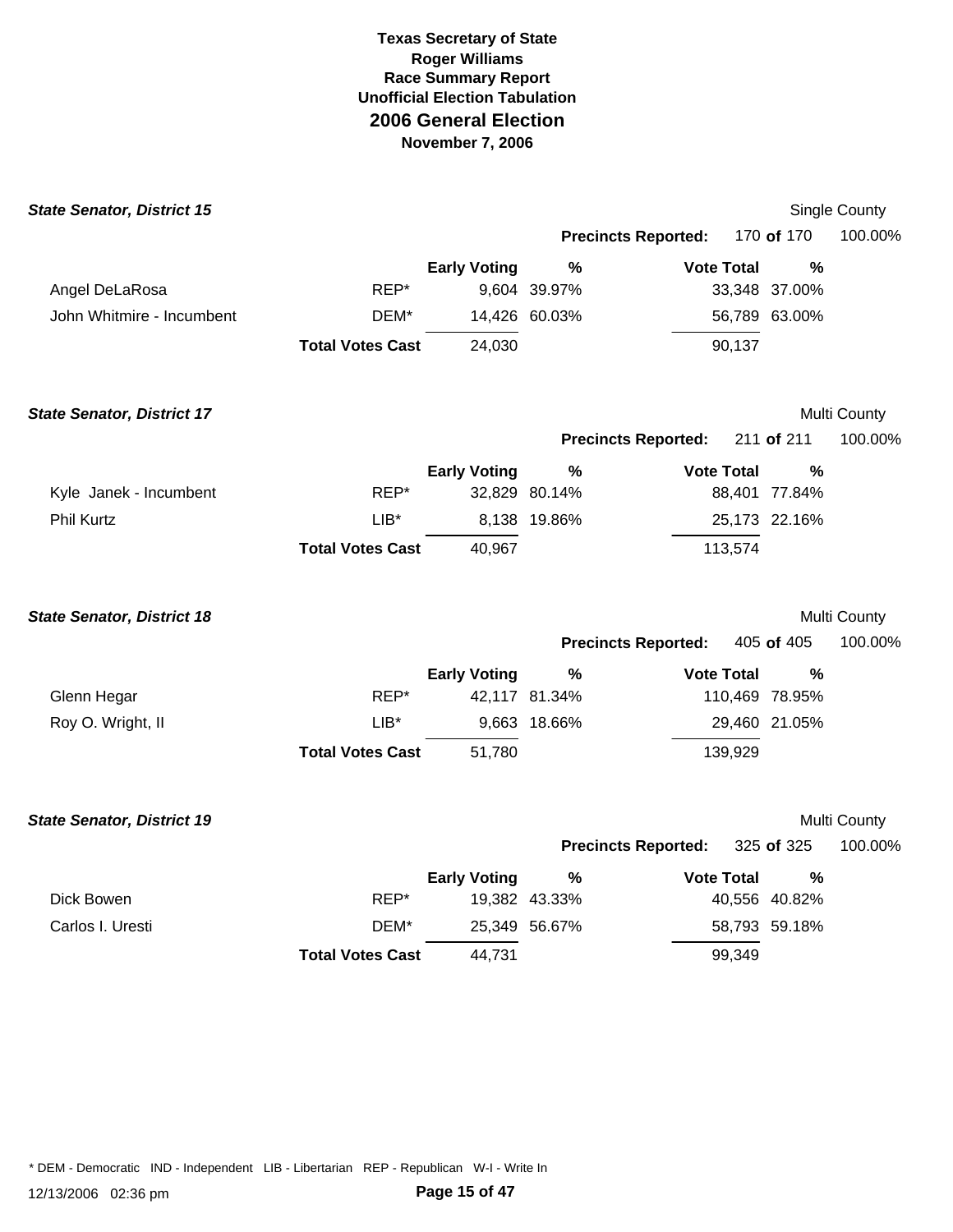**Texas Secretary of State**
**Roger Williams**
**Race Summary Report**
**Unofficial Election Tabulation**
**2006 General Election**
**November 7, 2006**

### *State Senator, District 15*

Single County

**Precincts Reported:** 170 **of** 170 100.00%

| | | Early Voting | % | Vote Total | % |
|---|---|---|---|---|---|
| Angel DeLaRosa | REP* | 9,604 | 39.97% | 33,348 | 37.00% |
| John Whitmire - Incumbent | DEM* | 14,426 | 60.03% | 56,789 | 63.00% |
| | **Total Votes Cast** | 24,030 | | 90,137 | |

### *State Senator, District 17*

Multi County

**Precincts Reported:** 211 **of** 211 100.00%

| | | Early Voting | % | Vote Total | % |
|---|---|---|---|---|---|
| Kyle Janek - Incumbent | REP* | 32,829 | 80.14% | 88,401 | 77.84% |
| Phil Kurtz | LIB* | 8,138 | 19.86% | 25,173 | 22.16% |
| | **Total Votes Cast** | 40,967 | | 113,574 | |

### *State Senator, District 18*

Multi County

**Precincts Reported:** 405 **of** 405 100.00%

| | | Early Voting | % | Vote Total | % |
|---|---|---|---|---|---|
| Glenn Hegar | REP* | 42,117 | 81.34% | 110,469 | 78.95% |
| Roy O. Wright, II | LIB* | 9,663 | 18.66% | 29,460 | 21.05% |
| | **Total Votes Cast** | 51,780 | | 139,929 | |

### *State Senator, District 19*

Multi County

**Precincts Reported:** 325 **of** 325 100.00%

| | | Early Voting | % | Vote Total | % |
|---|---|---|---|---|---|
| Dick Bowen | REP* | 19,382 | 43.33% | 40,556 | 40.82% |
| Carlos I. Uresti | DEM* | 25,349 | 56.67% | 58,793 | 59.18% |
| | **Total Votes Cast** | 44,731 | | 99,349 | |

* DEM - Democratic IND - Independent LIB - Libertarian REP - Republican W-I - Write In

12/13/2006 02:36 pm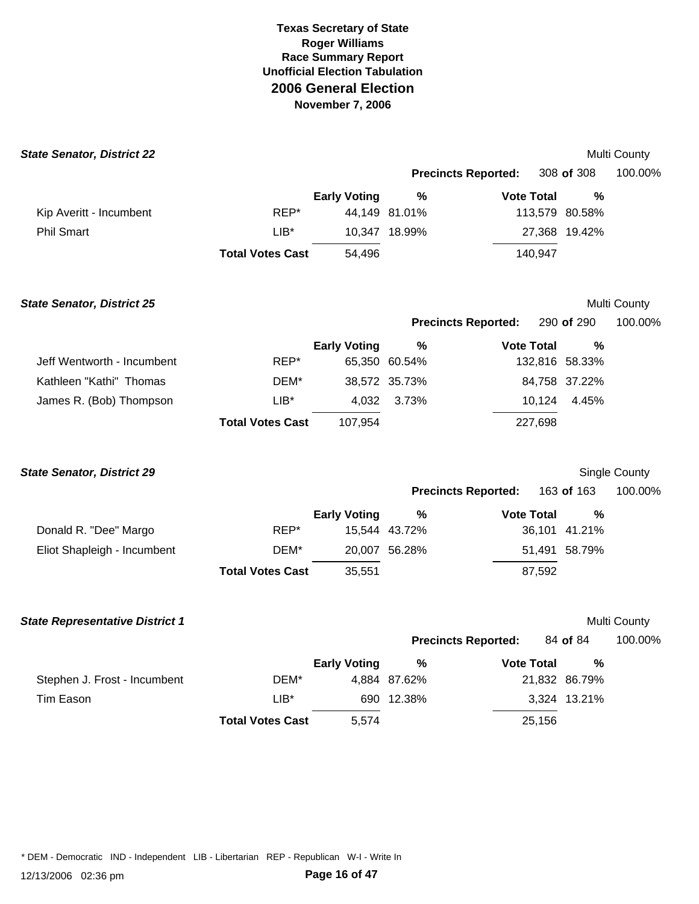# Texas Secretary of State
## Roger Williams
### Race Summary Report
### Unofficial Election Tabulation
## 2006 General Election
### November 7, 2006

### *State Senator, District 22*

Multi County

**Precincts Reported:** 308 **of** 308 100.00%

| | | Early Voting | % | Vote Total | % |
|---|---|---|---|---|---|
| Kip Averitt - Incumbent | REP* | 44,149 | 81.01% | 113,579 | 80.58% |
| Phil Smart | LIB* | 10,347 | 18.99% | 27,368 | 19.42% |
| | **Total Votes Cast** | 54,496 | | 140,947 | |

### *State Senator, District 25*

Multi County

**Precincts Reported:** 290 **of** 290 100.00%

| | | Early Voting | % | Vote Total | % |
|---|---|---|---|---|---|
| Jeff Wentworth - Incumbent | REP* | 65,350 | 60.54% | 132,816 | 58.33% |
| Kathleen "Kathi" Thomas | DEM* | 38,572 | 35.73% | 84,758 | 37.22% |
| James R. (Bob) Thompson | LIB* | 4,032 | 3.73% | 10,124 | 4.45% |
| | **Total Votes Cast** | 107,954 | | 227,698 | |

### *State Senator, District 29*

Single County

**Precincts Reported:** 163 **of** 163 100.00%

| | | Early Voting | % | Vote Total | % |
|---|---|---|---|---|---|
| Donald R. "Dee" Margo | REP* | 15,544 | 43.72% | 36,101 | 41.21% |
| Eliot Shapleigh - Incumbent | DEM* | 20,007 | 56.28% | 51,491 | 58.79% |
| | **Total Votes Cast** | 35,551 | | 87,592 | |

### *State Representative District 1*

Multi County

**Precincts Reported:** 84 **of** 84 100.00%

| | | Early Voting | % | Vote Total | % |
|---|---|---|---|---|---|
| Stephen J. Frost - Incumbent | DEM* | 4,884 | 87.62% | 21,832 | 86.79% |
| Tim Eason | LIB* | 690 | 12.38% | 3,324 | 13.21% |
| | **Total Votes Cast** | 5,574 | | 25,156 | |

* DEM - Democratic IND - Independent LIB - Libertarian REP - Republican W-I - Write In

12/13/2006 02:36 pm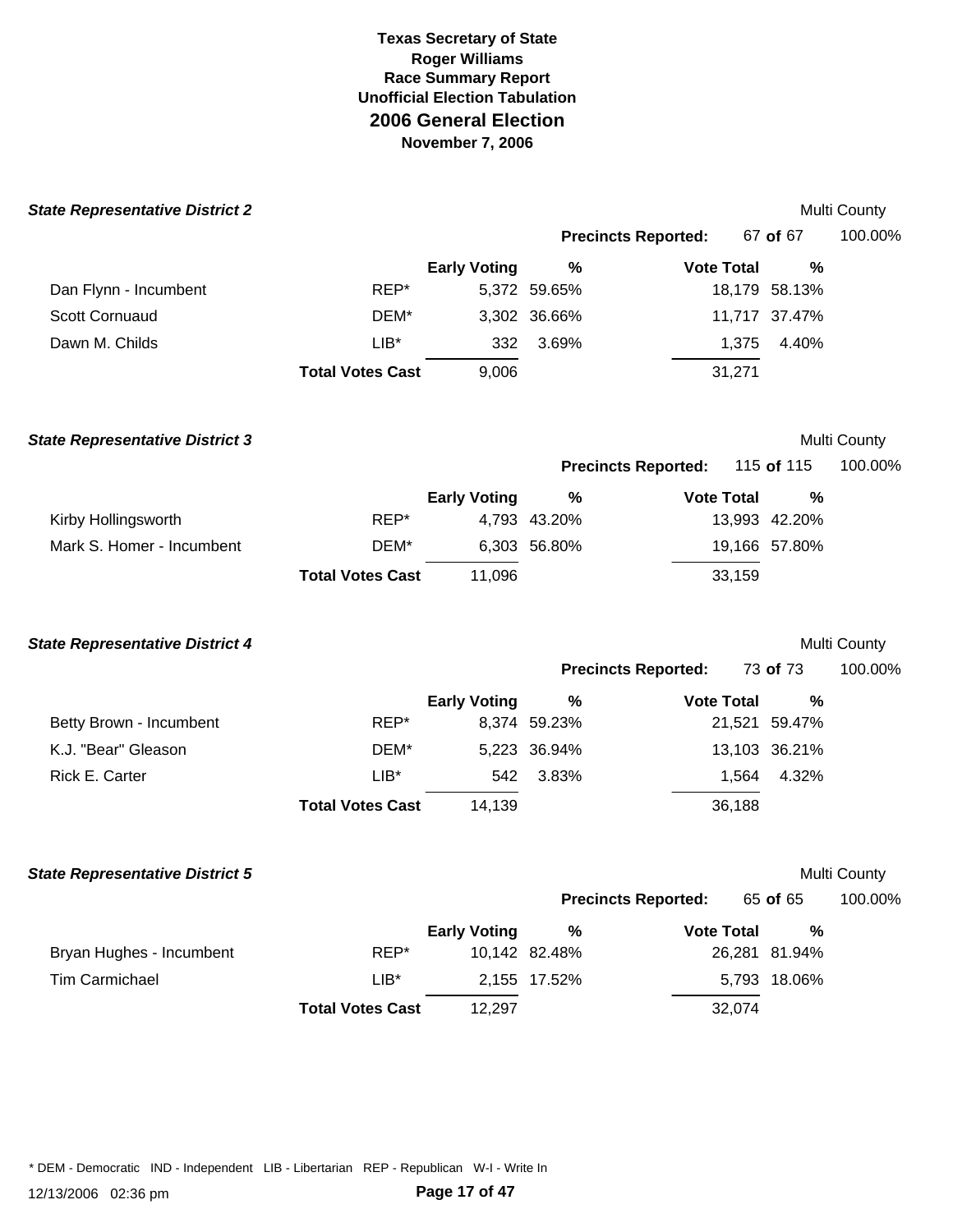# Texas Secretary of State
## Roger Williams
### Race Summary Report
### Unofficial Election Tabulation
## 2006 General Election
### November 7, 2006

***State Representative District 2*** — Multi County

**Precincts Reported:** 67 **of** 67 — 100.00%

| | | Early Voting | % | Vote Total | % |
|---|---|---|---|---|---|
| Dan Flynn - Incumbent | REP* | 5,372 | 59.65% | 18,179 | 58.13% |
| Scott Cornuaud | DEM* | 3,302 | 36.66% | 11,717 | 37.47% |
| Dawn M. Childs | LIB* | 332 | 3.69% | 1,375 | 4.40% |
| | **Total Votes Cast** | 9,006 | | 31,271 | |

***State Representative District 3*** — Multi County

**Precincts Reported:** 115 **of** 115 — 100.00%

| | | Early Voting | % | Vote Total | % |
|---|---|---|---|---|---|
| Kirby Hollingsworth | REP* | 4,793 | 43.20% | 13,993 | 42.20% |
| Mark S. Homer - Incumbent | DEM* | 6,303 | 56.80% | 19,166 | 57.80% |
| | **Total Votes Cast** | 11,096 | | 33,159 | |

***State Representative District 4*** — Multi County

**Precincts Reported:** 73 **of** 73 — 100.00%

| | | Early Voting | % | Vote Total | % |
|---|---|---|---|---|---|
| Betty Brown - Incumbent | REP* | 8,374 | 59.23% | 21,521 | 59.47% |
| K.J. "Bear" Gleason | DEM* | 5,223 | 36.94% | 13,103 | 36.21% |
| Rick E. Carter | LIB* | 542 | 3.83% | 1,564 | 4.32% |
| | **Total Votes Cast** | 14,139 | | 36,188 | |

***State Representative District 5*** — Multi County

**Precincts Reported:** 65 **of** 65 — 100.00%

| | | Early Voting | % | Vote Total | % |
|---|---|---|---|---|---|
| Bryan Hughes - Incumbent | REP* | 10,142 | 82.48% | 26,281 | 81.94% |
| Tim Carmichael | LIB* | 2,155 | 17.52% | 5,793 | 18.06% |
| | **Total Votes Cast** | 12,297 | | 32,074 | |

* DEM - Democratic IND - Independent LIB - Libertarian REP - Republican W-I - Write In

12/13/2006 02:36 pm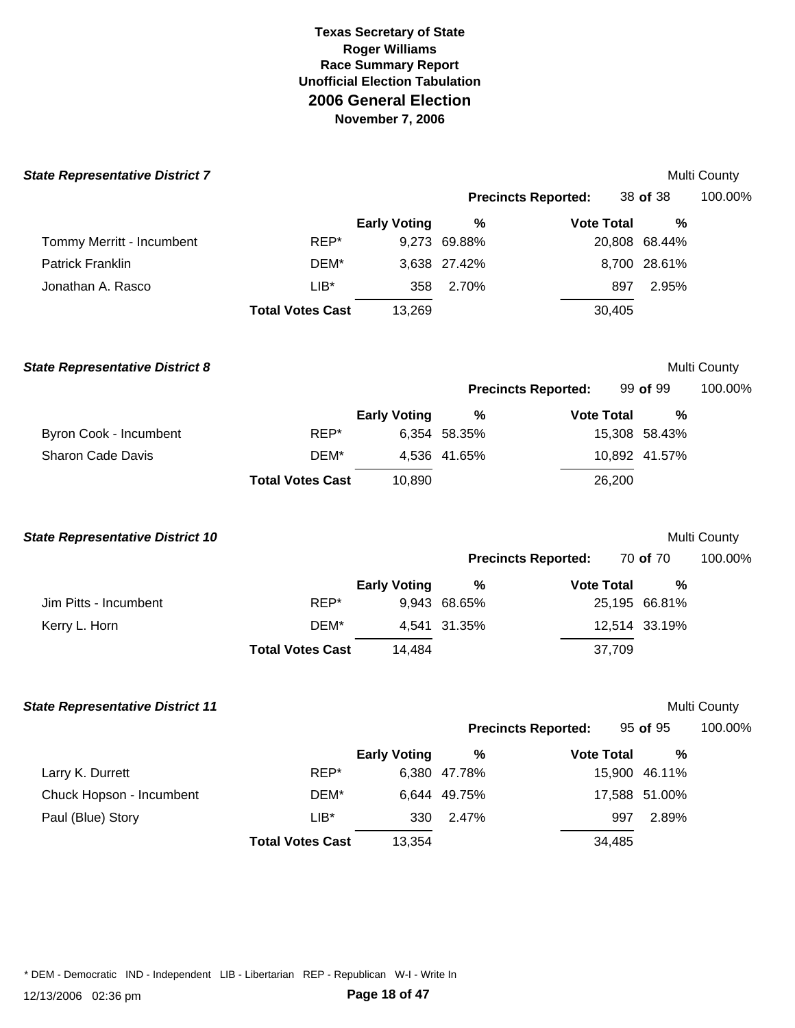**Texas Secretary of State**
**Roger Williams**
**Race Summary Report**
**Unofficial Election Tabulation**
## 2006 General Election
**November 7, 2006**

### State Representative District 7

Multi County

**Precincts Reported:** 38 **of** 38 100.00%

| | | Early Voting | % | Vote Total | % |
|---|---|---|---|---|---|
| Tommy Merritt - Incumbent | REP* | 9,273 | 69.88% | 20,808 | 68.44% |
| Patrick Franklin | DEM* | 3,638 | 27.42% | 8,700 | 28.61% |
| Jonathan A. Rasco | LIB* | 358 | 2.70% | 897 | 2.95% |
| | **Total Votes Cast** | 13,269 | | 30,405 | |

### State Representative District 8

Multi County

**Precincts Reported:** 99 **of** 99 100.00%

| | | Early Voting | % | Vote Total | % |
|---|---|---|---|---|---|
| Byron Cook - Incumbent | REP* | 6,354 | 58.35% | 15,308 | 58.43% |
| Sharon Cade Davis | DEM* | 4,536 | 41.65% | 10,892 | 41.57% |
| | **Total Votes Cast** | 10,890 | | 26,200 | |

### State Representative District 10

Multi County

**Precincts Reported:** 70 **of** 70 100.00%

| | | Early Voting | % | Vote Total | % |
|---|---|---|---|---|---|
| Jim Pitts - Incumbent | REP* | 9,943 | 68.65% | 25,195 | 66.81% |
| Kerry L. Horn | DEM* | 4,541 | 31.35% | 12,514 | 33.19% |
| | **Total Votes Cast** | 14,484 | | 37,709 | |

### State Representative District 11

Multi County

**Precincts Reported:** 95 **of** 95 100.00%

| | | Early Voting | % | Vote Total | % |
|---|---|---|---|---|---|
| Larry K. Durrett | REP* | 6,380 | 47.78% | 15,900 | 46.11% |
| Chuck Hopson - Incumbent | DEM* | 6,644 | 49.75% | 17,588 | 51.00% |
| Paul (Blue) Story | LIB* | 330 | 2.47% | 997 | 2.89% |
| | **Total Votes Cast** | 13,354 | | 34,485 | |

* DEM - Democratic IND - Independent LIB - Libertarian REP - Republican W-I - Write In

12/13/2006 02:36 pm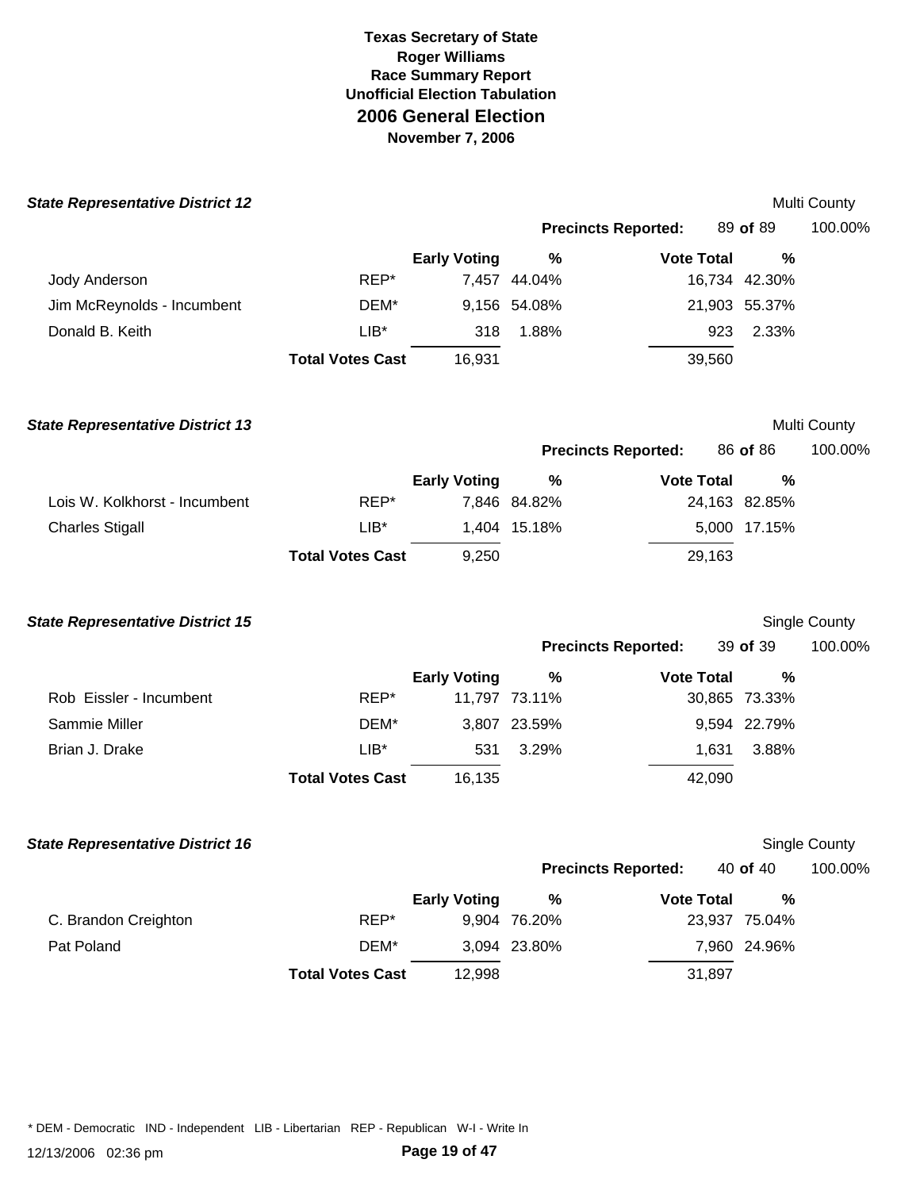**Texas Secretary of State**
**Roger Williams**
**Race Summary Report**
**Unofficial Election Tabulation**
## 2006 General Election
**November 7, 2006**

### State Representative District 12

Multi County

**Precincts Reported:** 89 **of** 89 100.00%

| | | Early Voting | % | Vote Total | % |
|---|---|---|---|---|---|
| Jody Anderson | REP* | 7,457 | 44.04% | 16,734 | 42.30% |
| Jim McReynolds - Incumbent | DEM* | 9,156 | 54.08% | 21,903 | 55.37% |
| Donald B. Keith | LIB* | 318 | 1.88% | 923 | 2.33% |
| | **Total Votes Cast** | 16,931 | | 39,560 | |

### State Representative District 13

Multi County

**Precincts Reported:** 86 **of** 86 100.00%

| | | Early Voting | % | Vote Total | % |
|---|---|---|---|---|---|
| Lois W. Kolkhorst - Incumbent | REP* | 7,846 | 84.82% | 24,163 | 82.85% |
| Charles Stigall | LIB* | 1,404 | 15.18% | 5,000 | 17.15% |
| | **Total Votes Cast** | 9,250 | | 29,163 | |

### State Representative District 15

Single County

**Precincts Reported:** 39 **of** 39 100.00%

| | | Early Voting | % | Vote Total | % |
|---|---|---|---|---|---|
| Rob Eissler - Incumbent | REP* | 11,797 | 73.11% | 30,865 | 73.33% |
| Sammie Miller | DEM* | 3,807 | 23.59% | 9,594 | 22.79% |
| Brian J. Drake | LIB* | 531 | 3.29% | 1,631 | 3.88% |
| | **Total Votes Cast** | 16,135 | | 42,090 | |

### State Representative District 16

Single County

**Precincts Reported:** 40 **of** 40 100.00%

| | | Early Voting | % | Vote Total | % |
|---|---|---|---|---|---|
| C. Brandon Creighton | REP* | 9,904 | 76.20% | 23,937 | 75.04% |
| Pat Poland | DEM* | 3,094 | 23.80% | 7,960 | 24.96% |
| | **Total Votes Cast** | 12,998 | | 31,897 | |

* DEM - Democratic IND - Independent LIB - Libertarian REP - Republican W-I - Write In

12/13/2006 02:36 pm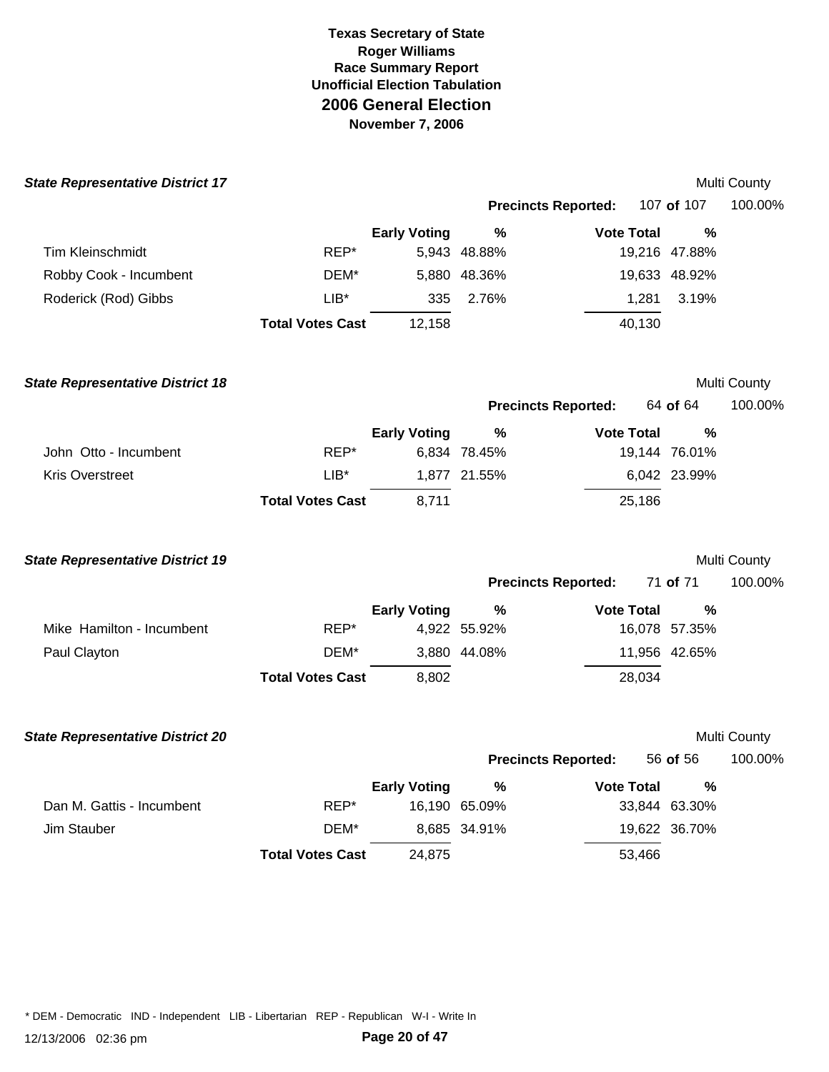**Texas Secretary of State**
**Roger Williams**
**Race Summary Report**
**Unofficial Election Tabulation**
## 2006 General Election
**November 7, 2006**

### State Representative District 17

Multi County

**Precincts Reported:** 107 **of** 107 100.00%

| | | Early Voting | % | Vote Total | % |
|---|---|---|---|---|---|
| Tim Kleinschmidt | REP* | 5,943 | 48.88% | 19,216 | 47.88% |
| Robby Cook - Incumbent | DEM* | 5,880 | 48.36% | 19,633 | 48.92% |
| Roderick (Rod) Gibbs | LIB* | 335 | 2.76% | 1,281 | 3.19% |
| | **Total Votes Cast** | 12,158 | | 40,130 | |

### State Representative District 18

Multi County

**Precincts Reported:** 64 **of** 64 100.00%

| | | Early Voting | % | Vote Total | % |
|---|---|---|---|---|---|
| John Otto - Incumbent | REP* | 6,834 | 78.45% | 19,144 | 76.01% |
| Kris Overstreet | LIB* | 1,877 | 21.55% | 6,042 | 23.99% |
| | **Total Votes Cast** | 8,711 | | 25,186 | |

### State Representative District 19

Multi County

**Precincts Reported:** 71 **of** 71 100.00%

| | | Early Voting | % | Vote Total | % |
|---|---|---|---|---|---|
| Mike Hamilton - Incumbent | REP* | 4,922 | 55.92% | 16,078 | 57.35% |
| Paul Clayton | DEM* | 3,880 | 44.08% | 11,956 | 42.65% |
| | **Total Votes Cast** | 8,802 | | 28,034 | |

### State Representative District 20

Multi County

**Precincts Reported:** 56 **of** 56 100.00%

| | | Early Voting | % | Vote Total | % |
|---|---|---|---|---|---|
| Dan M. Gattis - Incumbent | REP* | 16,190 | 65.09% | 33,844 | 63.30% |
| Jim Stauber | DEM* | 8,685 | 34.91% | 19,622 | 36.70% |
| | **Total Votes Cast** | 24,875 | | 53,466 | |

* DEM - Democratic IND - Independent LIB - Libertarian REP - Republican W-I - Write In

12/13/2006 02:36 pm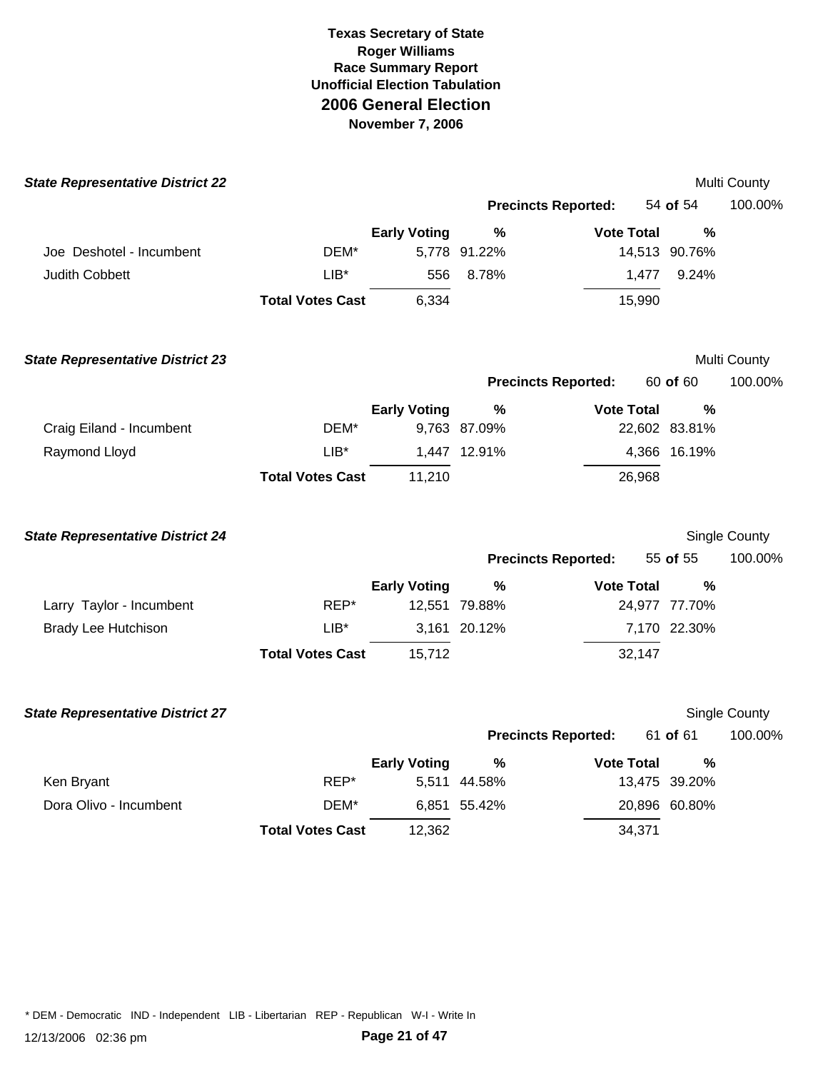# Texas Secretary of State
## Roger Williams
## Race Summary Report
## Unofficial Election Tabulation
## 2006 General Election
## November 7, 2006

### *State Representative District 22*

Multi County

**Precincts Reported:** 54 **of** 54 100.00%

| | | Early Voting | % | Vote Total | % |
|---|---|---|---|---|---|
| Joe Deshotel - Incumbent | DEM* | 5,778 | 91.22% | 14,513 | 90.76% |
| Judith Cobbett | LIB* | 556 | 8.78% | 1,477 | 9.24% |
| | **Total Votes Cast** | 6,334 | | 15,990 | |

### *State Representative District 23*

Multi County

**Precincts Reported:** 60 **of** 60 100.00%

| | | Early Voting | % | Vote Total | % |
|---|---|---|---|---|---|
| Craig Eiland - Incumbent | DEM* | 9,763 | 87.09% | 22,602 | 83.81% |
| Raymond Lloyd | LIB* | 1,447 | 12.91% | 4,366 | 16.19% |
| | **Total Votes Cast** | 11,210 | | 26,968 | |

### *State Representative District 24*

Single County

**Precincts Reported:** 55 **of** 55 100.00%

| | | Early Voting | % | Vote Total | % |
|---|---|---|---|---|---|
| Larry Taylor - Incumbent | REP* | 12,551 | 79.88% | 24,977 | 77.70% |
| Brady Lee Hutchison | LIB* | 3,161 | 20.12% | 7,170 | 22.30% |
| | **Total Votes Cast** | 15,712 | | 32,147 | |

### *State Representative District 27*

Single County

**Precincts Reported:** 61 **of** 61 100.00%

| | | Early Voting | % | Vote Total | % |
|---|---|---|---|---|---|
| Ken Bryant | REP* | 5,511 | 44.58% | 13,475 | 39.20% |
| Dora Olivo - Incumbent | DEM* | 6,851 | 55.42% | 20,896 | 60.80% |
| | **Total Votes Cast** | 12,362 | | 34,371 | |

* DEM - Democratic IND - Independent LIB - Libertarian REP - Republican W-I - Write In

12/13/2006 02:36 pm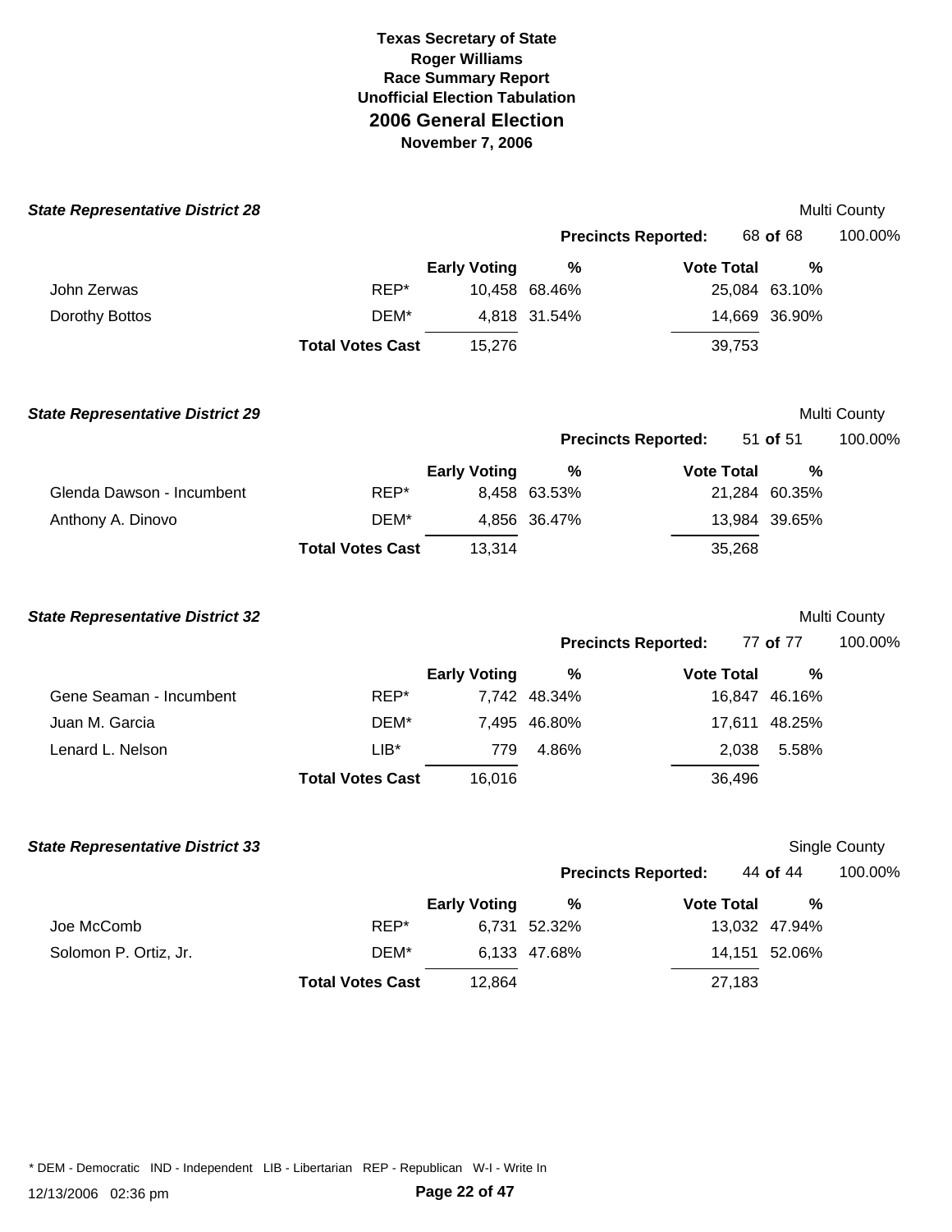# Texas Secretary of State
## Roger Williams
### Race Summary Report
### Unofficial Election Tabulation
## 2006 General Election
### November 7, 2006

***State Representative District 28*** — Multi County

**Precincts Reported:** 68 **of** 68 — 100.00%

| Candidate | Party | Early Voting | % | Vote Total | % |
|---|---|---|---|---|---|
| John Zerwas | REP* | 10,458 | 68.46% | 25,084 | 63.10% |
| Dorothy Bottos | DEM* | 4,818 | 31.54% | 14,669 | 36.90% |
| | **Total Votes Cast** | 15,276 | | 39,753 | |

***State Representative District 29*** — Multi County

**Precincts Reported:** 51 **of** 51 — 100.00%

| Candidate | Party | Early Voting | % | Vote Total | % |
|---|---|---|---|---|---|
| Glenda Dawson - Incumbent | REP* | 8,458 | 63.53% | 21,284 | 60.35% |
| Anthony A. Dinovo | DEM* | 4,856 | 36.47% | 13,984 | 39.65% |
| | **Total Votes Cast** | 13,314 | | 35,268 | |

***State Representative District 32*** — Multi County

**Precincts Reported:** 77 **of** 77 — 100.00%

| Candidate | Party | Early Voting | % | Vote Total | % |
|---|---|---|---|---|---|
| Gene Seaman - Incumbent | REP* | 7,742 | 48.34% | 16,847 | 46.16% |
| Juan M. Garcia | DEM* | 7,495 | 46.80% | 17,611 | 48.25% |
| Lenard L. Nelson | LIB* | 779 | 4.86% | 2,038 | 5.58% |
| | **Total Votes Cast** | 16,016 | | 36,496 | |

***State Representative District 33*** — Single County

**Precincts Reported:** 44 **of** 44 — 100.00%

| Candidate | Party | Early Voting | % | Vote Total | % |
|---|---|---|---|---|---|
| Joe McComb | REP* | 6,731 | 52.32% | 13,032 | 47.94% |
| Solomon P. Ortiz, Jr. | DEM* | 6,133 | 47.68% | 14,151 | 52.06% |
| | **Total Votes Cast** | 12,864 | | 27,183 | |

* DEM - Democratic IND - Independent LIB - Libertarian REP - Republican W-I - Write In

12/13/2006 02:36 pm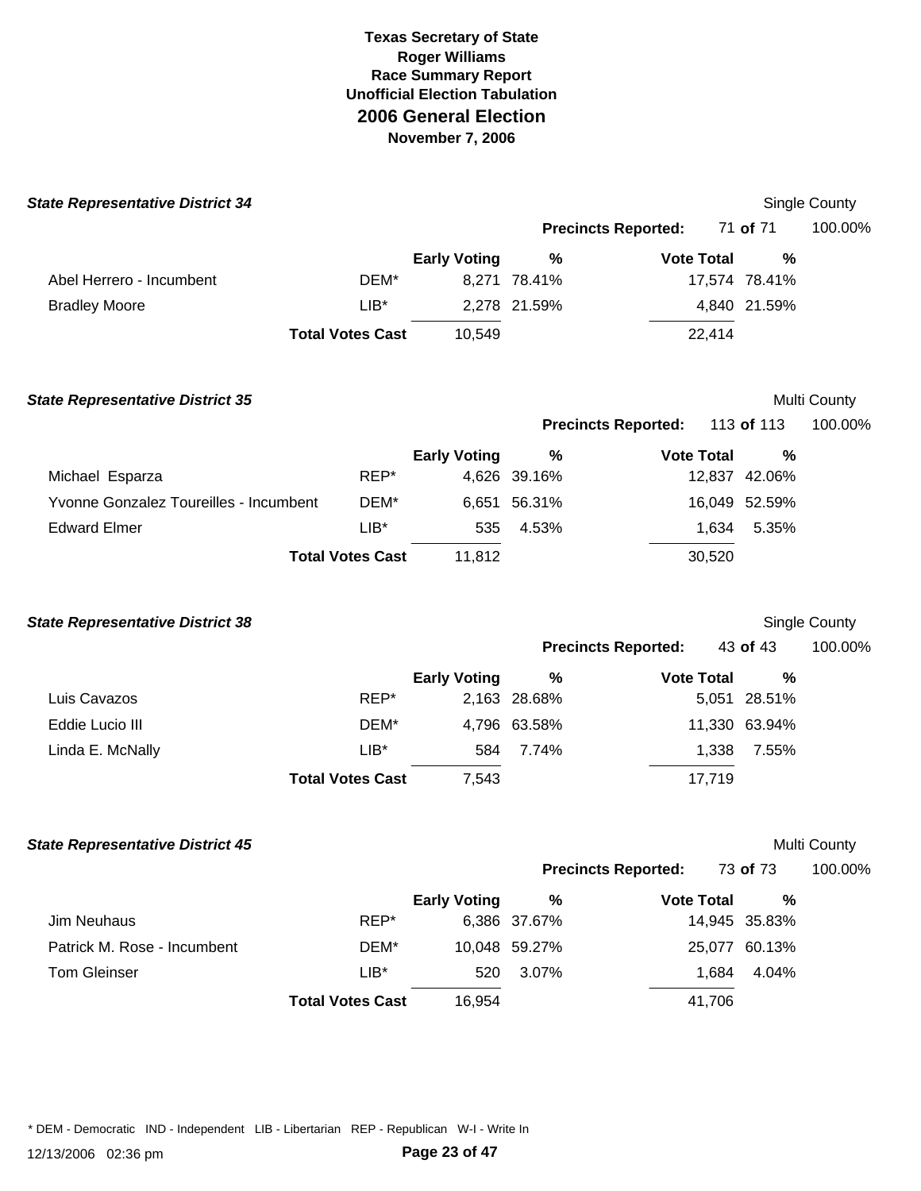# Texas Secretary of State
## Roger Williams
## Race Summary Report
## Unofficial Election Tabulation
## 2006 General Election
## November 7, 2006

### State Representative District 34

Single County

**Precincts Reported:** 71 **of** 71 100.00%

| | | Early Voting | % | Vote Total | % |
|---|---|---|---|---|---|
| Abel Herrero - Incumbent | DEM* | 8,271 | 78.41% | 17,574 | 78.41% |
| Bradley Moore | LIB* | 2,278 | 21.59% | 4,840 | 21.59% |
| | **Total Votes Cast** | 10,549 | | 22,414 | |

### State Representative District 35

Multi County

**Precincts Reported:** 113 **of** 113 100.00%

| | | Early Voting | % | Vote Total | % |
|---|---|---|---|---|---|
| Michael Esparza | REP* | 4,626 | 39.16% | 12,837 | 42.06% |
| Yvonne Gonzalez Toureilles - Incumbent | DEM* | 6,651 | 56.31% | 16,049 | 52.59% |
| Edward Elmer | LIB* | 535 | 4.53% | 1,634 | 5.35% |
| | **Total Votes Cast** | 11,812 | | 30,520 | |

### State Representative District 38

Single County

**Precincts Reported:** 43 **of** 43 100.00%

| | | Early Voting | % | Vote Total | % |
|---|---|---|---|---|---|
| Luis Cavazos | REP* | 2,163 | 28.68% | 5,051 | 28.51% |
| Eddie Lucio III | DEM* | 4,796 | 63.58% | 11,330 | 63.94% |
| Linda E. McNally | LIB* | 584 | 7.74% | 1,338 | 7.55% |
| | **Total Votes Cast** | 7,543 | | 17,719 | |

### State Representative District 45

Multi County

**Precincts Reported:** 73 **of** 73 100.00%

| | | Early Voting | % | Vote Total | % |
|---|---|---|---|---|---|
| Jim Neuhaus | REP* | 6,386 | 37.67% | 14,945 | 35.83% |
| Patrick M. Rose - Incumbent | DEM* | 10,048 | 59.27% | 25,077 | 60.13% |
| Tom Gleinser | LIB* | 520 | 3.07% | 1,684 | 4.04% |
| | **Total Votes Cast** | 16,954 | | 41,706 | |

* DEM - Democratic IND - Independent LIB - Libertarian REP - Republican W-I - Write In

12/13/2006 02:36 pm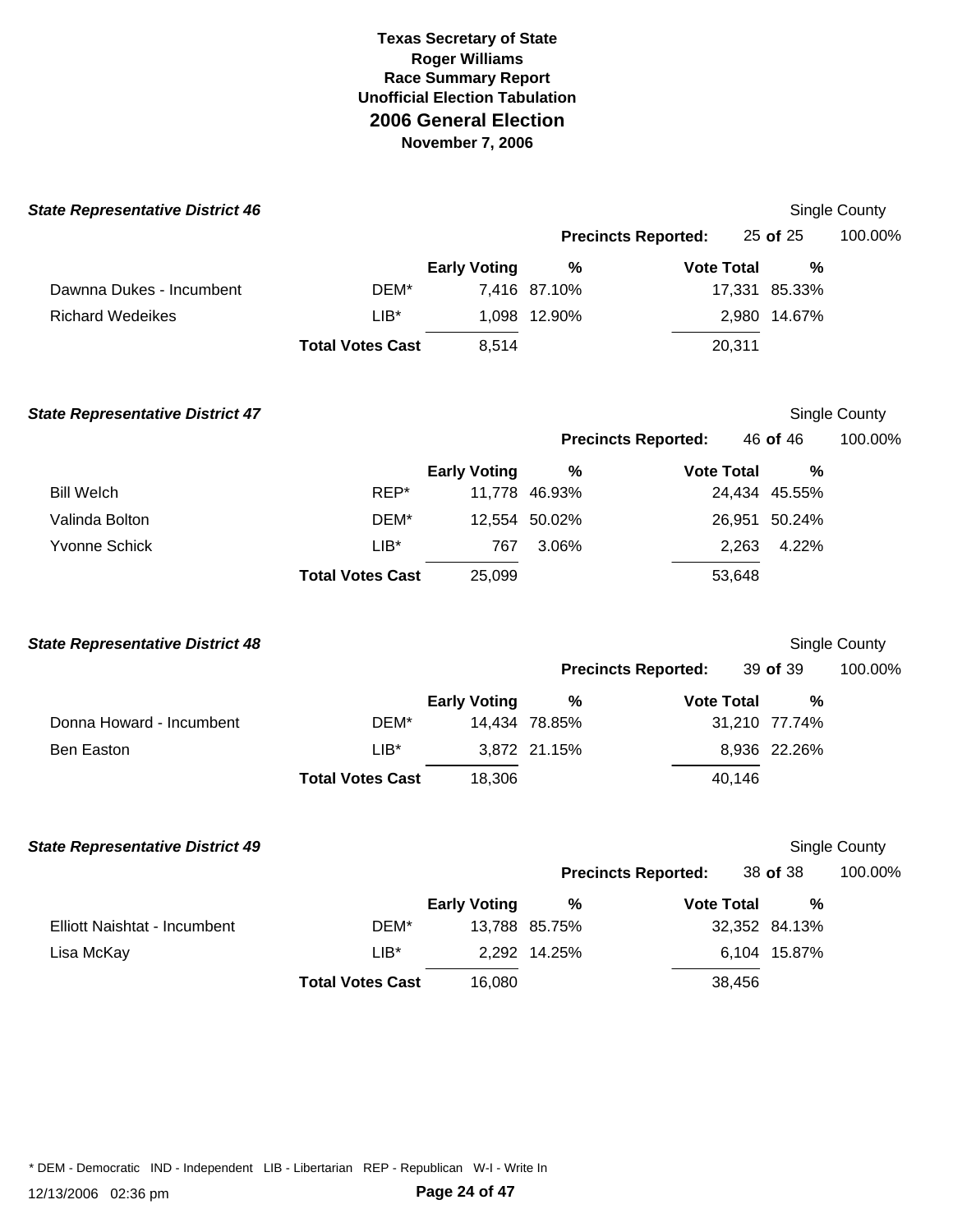**Texas Secretary of State**
**Roger Williams**
**Race Summary Report**
**Unofficial Election Tabulation**
## 2006 General Election
**November 7, 2006**

### *State Representative District 46*

Single County

**Precincts Reported:** 25 **of** 25 100.00%

| | | Early Voting | % | Vote Total | % |
|---|---|---|---|---|---|
| Dawnna Dukes - Incumbent | DEM* | 7,416 | 87.10% | 17,331 | 85.33% |
| Richard Wedeikes | LIB* | 1,098 | 12.90% | 2,980 | 14.67% |
| | **Total Votes Cast** | 8,514 | | 20,311 | |

### *State Representative District 47*

Single County

**Precincts Reported:** 46 **of** 46 100.00%

| | | Early Voting | % | Vote Total | % |
|---|---|---|---|---|---|
| Bill Welch | REP* | 11,778 | 46.93% | 24,434 | 45.55% |
| Valinda Bolton | DEM* | 12,554 | 50.02% | 26,951 | 50.24% |
| Yvonne Schick | LIB* | 767 | 3.06% | 2,263 | 4.22% |
| | **Total Votes Cast** | 25,099 | | 53,648 | |

### *State Representative District 48*

Single County

**Precincts Reported:** 39 **of** 39 100.00%

| | | Early Voting | % | Vote Total | % |
|---|---|---|---|---|---|
| Donna Howard - Incumbent | DEM* | 14,434 | 78.85% | 31,210 | 77.74% |
| Ben Easton | LIB* | 3,872 | 21.15% | 8,936 | 22.26% |
| | **Total Votes Cast** | 18,306 | | 40,146 | |

### *State Representative District 49*

Single County

**Precincts Reported:** 38 **of** 38 100.00%

| | | Early Voting | % | Vote Total | % |
|---|---|---|---|---|---|
| Elliott Naishtat - Incumbent | DEM* | 13,788 | 85.75% | 32,352 | 84.13% |
| Lisa McKay | LIB* | 2,292 | 14.25% | 6,104 | 15.87% |
| | **Total Votes Cast** | 16,080 | | 38,456 | |

* DEM - Democratic IND - Independent LIB - Libertarian REP - Republican W-I - Write In

12/13/2006 02:36 pm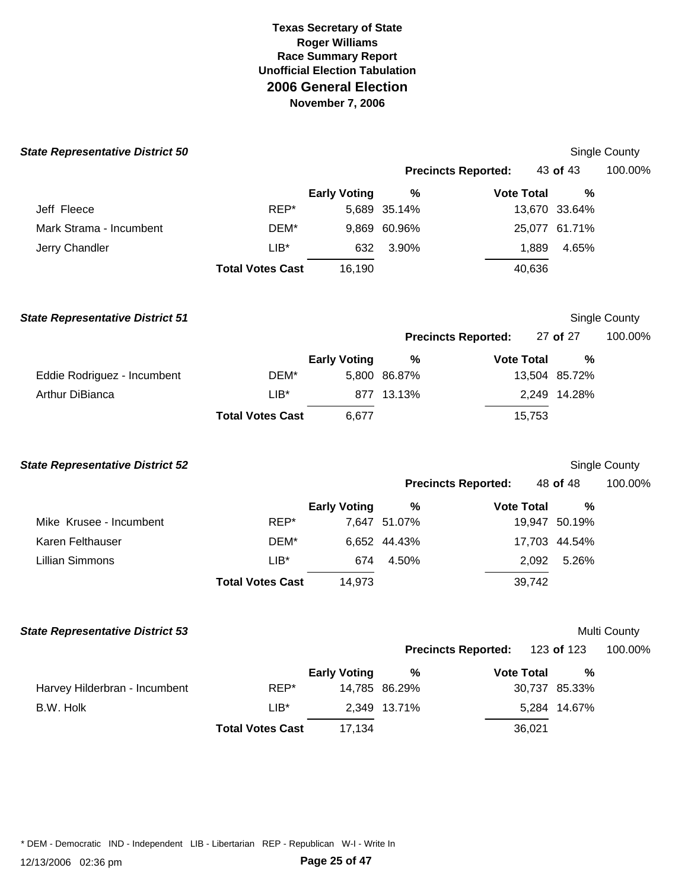**Texas Secretary of State**
**Roger Williams**
**Race Summary Report**
**Unofficial Election Tabulation**
## 2006 General Election
**November 7, 2006**

### State Representative District 50

Single County

**Precincts Reported:** 43 **of** 43 100.00%

| | | Early Voting | % | Vote Total | % |
|---|---|---|---|---|---|
| Jeff Fleece | REP* | 5,689 | 35.14% | 13,670 | 33.64% |
| Mark Strama - Incumbent | DEM* | 9,869 | 60.96% | 25,077 | 61.71% |
| Jerry Chandler | LIB* | 632 | 3.90% | 1,889 | 4.65% |
| | **Total Votes Cast** | 16,190 | | 40,636 | |

### State Representative District 51

Single County

**Precincts Reported:** 27 **of** 27 100.00%

| | | Early Voting | % | Vote Total | % |
|---|---|---|---|---|---|
| Eddie Rodriguez - Incumbent | DEM* | 5,800 | 86.87% | 13,504 | 85.72% |
| Arthur DiBianca | LIB* | 877 | 13.13% | 2,249 | 14.28% |
| | **Total Votes Cast** | 6,677 | | 15,753 | |

### State Representative District 52

Single County

**Precincts Reported:** 48 **of** 48 100.00%

| | | Early Voting | % | Vote Total | % |
|---|---|---|---|---|---|
| Mike Krusee - Incumbent | REP* | 7,647 | 51.07% | 19,947 | 50.19% |
| Karen Felthauser | DEM* | 6,652 | 44.43% | 17,703 | 44.54% |
| Lillian Simmons | LIB* | 674 | 4.50% | 2,092 | 5.26% |
| | **Total Votes Cast** | 14,973 | | 39,742 | |

### State Representative District 53

Multi County

**Precincts Reported:** 123 **of** 123 100.00%

| | | Early Voting | % | Vote Total | % |
|---|---|---|---|---|---|
| Harvey Hilderbran - Incumbent | REP* | 14,785 | 86.29% | 30,737 | 85.33% |
| B.W. Holk | LIB* | 2,349 | 13.71% | 5,284 | 14.67% |
| | **Total Votes Cast** | 17,134 | | 36,021 | |

* DEM - Democratic IND - Independent LIB - Libertarian REP - Republican W-I - Write In

12/13/2006 02:36 pm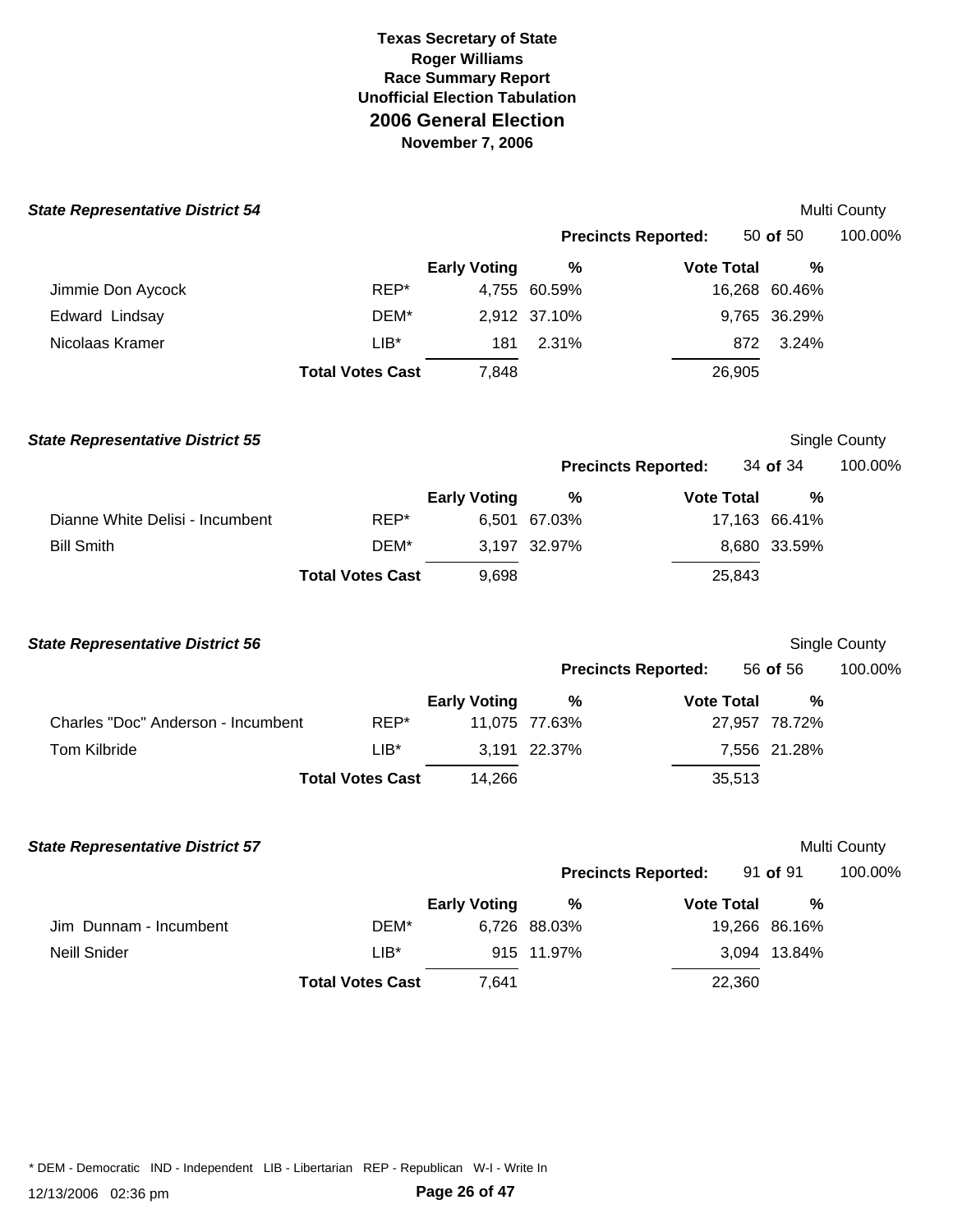# Texas Secretary of State
## Roger Williams
### Race Summary Report
### Unofficial Election Tabulation
## 2006 General Election
### November 7, 2006

### ***State Representative District 54***

Multi County

**Precincts Reported:** 50 **of** 50 100.00%

| | | Early Voting | % | Vote Total | % |
|---|---|---|---|---|---|
| Jimmie Don Aycock | REP* | 4,755 | 60.59% | 16,268 | 60.46% |
| Edward Lindsay | DEM* | 2,912 | 37.10% | 9,765 | 36.29% |
| Nicolaas Kramer | LIB* | 181 | 2.31% | 872 | 3.24% |
| | **Total Votes Cast** | 7,848 | | 26,905 | |

### ***State Representative District 55***

Single County

**Precincts Reported:** 34 **of** 34 100.00%

| | | Early Voting | % | Vote Total | % |
|---|---|---|---|---|---|
| Dianne White Delisi - Incumbent | REP* | 6,501 | 67.03% | 17,163 | 66.41% |
| Bill Smith | DEM* | 3,197 | 32.97% | 8,680 | 33.59% |
| | **Total Votes Cast** | 9,698 | | 25,843 | |

### ***State Representative District 56***

Single County

**Precincts Reported:** 56 **of** 56 100.00%

| | | Early Voting | % | Vote Total | % |
|---|---|---|---|---|---|
| Charles "Doc" Anderson - Incumbent | REP* | 11,075 | 77.63% | 27,957 | 78.72% |
| Tom Kilbride | LIB* | 3,191 | 22.37% | 7,556 | 21.28% |
| | **Total Votes Cast** | 14,266 | | 35,513 | |

### ***State Representative District 57***

Multi County

**Precincts Reported:** 91 **of** 91 100.00%

| | | Early Voting | % | Vote Total | % |
|---|---|---|---|---|---|
| Jim Dunnam - Incumbent | DEM* | 6,726 | 88.03% | 19,266 | 86.16% |
| Neill Snider | LIB* | 915 | 11.97% | 3,094 | 13.84% |
| | **Total Votes Cast** | 7,641 | | 22,360 | |

\* DEM - Democratic IND - Independent LIB - Libertarian REP - Republican W-I - Write In

12/13/2006 02:36 pm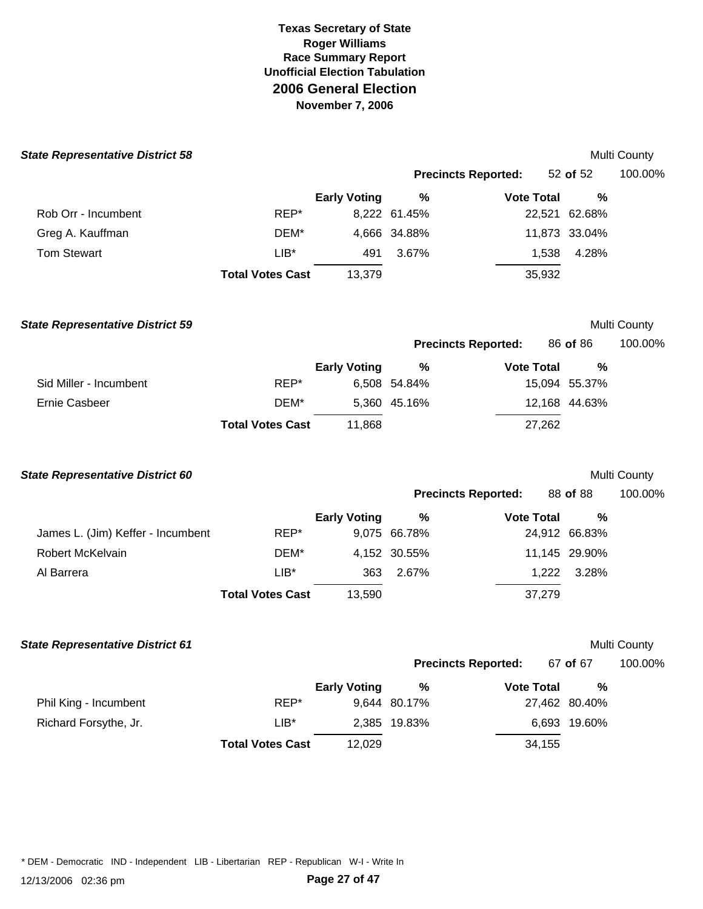**Texas Secretary of State**
**Roger Williams**
**Race Summary Report**
**Unofficial Election Tabulation**
## 2006 General Election
**November 7, 2006**

### State Representative District 58

Multi County

**Precincts Reported:** 52 **of** 52 100.00%

| | | Early Voting | % | Vote Total | % |
|---|---|---|---|---|---|
| Rob Orr - Incumbent | REP* | 8,222 | 61.45% | 22,521 | 62.68% |
| Greg A. Kauffman | DEM* | 4,666 | 34.88% | 11,873 | 33.04% |
| Tom Stewart | LIB* | 491 | 3.67% | 1,538 | 4.28% |
| | **Total Votes Cast** | 13,379 | | 35,932 | |

### State Representative District 59

Multi County

**Precincts Reported:** 86 **of** 86 100.00%

| | | Early Voting | % | Vote Total | % |
|---|---|---|---|---|---|
| Sid Miller - Incumbent | REP* | 6,508 | 54.84% | 15,094 | 55.37% |
| Ernie Casbeer | DEM* | 5,360 | 45.16% | 12,168 | 44.63% |
| | **Total Votes Cast** | 11,868 | | 27,262 | |

### State Representative District 60

Multi County

**Precincts Reported:** 88 **of** 88 100.00%

| | | Early Voting | % | Vote Total | % |
|---|---|---|---|---|---|
| James L. (Jim) Keffer - Incumbent | REP* | 9,075 | 66.78% | 24,912 | 66.83% |
| Robert McKelvain | DEM* | 4,152 | 30.55% | 11,145 | 29.90% |
| Al Barrera | LIB* | 363 | 2.67% | 1,222 | 3.28% |
| | **Total Votes Cast** | 13,590 | | 37,279 | |

### State Representative District 61

Multi County

**Precincts Reported:** 67 **of** 67 100.00%

| | | Early Voting | % | Vote Total | % |
|---|---|---|---|---|---|
| Phil King - Incumbent | REP* | 9,644 | 80.17% | 27,462 | 80.40% |
| Richard Forsythe, Jr. | LIB* | 2,385 | 19.83% | 6,693 | 19.60% |
| | **Total Votes Cast** | 12,029 | | 34,155 | |

* DEM - Democratic IND - Independent LIB - Libertarian REP - Republican W-I - Write In

12/13/2006 02:36 pm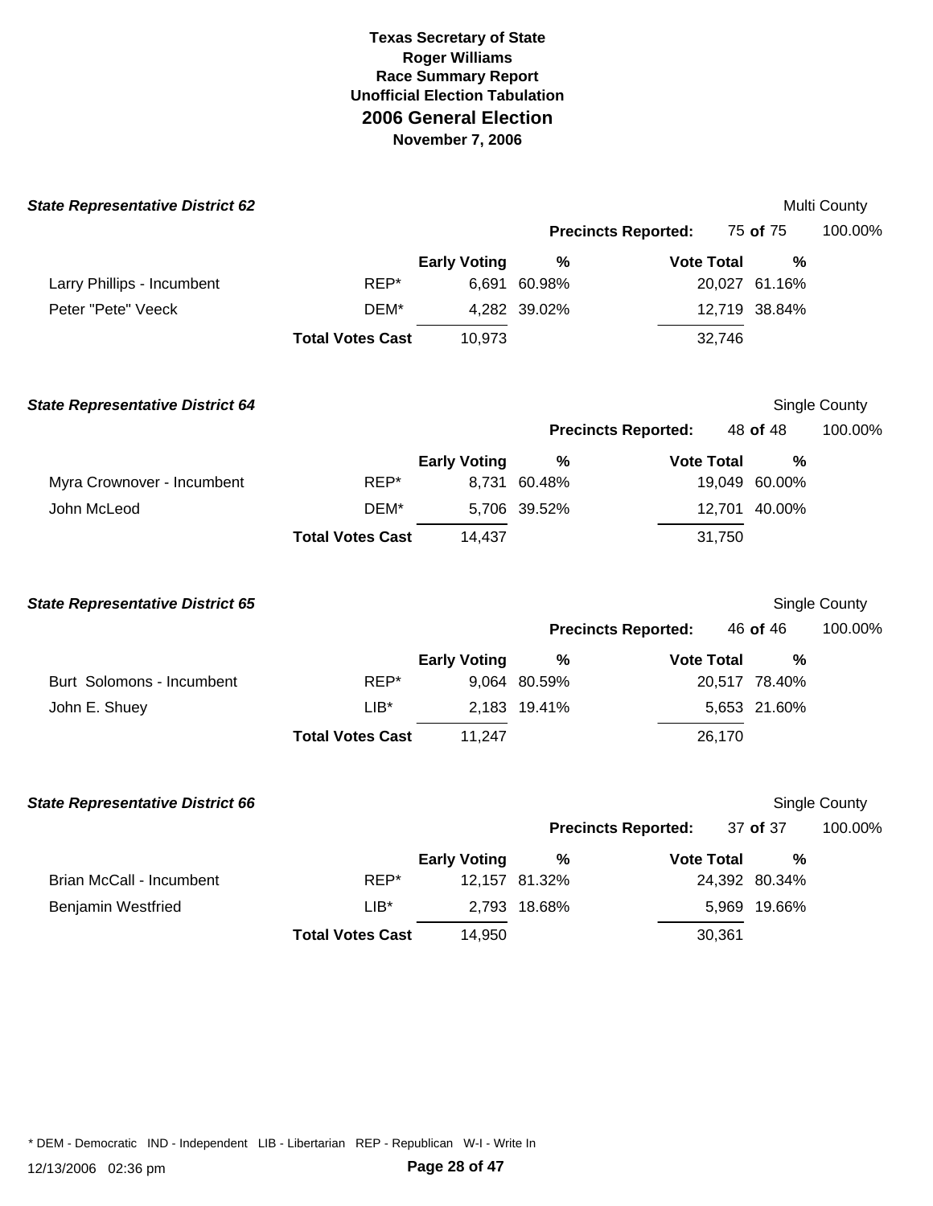**Texas Secretary of State**
**Roger Williams**
**Race Summary Report**
**Unofficial Election Tabulation**
# 2006 General Election
**November 7, 2006**

### State Representative District 62

Multi County

**Precincts Reported:** 75 **of** 75 100.00%

| | | Early Voting | % | Vote Total | % |
|---|---|---|---|---|---|
| Larry Phillips - Incumbent | REP* | 6,691 | 60.98% | 20,027 | 61.16% |
| Peter "Pete" Veeck | DEM* | 4,282 | 39.02% | 12,719 | 38.84% |
| | **Total Votes Cast** | 10,973 | | 32,746 | |

### State Representative District 64

Single County

**Precincts Reported:** 48 **of** 48 100.00%

| | | Early Voting | % | Vote Total | % |
|---|---|---|---|---|---|
| Myra Crownover - Incumbent | REP* | 8,731 | 60.48% | 19,049 | 60.00% |
| John McLeod | DEM* | 5,706 | 39.52% | 12,701 | 40.00% |
| | **Total Votes Cast** | 14,437 | | 31,750 | |

### State Representative District 65

Single County

**Precincts Reported:** 46 **of** 46 100.00%

| | | Early Voting | % | Vote Total | % |
|---|---|---|---|---|---|
| Burt Solomons - Incumbent | REP* | 9,064 | 80.59% | 20,517 | 78.40% |
| John E. Shuey | LIB* | 2,183 | 19.41% | 5,653 | 21.60% |
| | **Total Votes Cast** | 11,247 | | 26,170 | |

### State Representative District 66

Single County

**Precincts Reported:** 37 **of** 37 100.00%

| | | Early Voting | % | Vote Total | % |
|---|---|---|---|---|---|
| Brian McCall - Incumbent | REP* | 12,157 | 81.32% | 24,392 | 80.34% |
| Benjamin Westfried | LIB* | 2,793 | 18.68% | 5,969 | 19.66% |
| | **Total Votes Cast** | 14,950 | | 30,361 | |

* DEM - Democratic IND - Independent LIB - Libertarian REP - Republican W-I - Write In

12/13/2006 02:36 pm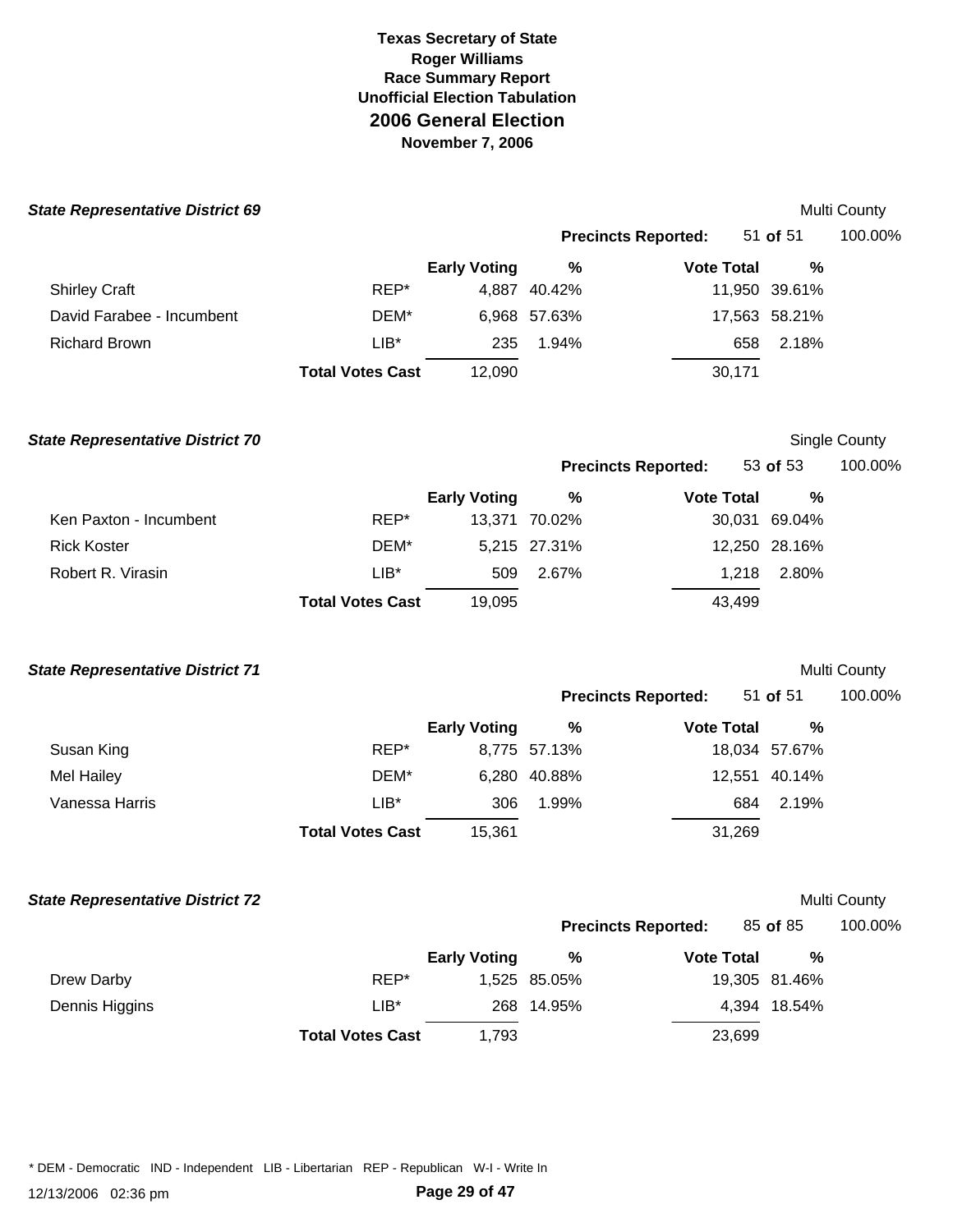**Texas Secretary of State**
**Roger Williams**
**Race Summary Report**
**Unofficial Election Tabulation**
# 2006 General Election
**November 7, 2006**

### *State Representative District 69*

Multi County

**Precincts Reported:** 51 **of** 51 100.00%

| | | Early Voting | % | Vote Total | % |
|---|---|---|---|---|---|
| Shirley Craft | REP* | 4,887 | 40.42% | 11,950 | 39.61% |
| David Farabee - Incumbent | DEM* | 6,968 | 57.63% | 17,563 | 58.21% |
| Richard Brown | LIB* | 235 | 1.94% | 658 | 2.18% |
| | **Total Votes Cast** | 12,090 | | 30,171 | |

### *State Representative District 70*

Single County

**Precincts Reported:** 53 **of** 53 100.00%

| | | Early Voting | % | Vote Total | % |
|---|---|---|---|---|---|
| Ken Paxton - Incumbent | REP* | 13,371 | 70.02% | 30,031 | 69.04% |
| Rick Koster | DEM* | 5,215 | 27.31% | 12,250 | 28.16% |
| Robert R. Virasin | LIB* | 509 | 2.67% | 1,218 | 2.80% |
| | **Total Votes Cast** | 19,095 | | 43,499 | |

### *State Representative District 71*

Multi County

**Precincts Reported:** 51 **of** 51 100.00%

| | | Early Voting | % | Vote Total | % |
|---|---|---|---|---|---|
| Susan King | REP* | 8,775 | 57.13% | 18,034 | 57.67% |
| Mel Hailey | DEM* | 6,280 | 40.88% | 12,551 | 40.14% |
| Vanessa Harris | LIB* | 306 | 1.99% | 684 | 2.19% |
| | **Total Votes Cast** | 15,361 | | 31,269 | |

### *State Representative District 72*

Multi County

**Precincts Reported:** 85 **of** 85 100.00%

| | | Early Voting | % | Vote Total | % |
|---|---|---|---|---|---|
| Drew Darby | REP* | 1,525 | 85.05% | 19,305 | 81.46% |
| Dennis Higgins | LIB* | 268 | 14.95% | 4,394 | 18.54% |
| | **Total Votes Cast** | 1,793 | | 23,699 | |

* DEM - Democratic IND - Independent LIB - Libertarian REP - Republican W-I - Write In

12/13/2006 02:36 pm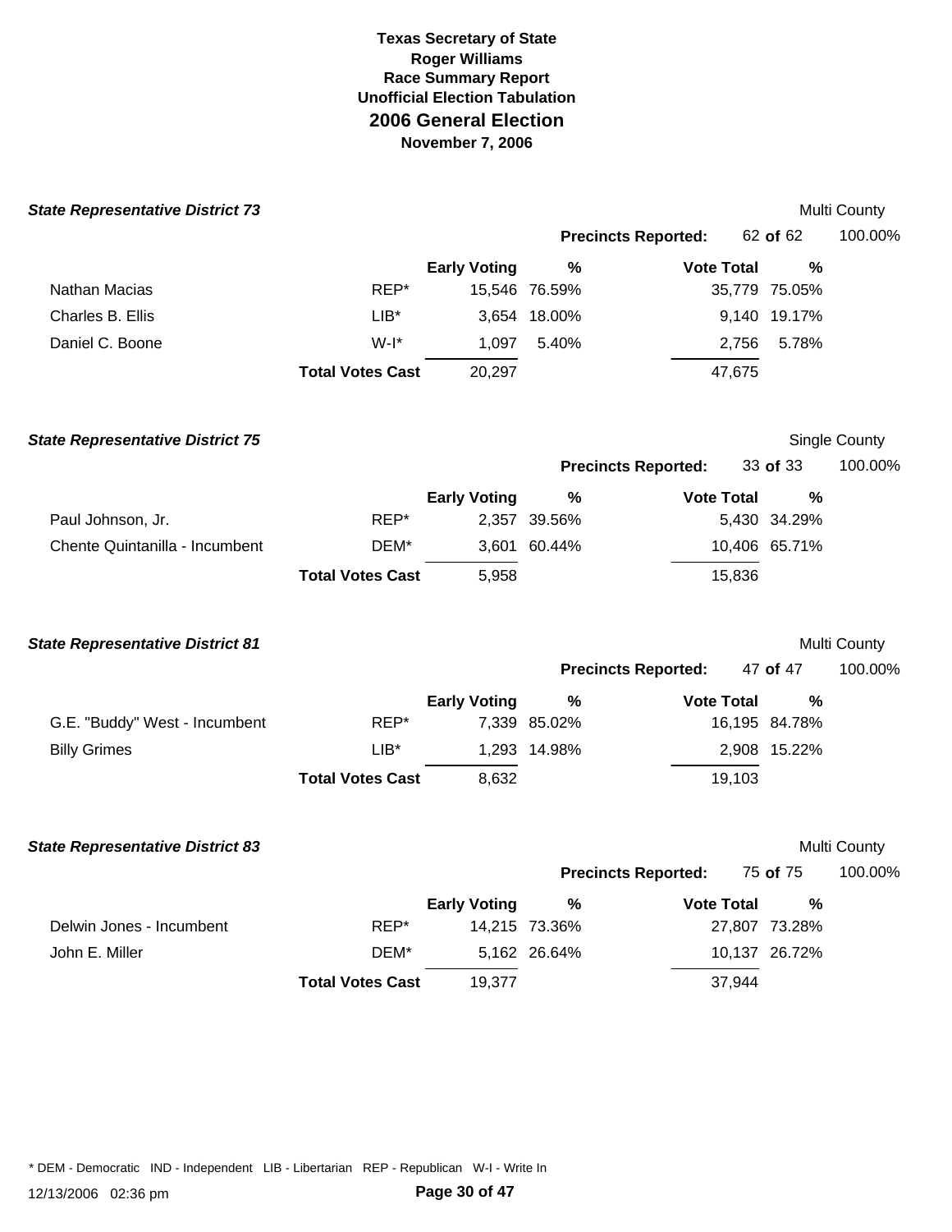# Texas Secretary of State
## Roger Williams
## Race Summary Report
## Unofficial Election Tabulation
## 2006 General Election
## November 7, 2006

### *State Representative District 73*

Multi County

**Precincts Reported:** 62 **of** 62 100.00%

| | | Early Voting | % | Vote Total | % |
|---|---|---|---|---|---|
| Nathan Macias | REP* | 15,546 | 76.59% | 35,779 | 75.05% |
| Charles B. Ellis | LIB* | 3,654 | 18.00% | 9,140 | 19.17% |
| Daniel C. Boone | W-I* | 1,097 | 5.40% | 2,756 | 5.78% |
| | **Total Votes Cast** | 20,297 | | 47,675 | |

### *State Representative District 75*

Single County

**Precincts Reported:** 33 **of** 33 100.00%

| | | Early Voting | % | Vote Total | % |
|---|---|---|---|---|---|
| Paul Johnson, Jr. | REP* | 2,357 | 39.56% | 5,430 | 34.29% |
| Chente Quintanilla - Incumbent | DEM* | 3,601 | 60.44% | 10,406 | 65.71% |
| | **Total Votes Cast** | 5,958 | | 15,836 | |

### *State Representative District 81*

Multi County

**Precincts Reported:** 47 **of** 47 100.00%

| | | Early Voting | % | Vote Total | % |
|---|---|---|---|---|---|
| G.E. "Buddy" West - Incumbent | REP* | 7,339 | 85.02% | 16,195 | 84.78% |
| Billy Grimes | LIB* | 1,293 | 14.98% | 2,908 | 15.22% |
| | **Total Votes Cast** | 8,632 | | 19,103 | |

### *State Representative District 83*

Multi County

**Precincts Reported:** 75 **of** 75 100.00%

| | | Early Voting | % | Vote Total | % |
|---|---|---|---|---|---|
| Delwin Jones - Incumbent | REP* | 14,215 | 73.36% | 27,807 | 73.28% |
| John E. Miller | DEM* | 5,162 | 26.64% | 10,137 | 26.72% |
| | **Total Votes Cast** | 19,377 | | 37,944 | |

* DEM - Democratic IND - Independent LIB - Libertarian REP - Republican W-I - Write In

12/13/2006 02:36 pm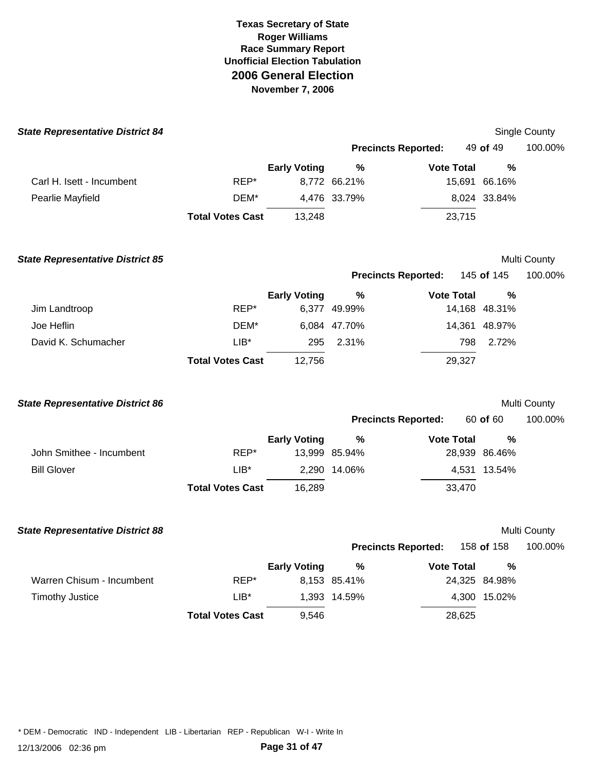**Texas Secretary of State**
**Roger Williams**
**Race Summary Report**
**Unofficial Election Tabulation**
# 2006 General Election
**November 7, 2006**

### *State Representative District 84*

Single County

**Precincts Reported:** 49 **of** 49 100.00%

| | | Early Voting | % | Vote Total | % |
|---|---|---|---|---|---|
| Carl H. Isett - Incumbent | REP* | 8,772 | 66.21% | 15,691 | 66.16% |
| Pearlie Mayfield | DEM* | 4,476 | 33.79% | 8,024 | 33.84% |
| | **Total Votes Cast** | 13,248 | | 23,715 | |

### *State Representative District 85*

Multi County

**Precincts Reported:** 145 **of** 145 100.00%

| | | Early Voting | % | Vote Total | % |
|---|---|---|---|---|---|
| Jim Landtroop | REP* | 6,377 | 49.99% | 14,168 | 48.31% |
| Joe Heflin | DEM* | 6,084 | 47.70% | 14,361 | 48.97% |
| David K. Schumacher | LIB* | 295 | 2.31% | 798 | 2.72% |
| | **Total Votes Cast** | 12,756 | | 29,327 | |

### *State Representative District 86*

Multi County

**Precincts Reported:** 60 **of** 60 100.00%

| | | Early Voting | % | Vote Total | % |
|---|---|---|---|---|---|
| John Smithee - Incumbent | REP* | 13,999 | 85.94% | 28,939 | 86.46% |
| Bill Glover | LIB* | 2,290 | 14.06% | 4,531 | 13.54% |
| | **Total Votes Cast** | 16,289 | | 33,470 | |

### *State Representative District 88*

Multi County

**Precincts Reported:** 158 **of** 158 100.00%

| | | Early Voting | % | Vote Total | % |
|---|---|---|---|---|---|
| Warren Chisum - Incumbent | REP* | 8,153 | 85.41% | 24,325 | 84.98% |
| Timothy Justice | LIB* | 1,393 | 14.59% | 4,300 | 15.02% |
| | **Total Votes Cast** | 9,546 | | 28,625 | |

* DEM - Democratic IND - Independent LIB - Libertarian REP - Republican W-I - Write In

12/13/2006 02:36 pm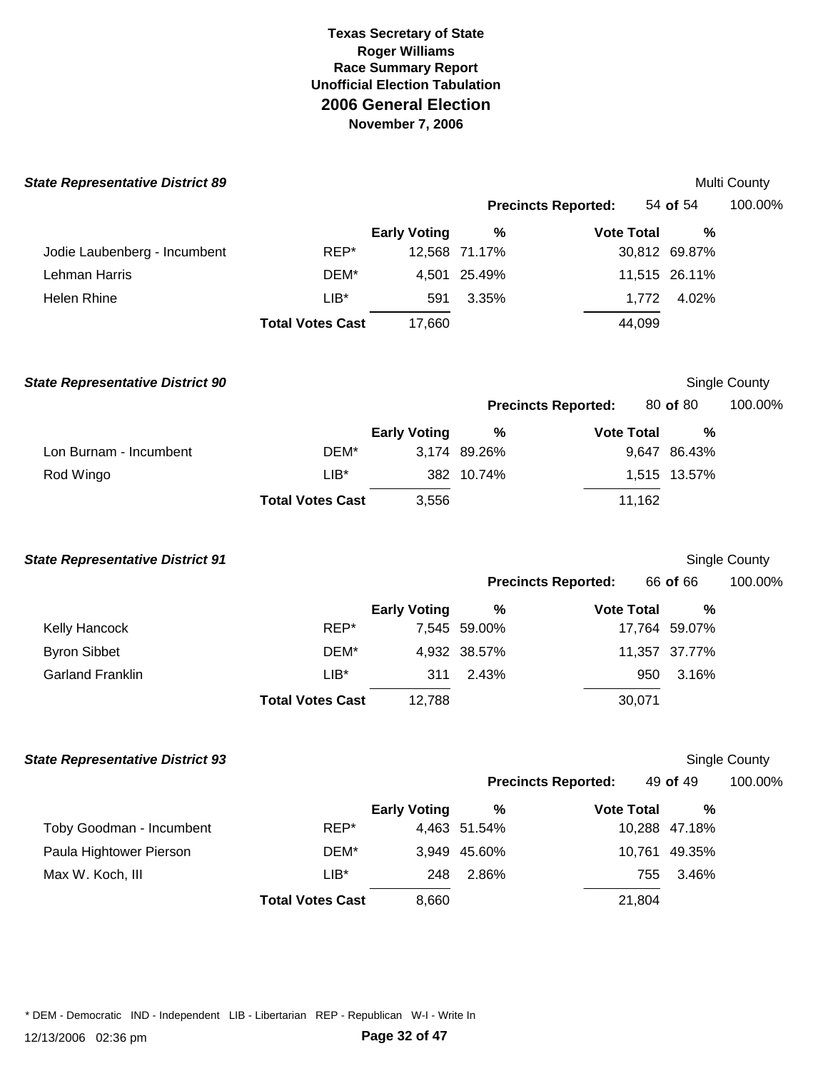**Texas Secretary of State**
**Roger Williams**
**Race Summary Report**
**Unofficial Election Tabulation**
## 2006 General Election
**November 7, 2006**

### *State Representative District 89*

Multi County

**Precincts Reported:** 54 **of** 54 100.00%

| | | Early Voting | % | Vote Total | % |
|---|---|---|---|---|---|
| Jodie Laubenberg - Incumbent | REP* | 12,568 | 71.17% | 30,812 | 69.87% |
| Lehman Harris | DEM* | 4,501 | 25.49% | 11,515 | 26.11% |
| Helen Rhine | LIB* | 591 | 3.35% | 1,772 | 4.02% |
| | **Total Votes Cast** | 17,660 | | 44,099 | |

### *State Representative District 90*

Single County

**Precincts Reported:** 80 **of** 80 100.00%

| | | Early Voting | % | Vote Total | % |
|---|---|---|---|---|---|
| Lon Burnam - Incumbent | DEM* | 3,174 | 89.26% | 9,647 | 86.43% |
| Rod Wingo | LIB* | 382 | 10.74% | 1,515 | 13.57% |
| | **Total Votes Cast** | 3,556 | | 11,162 | |

### *State Representative District 91*

Single County

**Precincts Reported:** 66 **of** 66 100.00%

| | | Early Voting | % | Vote Total | % |
|---|---|---|---|---|---|
| Kelly Hancock | REP* | 7,545 | 59.00% | 17,764 | 59.07% |
| Byron Sibbet | DEM* | 4,932 | 38.57% | 11,357 | 37.77% |
| Garland Franklin | LIB* | 311 | 2.43% | 950 | 3.16% |
| | **Total Votes Cast** | 12,788 | | 30,071 | |

### *State Representative District 93*

Single County

**Precincts Reported:** 49 **of** 49 100.00%

| | | Early Voting | % | Vote Total | % |
|---|---|---|---|---|---|
| Toby Goodman - Incumbent | REP* | 4,463 | 51.54% | 10,288 | 47.18% |
| Paula Hightower Pierson | DEM* | 3,949 | 45.60% | 10,761 | 49.35% |
| Max W. Koch, III | LIB* | 248 | 2.86% | 755 | 3.46% |
| | **Total Votes Cast** | 8,660 | | 21,804 | |

* DEM - Democratic IND - Independent LIB - Libertarian REP - Republican W-I - Write In

12/13/2006 02:36 pm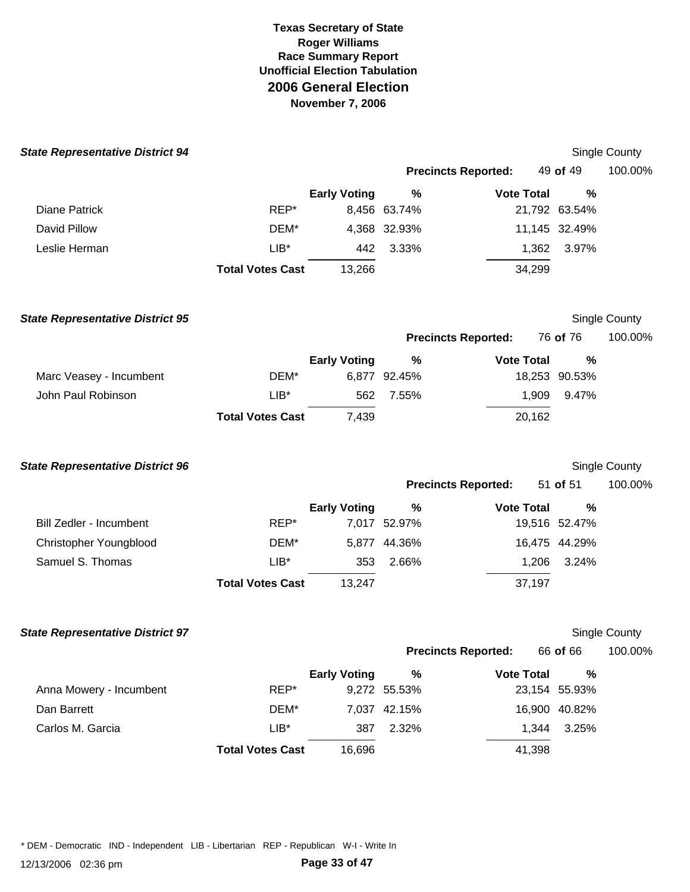**Texas Secretary of State**
**Roger Williams**
**Race Summary Report**
**Unofficial Election Tabulation**
## 2006 General Election
**November 7, 2006**

### *State Representative District 94*

Single County

**Precincts Reported:** 49 **of** 49 100.00%

| | | Early Voting | % | Vote Total | % |
|---|---|---|---|---|---|
| Diane Patrick | REP* | 8,456 | 63.74% | 21,792 | 63.54% |
| David Pillow | DEM* | 4,368 | 32.93% | 11,145 | 32.49% |
| Leslie Herman | LIB* | 442 | 3.33% | 1,362 | 3.97% |
| | **Total Votes Cast** | 13,266 | | 34,299 | |

### *State Representative District 95*

Single County

**Precincts Reported:** 76 **of** 76 100.00%

| | | Early Voting | % | Vote Total | % |
|---|---|---|---|---|---|
| Marc Veasey - Incumbent | DEM* | 6,877 | 92.45% | 18,253 | 90.53% |
| John Paul Robinson | LIB* | 562 | 7.55% | 1,909 | 9.47% |
| | **Total Votes Cast** | 7,439 | | 20,162 | |

### *State Representative District 96*

Single County

**Precincts Reported:** 51 **of** 51 100.00%

| | | Early Voting | % | Vote Total | % |
|---|---|---|---|---|---|
| Bill Zedler - Incumbent | REP* | 7,017 | 52.97% | 19,516 | 52.47% |
| Christopher Youngblood | DEM* | 5,877 | 44.36% | 16,475 | 44.29% |
| Samuel S. Thomas | LIB* | 353 | 2.66% | 1,206 | 3.24% |
| | **Total Votes Cast** | 13,247 | | 37,197 | |

### *State Representative District 97*

Single County

**Precincts Reported:** 66 **of** 66 100.00%

| | | Early Voting | % | Vote Total | % |
|---|---|---|---|---|---|
| Anna Mowery - Incumbent | REP* | 9,272 | 55.53% | 23,154 | 55.93% |
| Dan Barrett | DEM* | 7,037 | 42.15% | 16,900 | 40.82% |
| Carlos M. Garcia | LIB* | 387 | 2.32% | 1,344 | 3.25% |
| | **Total Votes Cast** | 16,696 | | 41,398 | |

* DEM - Democratic IND - Independent LIB - Libertarian REP - Republican W-I - Write In

12/13/2006 02:36 pm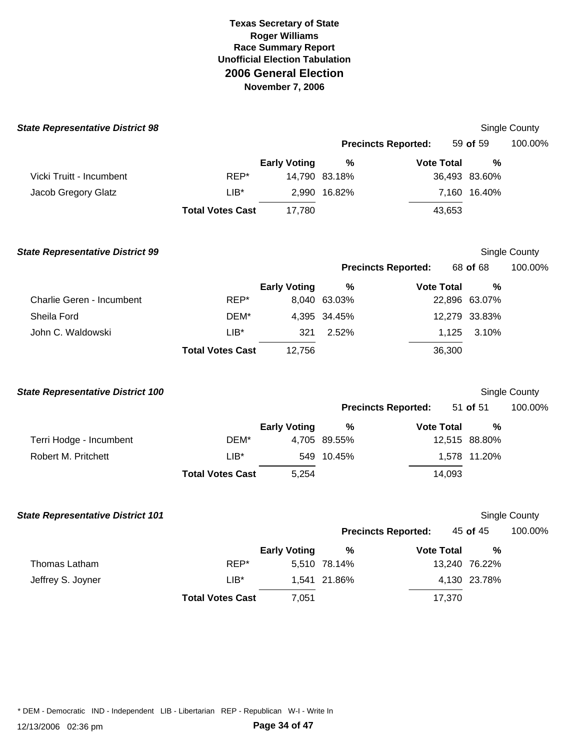# Texas Secretary of State
**Roger Williams**
**Race Summary Report**
**Unofficial Election Tabulation**
## 2006 General Election
**November 7, 2006**

### *State Representative District 98*

Single County

**Precincts Reported:** 59 **of** 59 100.00%

| | | Early Voting | % | Vote Total | % |
|---|---|---|---|---|---|
| Vicki Truitt - Incumbent | REP* | 14,790 | 83.18% | 36,493 | 83.60% |
| Jacob Gregory Glatz | LIB* | 2,990 | 16.82% | 7,160 | 16.40% |
| | **Total Votes Cast** | 17,780 | | 43,653 | |

### *State Representative District 99*

Single County

**Precincts Reported:** 68 **of** 68 100.00%

| | | Early Voting | % | Vote Total | % |
|---|---|---|---|---|---|
| Charlie Geren - Incumbent | REP* | 8,040 | 63.03% | 22,896 | 63.07% |
| Sheila Ford | DEM* | 4,395 | 34.45% | 12,279 | 33.83% |
| John C. Waldowski | LIB* | 321 | 2.52% | 1,125 | 3.10% |
| | **Total Votes Cast** | 12,756 | | 36,300 | |

### *State Representative District 100*

Single County

**Precincts Reported:** 51 **of** 51 100.00%

| | | Early Voting | % | Vote Total | % |
|---|---|---|---|---|---|
| Terri Hodge - Incumbent | DEM* | 4,705 | 89.55% | 12,515 | 88.80% |
| Robert M. Pritchett | LIB* | 549 | 10.45% | 1,578 | 11.20% |
| | **Total Votes Cast** | 5,254 | | 14,093 | |

### *State Representative District 101*

Single County

**Precincts Reported:** 45 **of** 45 100.00%

| | | Early Voting | % | Vote Total | % |
|---|---|---|---|---|---|
| Thomas Latham | REP* | 5,510 | 78.14% | 13,240 | 76.22% |
| Jeffrey S. Joyner | LIB* | 1,541 | 21.86% | 4,130 | 23.78% |
| | **Total Votes Cast** | 7,051 | | 17,370 | |

* DEM - Democratic IND - Independent LIB - Libertarian REP - Republican W-I - Write In

12/13/2006 02:36 pm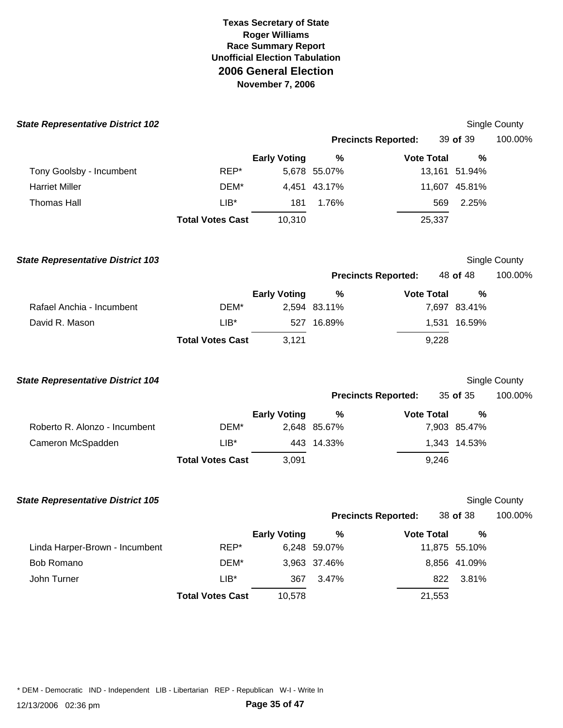# Texas Secretary of State
## Roger Williams
## Race Summary Report
## Unofficial Election Tabulation
## 2006 General Election
## November 7, 2006

### State Representative District 102

Single County

Precincts Reported: 39 of 39 100.00%

| | | Early Voting | % | Vote Total | % |
|---|---|---|---|---|---|
| Tony Goolsby - Incumbent | REP* | 5,678 | 55.07% | 13,161 | 51.94% |
| Harriet Miller | DEM* | 4,451 | 43.17% | 11,607 | 45.81% |
| Thomas Hall | LIB* | 181 | 1.76% | 569 | 2.25% |
| | **Total Votes Cast** | 10,310 | | 25,337 | |

### State Representative District 103

Single County

Precincts Reported: 48 of 48 100.00%

| | | Early Voting | % | Vote Total | % |
|---|---|---|---|---|---|
| Rafael Anchia - Incumbent | DEM* | 2,594 | 83.11% | 7,697 | 83.41% |
| David R. Mason | LIB* | 527 | 16.89% | 1,531 | 16.59% |
| | **Total Votes Cast** | 3,121 | | 9,228 | |

### State Representative District 104

Single County

Precincts Reported: 35 of 35 100.00%

| | | Early Voting | % | Vote Total | % |
|---|---|---|---|---|---|
| Roberto R. Alonzo - Incumbent | DEM* | 2,648 | 85.67% | 7,903 | 85.47% |
| Cameron McSpadden | LIB* | 443 | 14.33% | 1,343 | 14.53% |
| | **Total Votes Cast** | 3,091 | | 9,246 | |

### State Representative District 105

Single County

Precincts Reported: 38 of 38 100.00%

| | | Early Voting | % | Vote Total | % |
|---|---|---|---|---|---|
| Linda Harper-Brown - Incumbent | REP* | 6,248 | 59.07% | 11,875 | 55.10% |
| Bob Romano | DEM* | 3,963 | 37.46% | 8,856 | 41.09% |
| John Turner | LIB* | 367 | 3.47% | 822 | 3.81% |
| | **Total Votes Cast** | 10,578 | | 21,553 | |

* DEM - Democratic IND - Independent LIB - Libertarian REP - Republican W-I - Write In

12/13/2006 02:36 pm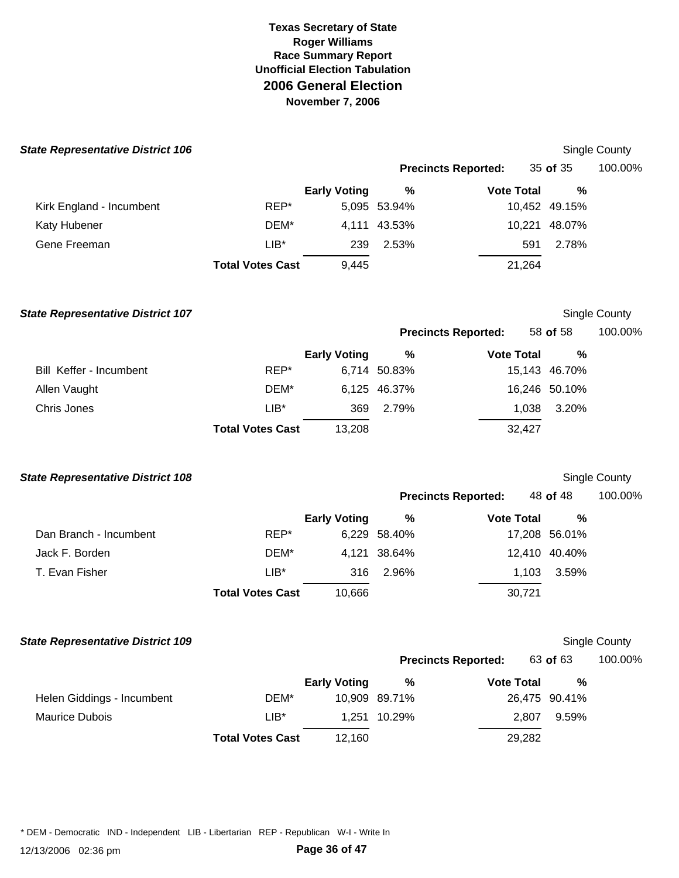# Texas Secretary of State
## Roger Williams
## Race Summary Report
## Unofficial Election Tabulation
# 2006 General Election
**November 7, 2006**

***State Representative District 106*** — Single County

**Precincts Reported:** 35 **of** 35 — 100.00%

| | | Early Voting | % | Vote Total | % |
|---|---|---|---|---|---|
| Kirk England - Incumbent | REP* | 5,095 | 53.94% | 10,452 | 49.15% |
| Katy Hubener | DEM* | 4,111 | 43.53% | 10,221 | 48.07% |
| Gene Freeman | LIB* | 239 | 2.53% | 591 | 2.78% |
| | **Total Votes Cast** | 9,445 | | 21,264 | |

***State Representative District 107*** — Single County

**Precincts Reported:** 58 **of** 58 — 100.00%

| | | Early Voting | % | Vote Total | % |
|---|---|---|---|---|---|
| Bill Keffer - Incumbent | REP* | 6,714 | 50.83% | 15,143 | 46.70% |
| Allen Vaught | DEM* | 6,125 | 46.37% | 16,246 | 50.10% |
| Chris Jones | LIB* | 369 | 2.79% | 1,038 | 3.20% |
| | **Total Votes Cast** | 13,208 | | 32,427 | |

***State Representative District 108*** — Single County

**Precincts Reported:** 48 **of** 48 — 100.00%

| | | Early Voting | % | Vote Total | % |
|---|---|---|---|---|---|
| Dan Branch - Incumbent | REP* | 6,229 | 58.40% | 17,208 | 56.01% |
| Jack F. Borden | DEM* | 4,121 | 38.64% | 12,410 | 40.40% |
| T. Evan Fisher | LIB* | 316 | 2.96% | 1,103 | 3.59% |
| | **Total Votes Cast** | 10,666 | | 30,721 | |

***State Representative District 109*** — Single County

**Precincts Reported:** 63 **of** 63 — 100.00%

| | | Early Voting | % | Vote Total | % |
|---|---|---|---|---|---|
| Helen Giddings - Incumbent | DEM* | 10,909 | 89.71% | 26,475 | 90.41% |
| Maurice Dubois | LIB* | 1,251 | 10.29% | 2,807 | 9.59% |
| | **Total Votes Cast** | 12,160 | | 29,282 | |

* DEM - Democratic IND - Independent LIB - Libertarian REP - Republican W-I - Write In

12/13/2006 02:36 pm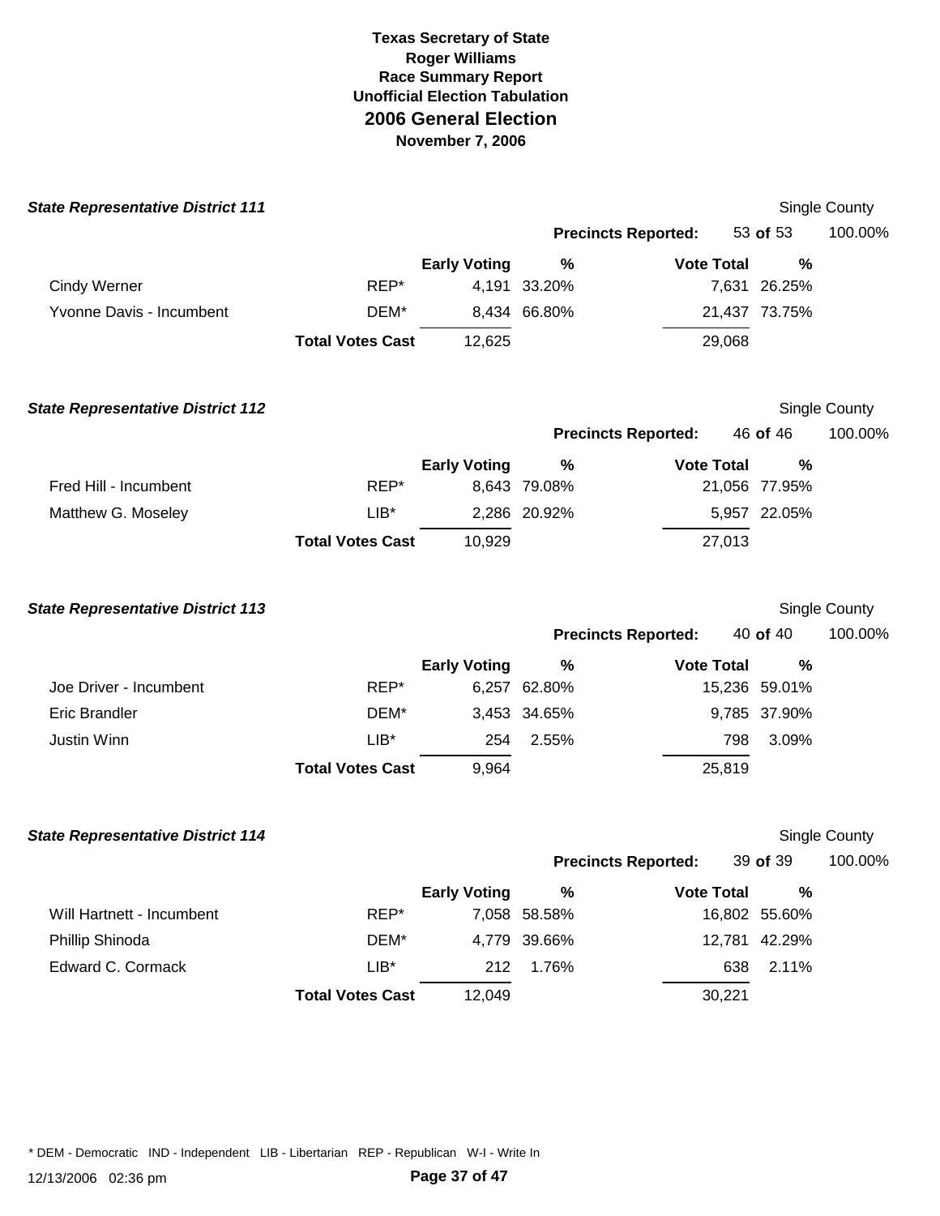# Texas Secretary of State
## Roger Williams
## Race Summary Report
## Unofficial Election Tabulation
## 2006 General Election
## November 7, 2006

### State Representative District 111

Single County

Precincts Reported: 53 of 53 100.00%

| | | Early Voting | % | Vote Total | % |
|---|---|---|---|---|---|
| Cindy Werner | REP* | 4,191 | 33.20% | 7,631 | 26.25% |
| Yvonne Davis - Incumbent | DEM* | 8,434 | 66.80% | 21,437 | 73.75% |
| | **Total Votes Cast** | 12,625 | | 29,068 | |

### State Representative District 112

Single County

Precincts Reported: 46 of 46 100.00%

| | | Early Voting | % | Vote Total | % |
|---|---|---|---|---|---|
| Fred Hill - Incumbent | REP* | 8,643 | 79.08% | 21,056 | 77.95% |
| Matthew G. Moseley | LIB* | 2,286 | 20.92% | 5,957 | 22.05% |
| | **Total Votes Cast** | 10,929 | | 27,013 | |

### State Representative District 113

Single County

Precincts Reported: 40 of 40 100.00%

| | | Early Voting | % | Vote Total | % |
|---|---|---|---|---|---|
| Joe Driver - Incumbent | REP* | 6,257 | 62.80% | 15,236 | 59.01% |
| Eric Brandler | DEM* | 3,453 | 34.65% | 9,785 | 37.90% |
| Justin Winn | LIB* | 254 | 2.55% | 798 | 3.09% |
| | **Total Votes Cast** | 9,964 | | 25,819 | |

### State Representative District 114

Single County

Precincts Reported: 39 of 39 100.00%

| | | Early Voting | % | Vote Total | % |
|---|---|---|---|---|---|
| Will Hartnett - Incumbent | REP* | 7,058 | 58.58% | 16,802 | 55.60% |
| Phillip Shinoda | DEM* | 4,779 | 39.66% | 12,781 | 42.29% |
| Edward C. Cormack | LIB* | 212 | 1.76% | 638 | 2.11% |
| | **Total Votes Cast** | 12,049 | | 30,221 | |

* DEM - Democratic IND - Independent LIB - Libertarian REP - Republican W-I - Write In

12/13/2006 02:36 pm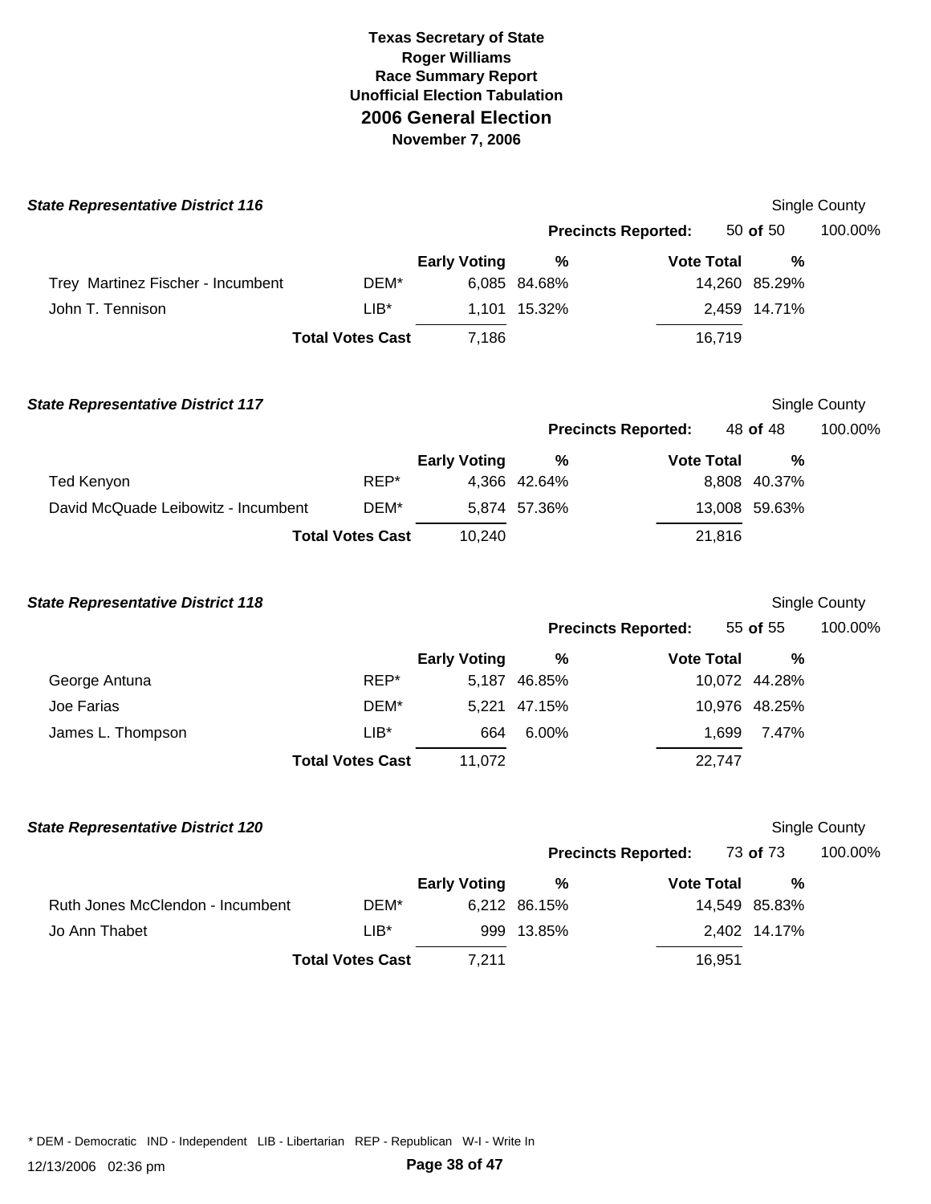# Texas Secretary of State
## Roger Williams
### Race Summary Report
### Unofficial Election Tabulation
## 2006 General Election
### November 7, 2006

***State Representative District 116*** — Single County

**Precincts Reported:** 50 **of** 50 — 100.00%

| | | Early Voting | % | Vote Total | % |
|---|---|---|---|---|---|
| Trey Martinez Fischer - Incumbent | DEM* | 6,085 | 84.68% | 14,260 | 85.29% |
| John T. Tennison | LIB* | 1,101 | 15.32% | 2,459 | 14.71% |
| | **Total Votes Cast** | 7,186 | | 16,719 | |

***State Representative District 117*** — Single County

**Precincts Reported:** 48 **of** 48 — 100.00%

| | | Early Voting | % | Vote Total | % |
|---|---|---|---|---|---|
| Ted Kenyon | REP* | 4,366 | 42.64% | 8,808 | 40.37% |
| David McQuade Leibowitz - Incumbent | DEM* | 5,874 | 57.36% | 13,008 | 59.63% |
| | **Total Votes Cast** | 10,240 | | 21,816 | |

***State Representative District 118*** — Single County

**Precincts Reported:** 55 **of** 55 — 100.00%

| | | Early Voting | % | Vote Total | % |
|---|---|---|---|---|---|
| George Antuna | REP* | 5,187 | 46.85% | 10,072 | 44.28% |
| Joe Farias | DEM* | 5,221 | 47.15% | 10,976 | 48.25% |
| James L. Thompson | LIB* | 664 | 6.00% | 1,699 | 7.47% |
| | **Total Votes Cast** | 11,072 | | 22,747 | |

***State Representative District 120*** — Single County

**Precincts Reported:** 73 **of** 73 — 100.00%

| | | Early Voting | % | Vote Total | % |
|---|---|---|---|---|---|
| Ruth Jones McClendon - Incumbent | DEM* | 6,212 | 86.15% | 14,549 | 85.83% |
| Jo Ann Thabet | LIB* | 999 | 13.85% | 2,402 | 14.17% |
| | **Total Votes Cast** | 7,211 | | 16,951 | |

* DEM - Democratic IND - Independent LIB - Libertarian REP - Republican W-I - Write In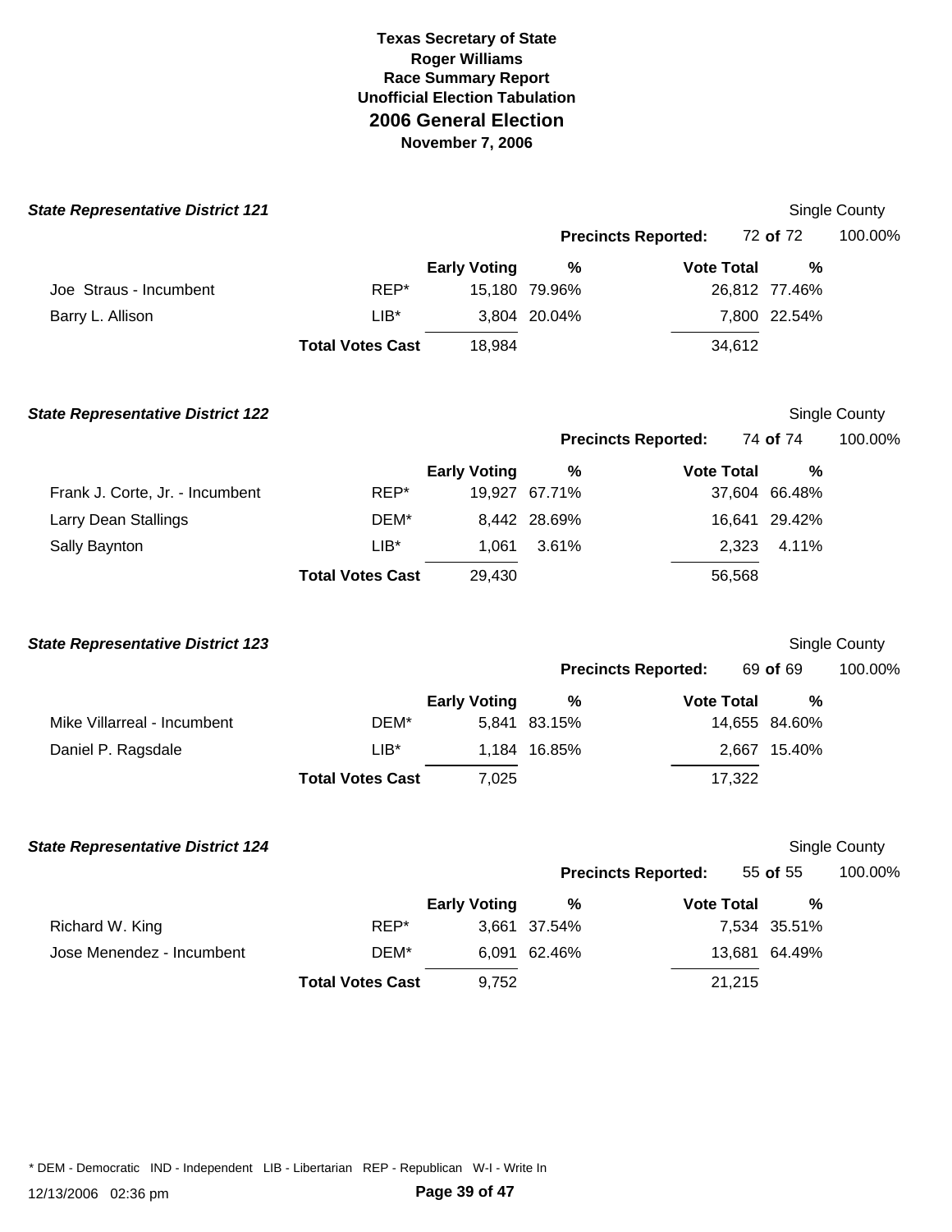**Texas Secretary of State**
**Roger Williams**
**Race Summary Report**
**Unofficial Election Tabulation**

# 2006 General Election

**November 7, 2006**

### *State Representative District 121*

Single County

**Precincts Reported:** 72 **of** 72 100.00%

| | | Early Voting | % | Vote Total | % |
|---|---|---|---|---|---|
| Joe Straus - Incumbent | REP* | 15,180 | 79.96% | 26,812 | 77.46% |
| Barry L. Allison | LIB* | 3,804 | 20.04% | 7,800 | 22.54% |
| | **Total Votes Cast** | 18,984 | | 34,612 | |

### *State Representative District 122*

Single County

**Precincts Reported:** 74 **of** 74 100.00%

| | | Early Voting | % | Vote Total | % |
|---|---|---|---|---|---|
| Frank J. Corte, Jr. - Incumbent | REP* | 19,927 | 67.71% | 37,604 | 66.48% |
| Larry Dean Stallings | DEM* | 8,442 | 28.69% | 16,641 | 29.42% |
| Sally Baynton | LIB* | 1,061 | 3.61% | 2,323 | 4.11% |
| | **Total Votes Cast** | 29,430 | | 56,568 | |

### *State Representative District 123*

Single County

**Precincts Reported:** 69 **of** 69 100.00%

| | | Early Voting | % | Vote Total | % |
|---|---|---|---|---|---|
| Mike Villarreal - Incumbent | DEM* | 5,841 | 83.15% | 14,655 | 84.60% |
| Daniel P. Ragsdale | LIB* | 1,184 | 16.85% | 2,667 | 15.40% |
| | **Total Votes Cast** | 7,025 | | 17,322 | |

### *State Representative District 124*

Single County

**Precincts Reported:** 55 **of** 55 100.00%

| | | Early Voting | % | Vote Total | % |
|---|---|---|---|---|---|
| Richard W. King | REP* | 3,661 | 37.54% | 7,534 | 35.51% |
| Jose Menendez - Incumbent | DEM* | 6,091 | 62.46% | 13,681 | 64.49% |
| | **Total Votes Cast** | 9,752 | | 21,215 | |

* DEM - Democratic IND - Independent LIB - Libertarian REP - Republican W-I - Write In

12/13/2006 02:36 pm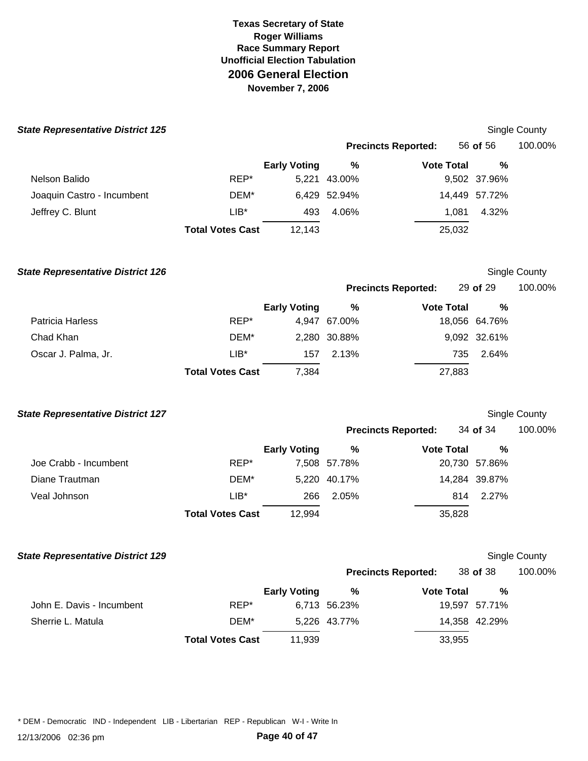# Texas Secretary of State
## Roger Williams
## Race Summary Report
## Unofficial Election Tabulation
## 2006 General Election
## November 7, 2006

### *State Representative District 125*

Single County

**Precincts Reported:** 56 **of** 56 100.00%

| | | Early Voting | % | Vote Total | % |
|---|---|---|---|---|---|
| Nelson Balido | REP* | 5,221 | 43.00% | 9,502 | 37.96% |
| Joaquin Castro - Incumbent | DEM* | 6,429 | 52.94% | 14,449 | 57.72% |
| Jeffrey C. Blunt | LIB* | 493 | 4.06% | 1,081 | 4.32% |
| | **Total Votes Cast** | 12,143 | | 25,032 | |

### *State Representative District 126*

Single County

**Precincts Reported:** 29 **of** 29 100.00%

| | | Early Voting | % | Vote Total | % |
|---|---|---|---|---|---|
| Patricia Harless | REP* | 4,947 | 67.00% | 18,056 | 64.76% |
| Chad Khan | DEM* | 2,280 | 30.88% | 9,092 | 32.61% |
| Oscar J. Palma, Jr. | LIB* | 157 | 2.13% | 735 | 2.64% |
| | **Total Votes Cast** | 7,384 | | 27,883 | |

### *State Representative District 127*

Single County

**Precincts Reported:** 34 **of** 34 100.00%

| | | Early Voting | % | Vote Total | % |
|---|---|---|---|---|---|
| Joe Crabb - Incumbent | REP* | 7,508 | 57.78% | 20,730 | 57.86% |
| Diane Trautman | DEM* | 5,220 | 40.17% | 14,284 | 39.87% |
| Veal Johnson | LIB* | 266 | 2.05% | 814 | 2.27% |
| | **Total Votes Cast** | 12,994 | | 35,828 | |

### *State Representative District 129*

Single County

**Precincts Reported:** 38 **of** 38 100.00%

| | | Early Voting | % | Vote Total | % |
|---|---|---|---|---|---|
| John E. Davis - Incumbent | REP* | 6,713 | 56.23% | 19,597 | 57.71% |
| Sherrie L. Matula | DEM* | 5,226 | 43.77% | 14,358 | 42.29% |
| | **Total Votes Cast** | 11,939 | | 33,955 | |

* DEM - Democratic IND - Independent LIB - Libertarian REP - Republican W-I - Write In

12/13/2006 02:36 pm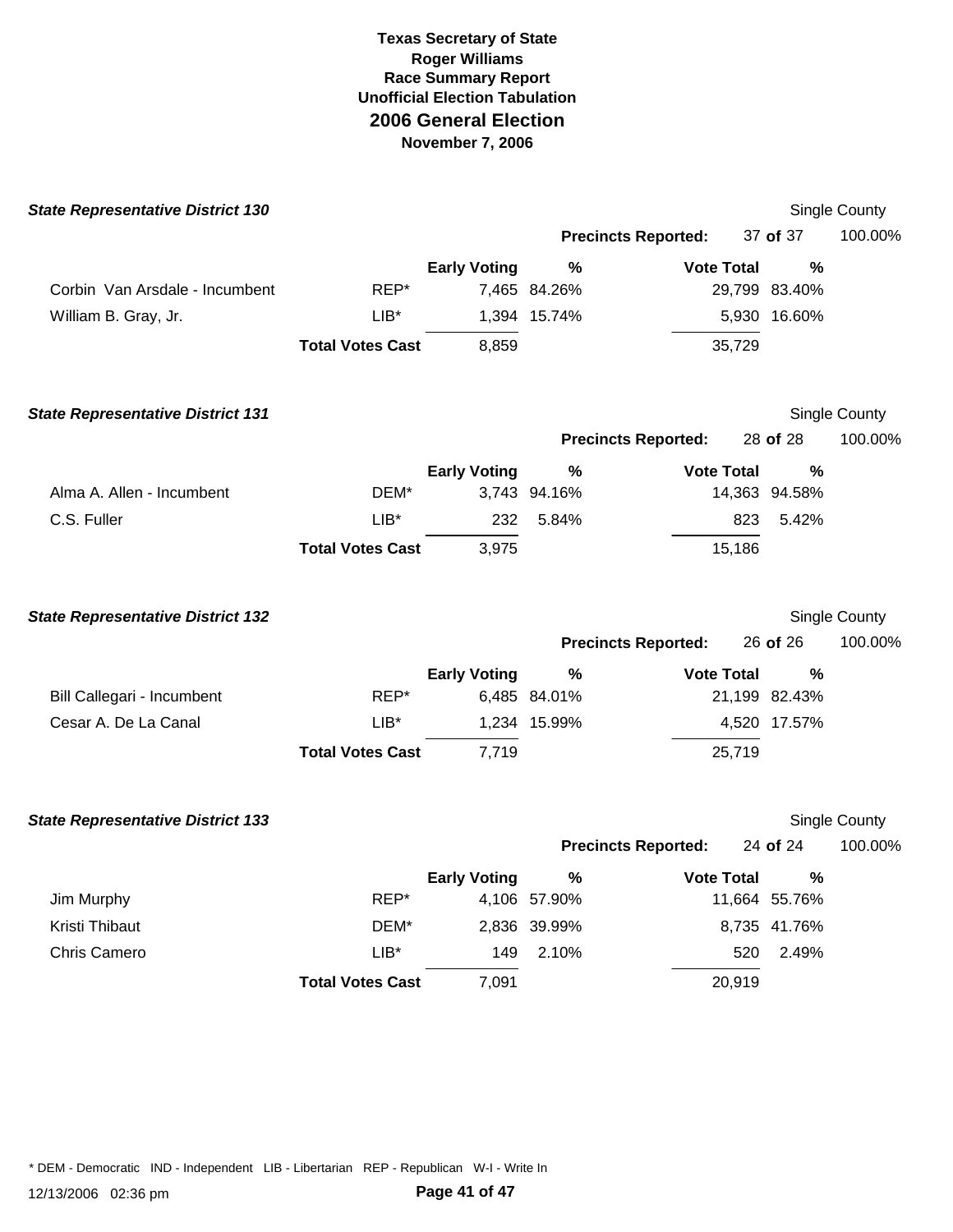**Texas Secretary of State**
**Roger Williams**
**Race Summary Report**
**Unofficial Election Tabulation**
## 2006 General Election
**November 7, 2006**

### *State Representative District 130*

Single County

**Precincts Reported:** 37 **of** 37 100.00%

| | | Early Voting | % | Vote Total | % |
|---|---|---|---|---|---|
| Corbin Van Arsdale - Incumbent | REP* | 7,465 | 84.26% | 29,799 | 83.40% |
| William B. Gray, Jr. | LIB* | 1,394 | 15.74% | 5,930 | 16.60% |
| | **Total Votes Cast** | 8,859 | | 35,729 | |

### *State Representative District 131*

Single County

**Precincts Reported:** 28 **of** 28 100.00%

| | | Early Voting | % | Vote Total | % |
|---|---|---|---|---|---|
| Alma A. Allen - Incumbent | DEM* | 3,743 | 94.16% | 14,363 | 94.58% |
| C.S. Fuller | LIB* | 232 | 5.84% | 823 | 5.42% |
| | **Total Votes Cast** | 3,975 | | 15,186 | |

### *State Representative District 132*

Single County

**Precincts Reported:** 26 **of** 26 100.00%

| | | Early Voting | % | Vote Total | % |
|---|---|---|---|---|---|
| Bill Callegari - Incumbent | REP* | 6,485 | 84.01% | 21,199 | 82.43% |
| Cesar A. De La Canal | LIB* | 1,234 | 15.99% | 4,520 | 17.57% |
| | **Total Votes Cast** | 7,719 | | 25,719 | |

### *State Representative District 133*

Single County

**Precincts Reported:** 24 **of** 24 100.00%

| | | Early Voting | % | Vote Total | % |
|---|---|---|---|---|---|
| Jim Murphy | REP* | 4,106 | 57.90% | 11,664 | 55.76% |
| Kristi Thibaut | DEM* | 2,836 | 39.99% | 8,735 | 41.76% |
| Chris Camero | LIB* | 149 | 2.10% | 520 | 2.49% |
| | **Total Votes Cast** | 7,091 | | 20,919 | |

* DEM - Democratic IND - Independent LIB - Libertarian REP - Republican W-I - Write In

12/13/2006 02:36 pm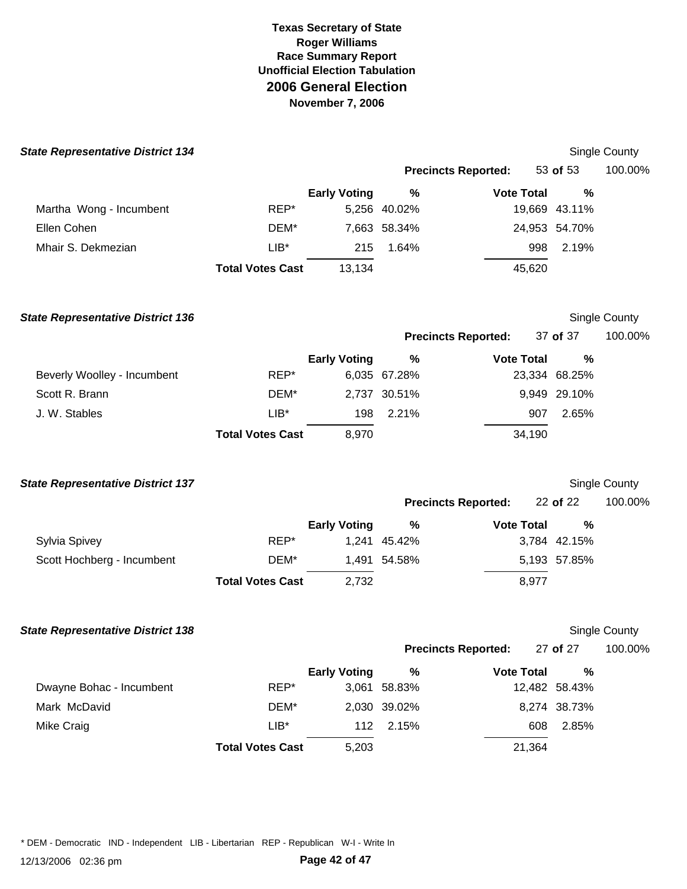# Texas Secretary of State
## Roger Williams
## Race Summary Report
## Unofficial Election Tabulation
## 2006 General Election
## November 7, 2006

### State Representative District 134

Single County

**Precincts Reported:** 53 **of** 53 100.00%

| | | Early Voting | % | Vote Total | % |
|---|---|---|---|---|---|
| Martha Wong - Incumbent | REP* | 5,256 | 40.02% | 19,669 | 43.11% |
| Ellen Cohen | DEM* | 7,663 | 58.34% | 24,953 | 54.70% |
| Mhair S. Dekmezian | LIB* | 215 | 1.64% | 998 | 2.19% |
| | **Total Votes Cast** | 13,134 | | 45,620 | |

### State Representative District 136

Single County

**Precincts Reported:** 37 **of** 37 100.00%

| | | Early Voting | % | Vote Total | % |
|---|---|---|---|---|---|
| Beverly Woolley - Incumbent | REP* | 6,035 | 67.28% | 23,334 | 68.25% |
| Scott R. Brann | DEM* | 2,737 | 30.51% | 9,949 | 29.10% |
| J. W. Stables | LIB* | 198 | 2.21% | 907 | 2.65% |
| | **Total Votes Cast** | 8,970 | | 34,190 | |

### State Representative District 137

Single County

**Precincts Reported:** 22 **of** 22 100.00%

| | | Early Voting | % | Vote Total | % |
|---|---|---|---|---|---|
| Sylvia Spivey | REP* | 1,241 | 45.42% | 3,784 | 42.15% |
| Scott Hochberg - Incumbent | DEM* | 1,491 | 54.58% | 5,193 | 57.85% |
| | **Total Votes Cast** | 2,732 | | 8,977 | |

### State Representative District 138

Single County

**Precincts Reported:** 27 **of** 27 100.00%

| | | Early Voting | % | Vote Total | % |
|---|---|---|---|---|---|
| Dwayne Bohac - Incumbent | REP* | 3,061 | 58.83% | 12,482 | 58.43% |
| Mark McDavid | DEM* | 2,030 | 39.02% | 8,274 | 38.73% |
| Mike Craig | LIB* | 112 | 2.15% | 608 | 2.85% |
| | **Total Votes Cast** | 5,203 | | 21,364 | |

* DEM - Democratic IND - Independent LIB - Libertarian REP - Republican W-I - Write In

12/13/2006 02:36 pm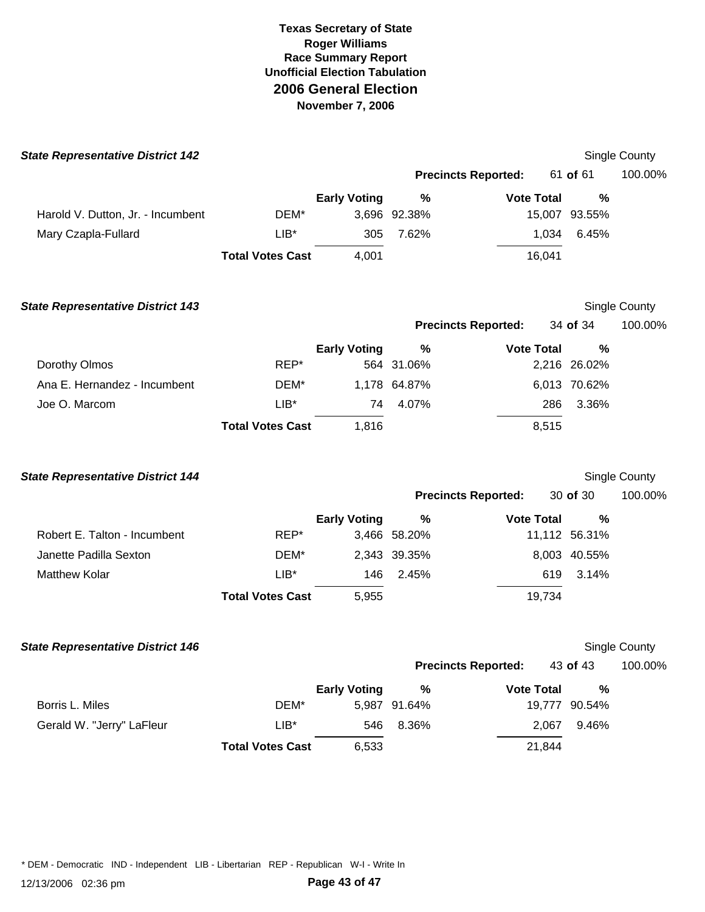**Texas Secretary of State**
**Roger Williams**
**Race Summary Report**
**Unofficial Election Tabulation**
## 2006 General Election
**November 7, 2006**

### State Representative District 142

Single County

**Precincts Reported:** 61 **of** 61 100.00%

| | | Early Voting | % | Vote Total | % |
|---|---|---|---|---|---|
| Harold V. Dutton, Jr. - Incumbent | DEM* | 3,696 | 92.38% | 15,007 | 93.55% |
| Mary Czapla-Fullard | LIB* | 305 | 7.62% | 1,034 | 6.45% |
| | **Total Votes Cast** | 4,001 | | 16,041 | |

### State Representative District 143

Single County

**Precincts Reported:** 34 **of** 34 100.00%

| | | Early Voting | % | Vote Total | % |
|---|---|---|---|---|---|
| Dorothy Olmos | REP* | 564 | 31.06% | 2,216 | 26.02% |
| Ana E. Hernandez - Incumbent | DEM* | 1,178 | 64.87% | 6,013 | 70.62% |
| Joe O. Marcom | LIB* | 74 | 4.07% | 286 | 3.36% |
| | **Total Votes Cast** | 1,816 | | 8,515 | |

### State Representative District 144

Single County

**Precincts Reported:** 30 **of** 30 100.00%

| | | Early Voting | % | Vote Total | % |
|---|---|---|---|---|---|
| Robert E. Talton - Incumbent | REP* | 3,466 | 58.20% | 11,112 | 56.31% |
| Janette Padilla Sexton | DEM* | 2,343 | 39.35% | 8,003 | 40.55% |
| Matthew Kolar | LIB* | 146 | 2.45% | 619 | 3.14% |
| | **Total Votes Cast** | 5,955 | | 19,734 | |

### State Representative District 146

Single County

**Precincts Reported:** 43 **of** 43 100.00%

| | | Early Voting | % | Vote Total | % |
|---|---|---|---|---|---|
| Borris L. Miles | DEM* | 5,987 | 91.64% | 19,777 | 90.54% |
| Gerald W. "Jerry" LaFleur | LIB* | 546 | 8.36% | 2,067 | 9.46% |
| | **Total Votes Cast** | 6,533 | | 21,844 | |

* DEM - Democratic IND - Independent LIB - Libertarian REP - Republican W-I - Write In

12/13/2006 02:36 pm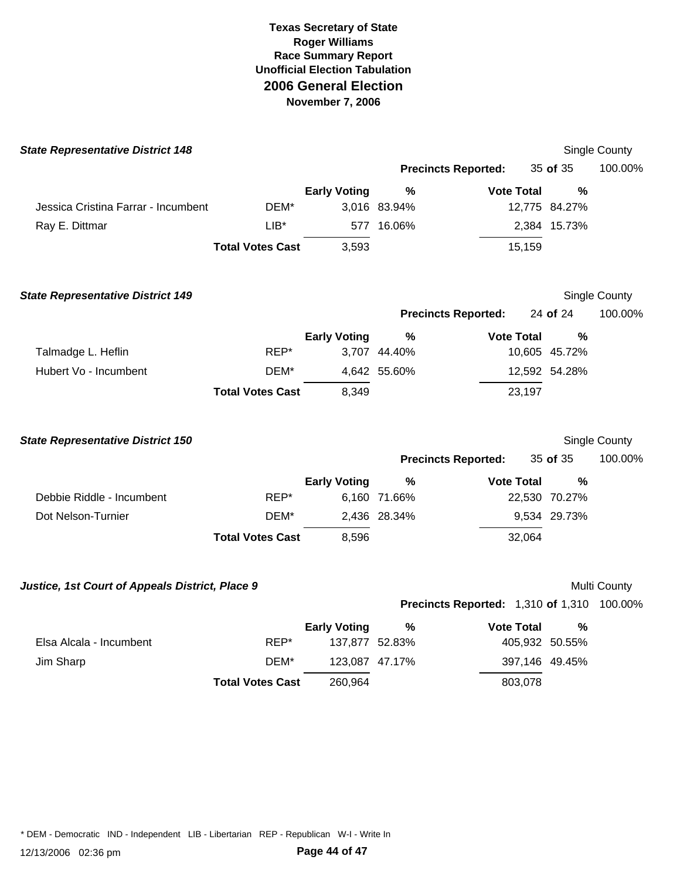# Texas Secretary of State
## Roger Williams
## Race Summary Report
## Unofficial Election Tabulation
## 2006 General Election
## November 7, 2006

### State Representative District 148

Single County

**Precincts Reported:** 35 **of** 35 100.00%

| | | Early Voting | % | Vote Total | % |
|---|---|---|---|---|---|
| Jessica Cristina Farrar - Incumbent | DEM* | 3,016 | 83.94% | 12,775 | 84.27% |
| Ray E. Dittmar | LIB* | 577 | 16.06% | 2,384 | 15.73% |
| | **Total Votes Cast** | 3,593 | | 15,159 | |

### State Representative District 149

Single County

**Precincts Reported:** 24 **of** 24 100.00%

| | | Early Voting | % | Vote Total | % |
|---|---|---|---|---|---|
| Talmadge L. Heflin | REP* | 3,707 | 44.40% | 10,605 | 45.72% |
| Hubert Vo - Incumbent | DEM* | 4,642 | 55.60% | 12,592 | 54.28% |
| | **Total Votes Cast** | 8,349 | | 23,197 | |

### State Representative District 150

Single County

**Precincts Reported:** 35 **of** 35 100.00%

| | | Early Voting | % | Vote Total | % |
|---|---|---|---|---|---|
| Debbie Riddle - Incumbent | REP* | 6,160 | 71.66% | 22,530 | 70.27% |
| Dot Nelson-Turnier | DEM* | 2,436 | 28.34% | 9,534 | 29.73% |
| | **Total Votes Cast** | 8,596 | | 32,064 | |

### Justice, 1st Court of Appeals District, Place 9

Multi County

**Precincts Reported:** 1,310 **of** 1,310 100.00%

| | | Early Voting | % | Vote Total | % |
|---|---|---|---|---|---|
| Elsa Alcala - Incumbent | REP* | 137,877 | 52.83% | 405,932 | 50.55% |
| Jim Sharp | DEM* | 123,087 | 47.17% | 397,146 | 49.45% |
| | **Total Votes Cast** | 260,964 | | 803,078 | |

* DEM - Democratic IND - Independent LIB - Libertarian REP - Republican W-I - Write In

12/13/2006 02:36 pm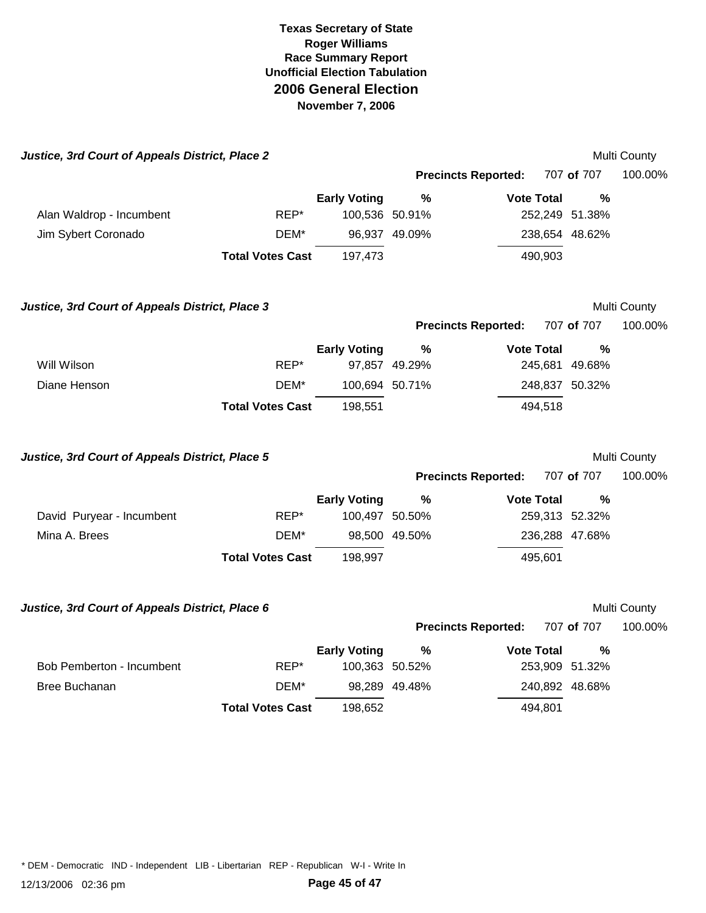# Texas Secretary of State
## Roger Williams
## Race Summary Report
## Unofficial Election Tabulation
## 2006 General Election
### November 7, 2006

### *Justice, 3rd Court of Appeals District, Place 2*

Multi County

**Precincts Reported:** 707 **of** 707 100.00%

| | | Early Voting | % | Vote Total | % |
|---|---|---|---|---|---|
| Alan Waldrop - Incumbent | REP* | 100,536 | 50.91% | 252,249 | 51.38% |
| Jim Sybert Coronado | DEM* | 96,937 | 49.09% | 238,654 | 48.62% |
| | **Total Votes Cast** | 197,473 | | 490,903 | |

### *Justice, 3rd Court of Appeals District, Place 3*

Multi County

**Precincts Reported:** 707 **of** 707 100.00%

| | | Early Voting | % | Vote Total | % |
|---|---|---|---|---|---|
| Will Wilson | REP* | 97,857 | 49.29% | 245,681 | 49.68% |
| Diane Henson | DEM* | 100,694 | 50.71% | 248,837 | 50.32% |
| | **Total Votes Cast** | 198,551 | | 494,518 | |

### *Justice, 3rd Court of Appeals District, Place 5*

Multi County

**Precincts Reported:** 707 **of** 707 100.00%

| | | Early Voting | % | Vote Total | % |
|---|---|---|---|---|---|
| David Puryear - Incumbent | REP* | 100,497 | 50.50% | 259,313 | 52.32% |
| Mina A. Brees | DEM* | 98,500 | 49.50% | 236,288 | 47.68% |
| | **Total Votes Cast** | 198,997 | | 495,601 | |

### *Justice, 3rd Court of Appeals District, Place 6*

Multi County

**Precincts Reported:** 707 **of** 707 100.00%

| | | Early Voting | % | Vote Total | % |
|---|---|---|---|---|---|
| Bob Pemberton - Incumbent | REP* | 100,363 | 50.52% | 253,909 | 51.32% |
| Bree Buchanan | DEM* | 98,289 | 49.48% | 240,892 | 48.68% |
| | **Total Votes Cast** | 198,652 | | 494,801 | |

* DEM - Democratic IND - Independent LIB - Libertarian REP - Republican W-I - Write In

12/13/2006 02:36 pm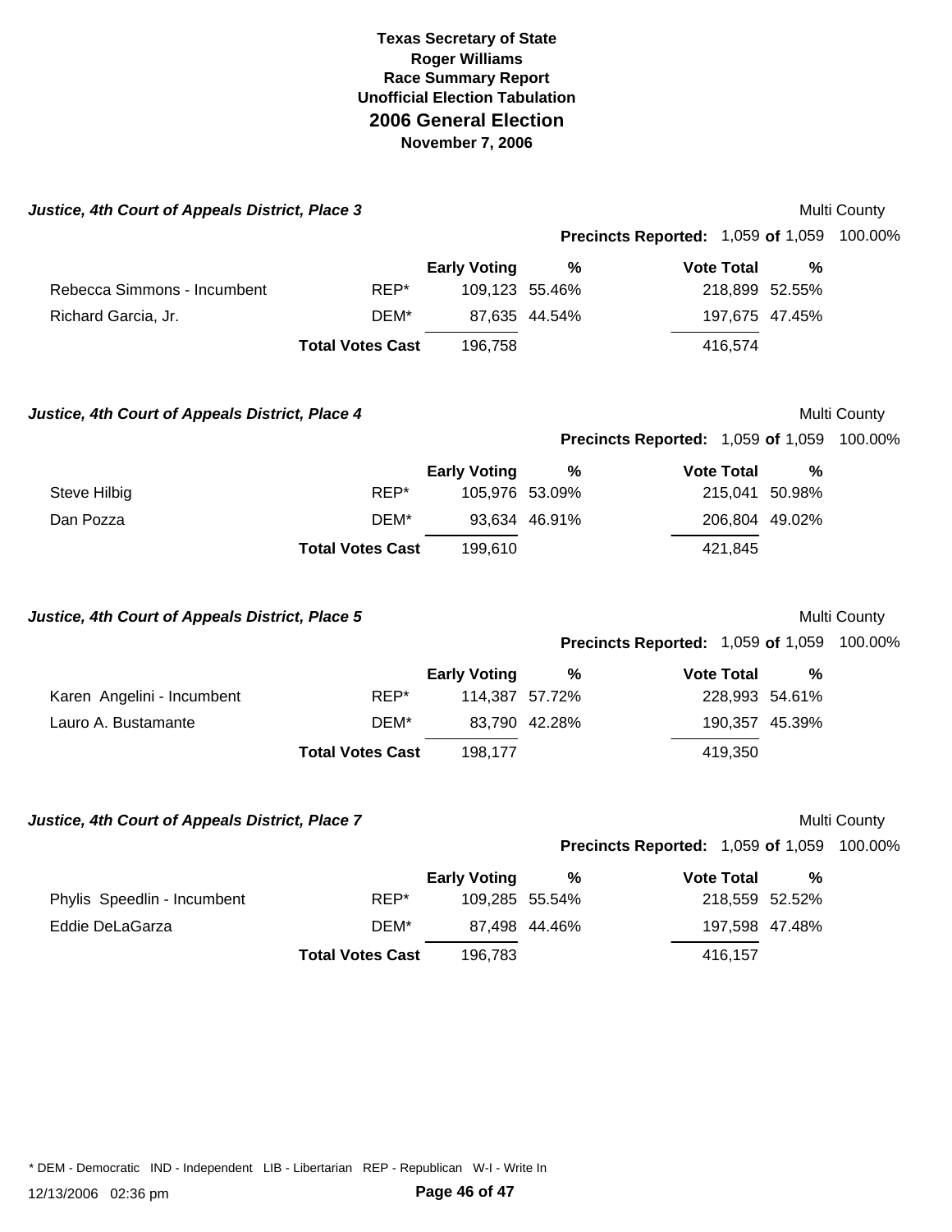# Texas Secretary of State
## Roger Williams
## Race Summary Report
## Unofficial Election Tabulation
## 2006 General Election
## November 7, 2006

### *Justice, 4th Court of Appeals District, Place 3*

Multi County

**Precincts Reported:** 1,059 **of** 1,059 100.00%

| | | Early Voting | % | Vote Total | % |
|---|---|---|---|---|---|
| Rebecca Simmons - Incumbent | REP* | 109,123 | 55.46% | 218,899 | 52.55% |
| Richard Garcia, Jr. | DEM* | 87,635 | 44.54% | 197,675 | 47.45% |
| | **Total Votes Cast** | 196,758 | | 416,574 | |

### *Justice, 4th Court of Appeals District, Place 4*

Multi County

**Precincts Reported:** 1,059 **of** 1,059 100.00%

| | | Early Voting | % | Vote Total | % |
|---|---|---|---|---|---|
| Steve Hilbig | REP* | 105,976 | 53.09% | 215,041 | 50.98% |
| Dan Pozza | DEM* | 93,634 | 46.91% | 206,804 | 49.02% |
| | **Total Votes Cast** | 199,610 | | 421,845 | |

### *Justice, 4th Court of Appeals District, Place 5*

Multi County

**Precincts Reported:** 1,059 **of** 1,059 100.00%

| | | Early Voting | % | Vote Total | % |
|---|---|---|---|---|---|
| Karen Angelini - Incumbent | REP* | 114,387 | 57.72% | 228,993 | 54.61% |
| Lauro A. Bustamante | DEM* | 83,790 | 42.28% | 190,357 | 45.39% |
| | **Total Votes Cast** | 198,177 | | 419,350 | |

### *Justice, 4th Court of Appeals District, Place 7*

Multi County

**Precincts Reported:** 1,059 **of** 1,059 100.00%

| | | Early Voting | % | Vote Total | % |
|---|---|---|---|---|---|
| Phylis Speedlin - Incumbent | REP* | 109,285 | 55.54% | 218,559 | 52.52% |
| Eddie DeLaGarza | DEM* | 87,498 | 44.46% | 197,598 | 47.48% |
| | **Total Votes Cast** | 196,783 | | 416,157 | |

* DEM - Democratic IND - Independent LIB - Libertarian REP - Republican W-I - Write In

12/13/2006 02:36 pm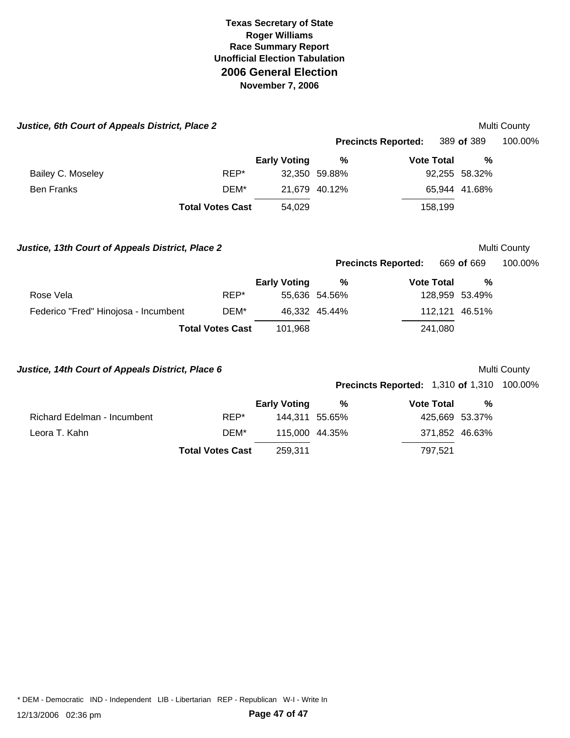# Texas Secretary of State
## Roger Williams
### Race Summary Report
### Unofficial Election Tabulation
## 2006 General Election
### November 7, 2006

***Justice, 6th Court of Appeals District, Place 2*** — Multi County

**Precincts Reported:** 389 **of** 389 100.00%

| | | Early Voting | % | Vote Total | % |
|---|---|---|---|---|---|
| Bailey C. Moseley | REP* | 32,350 | 59.88% | 92,255 | 58.32% |
| Ben Franks | DEM* | 21,679 | 40.12% | 65,944 | 41.68% |
| | **Total Votes Cast** | 54,029 | | 158,199 | |

***Justice, 13th Court of Appeals District, Place 2*** — Multi County

**Precincts Reported:** 669 **of** 669 100.00%

| | | Early Voting | % | Vote Total | % |
|---|---|---|---|---|---|
| Rose Vela | REP* | 55,636 | 54.56% | 128,959 | 53.49% |
| Federico "Fred" Hinojosa - Incumbent | DEM* | 46,332 | 45.44% | 112,121 | 46.51% |
| | **Total Votes Cast** | 101,968 | | 241,080 | |

***Justice, 14th Court of Appeals District, Place 6*** — Multi County

**Precincts Reported:** 1,310 **of** 1,310 100.00%

| | | Early Voting | % | Vote Total | % |
|---|---|---|---|---|---|
| Richard Edelman - Incumbent | REP* | 144,311 | 55.65% | 425,669 | 53.37% |
| Leora T. Kahn | DEM* | 115,000 | 44.35% | 371,852 | 46.63% |
| | **Total Votes Cast** | 259,311 | | 797,521 | |

* DEM - Democratic IND - Independent LIB - Libertarian REP - Republican W-I - Write In

12/13/2006 02:36 pm